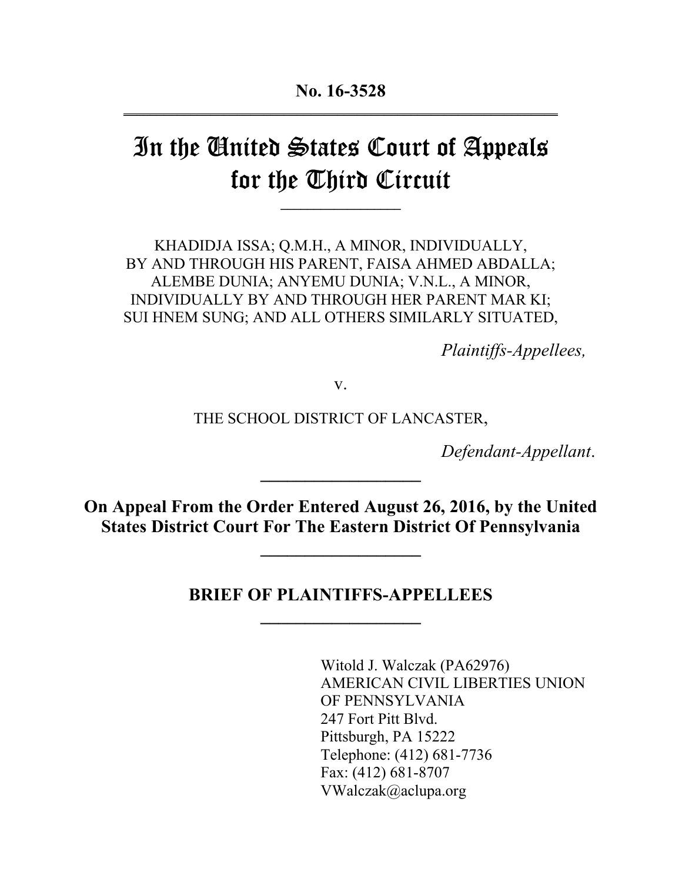**No. 16-3528**

---

# In the United States Court of Appeals for the Third Circuit

---

KHADIDJA ISSA; Q.M.H., A MINOR, INDIVIDUALLY, BY AND THROUGH HIS PARENT, FAISA AHMED ABDALLA; ALEMBE DUNIA; ANYEMU DUNIA; V.N.L., A MINOR, INDIVIDUALLY BY AND THROUGH HER PARENT MAR KI; SUI HNEM SUNG; AND ALL OTHERS SIMILARLY SITUATED,

*Plaintiffs-Appellees,*

v.

THE SCHOOL DISTRICT OF LANCASTER,

*Defendant-Appellant*.

---

**On Appeal From the Order Entered August 26, 2016, by the United States District Court For The Eastern District Of Pennsylvania**

---

## BRIEF OF PLAINTIFFS-APPELLEES

---

Witold J. Walczak (PA62976)
AMERICAN CIVIL LIBERTIES UNION OF PENNSYLVANIA
247 Fort Pitt Blvd.
Pittsburgh, PA 15222
Telephone: (412) 681-7736
Fax: (412) 681-8707
VWalczak@aclupa.org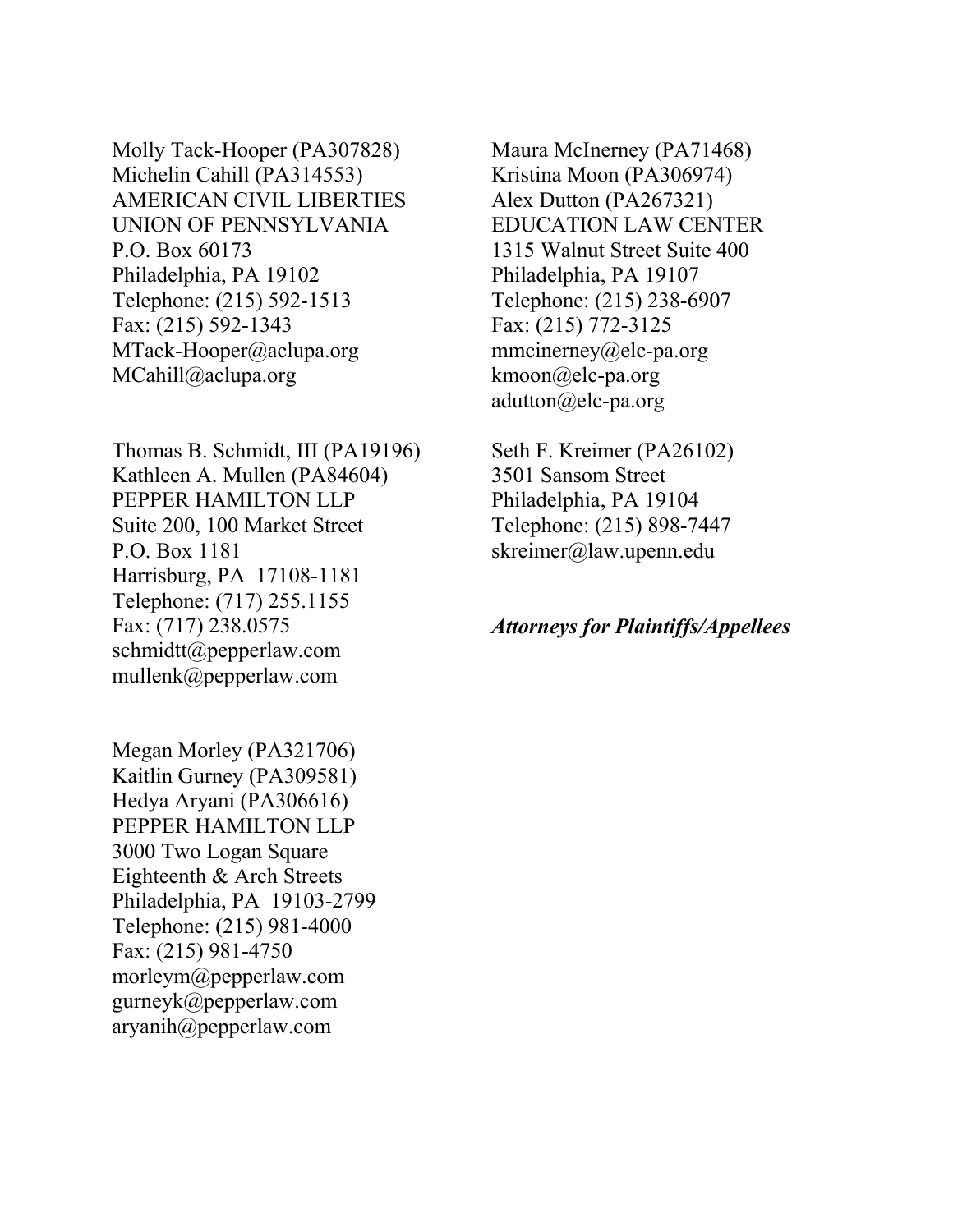Molly Tack-Hooper (PA307828)
Michelin Cahill (PA314553)
AMERICAN CIVIL LIBERTIES UNION OF PENNSYLVANIA
P.O. Box 60173
Philadelphia, PA 19102
Telephone: (215) 592-1513
Fax: (215) 592-1343
MTack-Hooper@aclupa.org
MCahill@aclupa.org

Thomas B. Schmidt, III (PA19196)
Kathleen A. Mullen (PA84604)
PEPPER HAMILTON LLP
Suite 200, 100 Market Street
P.O. Box 1181
Harrisburg, PA 17108-1181
Telephone: (717) 255.1155
Fax: (717) 238.0575
schmidtt@pepperlaw.com
mullenk@pepperlaw.com

Megan Morley (PA321706)
Kaitlin Gurney (PA309581)
Hedya Aryani (PA306616)
PEPPER HAMILTON LLP
3000 Two Logan Square
Eighteenth & Arch Streets
Philadelphia, PA 19103-2799
Telephone: (215) 981-4000
Fax: (215) 981-4750
morleym@pepperlaw.com
gurneyk@pepperlaw.com
aryanih@pepperlaw.com

Maura McInerney (PA71468)
Kristina Moon (PA306974)
Alex Dutton (PA267321)
EDUCATION LAW CENTER
1315 Walnut Street Suite 400
Philadelphia, PA 19107
Telephone: (215) 238-6907
Fax: (215) 772-3125
mmcinerney@elc-pa.org
kmoon@elc-pa.org
adutton@elc-pa.org

Seth F. Kreimer (PA26102)
3501 Sansom Street
Philadelphia, PA 19104
Telephone: (215) 898-7447
skreimer@law.upenn.edu

***Attorneys for Plaintiffs/Appellees***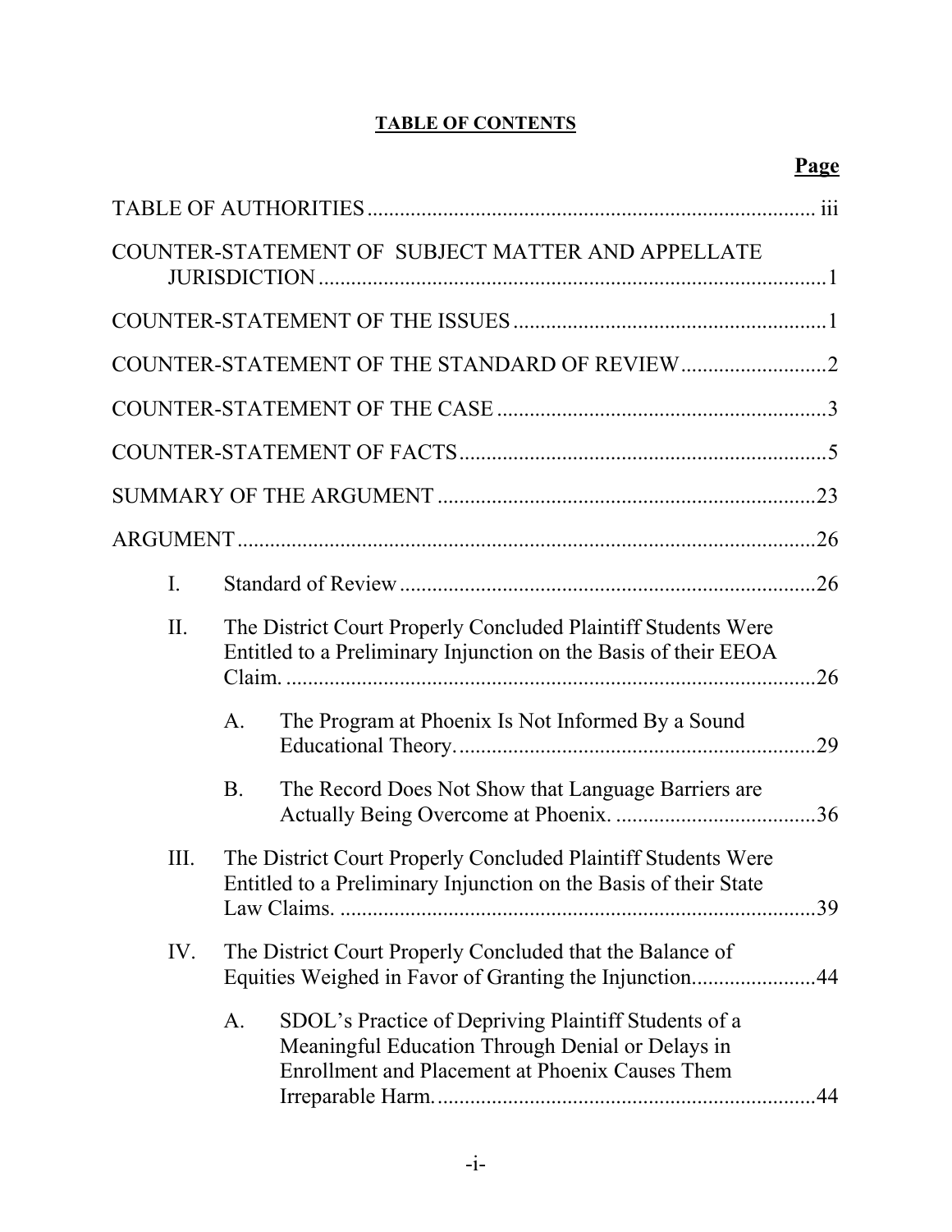**TABLE OF CONTENTS**

| | Page |
|---|---|
| TABLE OF AUTHORITIES | iii |
| COUNTER-STATEMENT OF SUBJECT MATTER AND APPELLATE JURISDICTION | 1 |
| COUNTER-STATEMENT OF THE ISSUES | 1 |
| COUNTER-STATEMENT OF THE STANDARD OF REVIEW | 2 |
| COUNTER-STATEMENT OF THE CASE | 3 |
| COUNTER-STATEMENT OF FACTS | 5 |
| SUMMARY OF THE ARGUMENT | 23 |
| ARGUMENT | 26 |
| I. Standard of Review | 26 |
| II. The District Court Properly Concluded Plaintiff Students Were Entitled to a Preliminary Injunction on the Basis of their EEOA Claim. | 26 |
| A. The Program at Phoenix Is Not Informed By a Sound Educational Theory. | 29 |
| B. The Record Does Not Show that Language Barriers are Actually Being Overcome at Phoenix. | 36 |
| III. The District Court Properly Concluded Plaintiff Students Were Entitled to a Preliminary Injunction on the Basis of their State Law Claims. | 39 |
| IV. The District Court Properly Concluded that the Balance of Equities Weighed in Favor of Granting the Injunction. | 44 |
| A. SDOL's Practice of Depriving Plaintiff Students of a Meaningful Education Through Denial or Delays in Enrollment and Placement at Phoenix Causes Them Irreparable Harm. | 44 |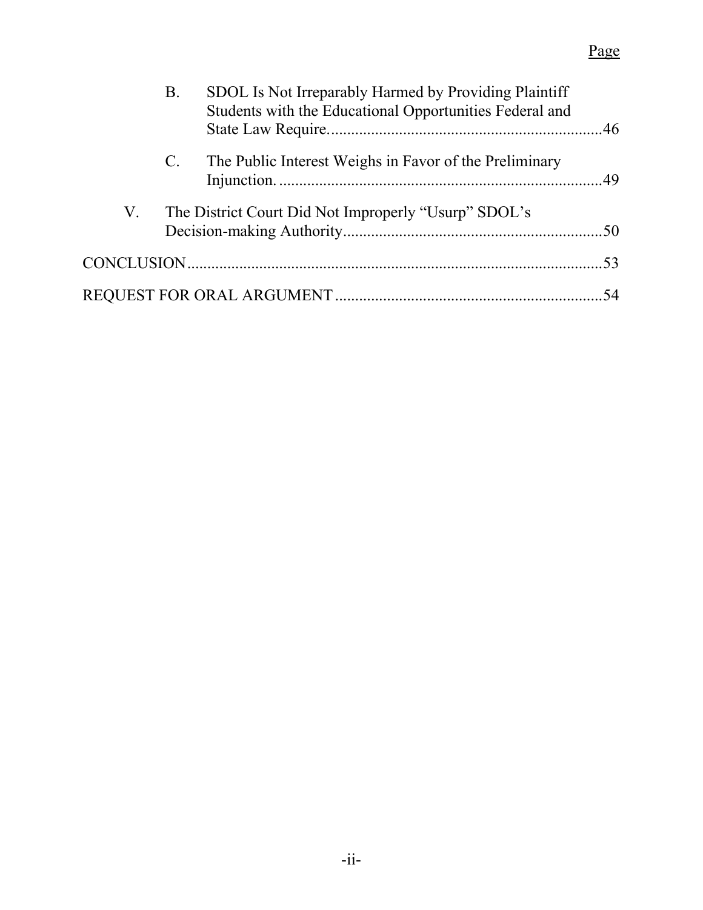Page

B. SDOL Is Not Irreparably Harmed by Providing Plaintiff Students with the Educational Opportunities Federal and State Law Require....................................................................46

C. The Public Interest Weighs in Favor of the Preliminary Injunction. ................................................................................49

V. The District Court Did Not Improperly "Usurp" SDOL's Decision-making Authority................................................................50

CONCLUSION.......................................................................................................53

REQUEST FOR ORAL ARGUMENT ..................................................................54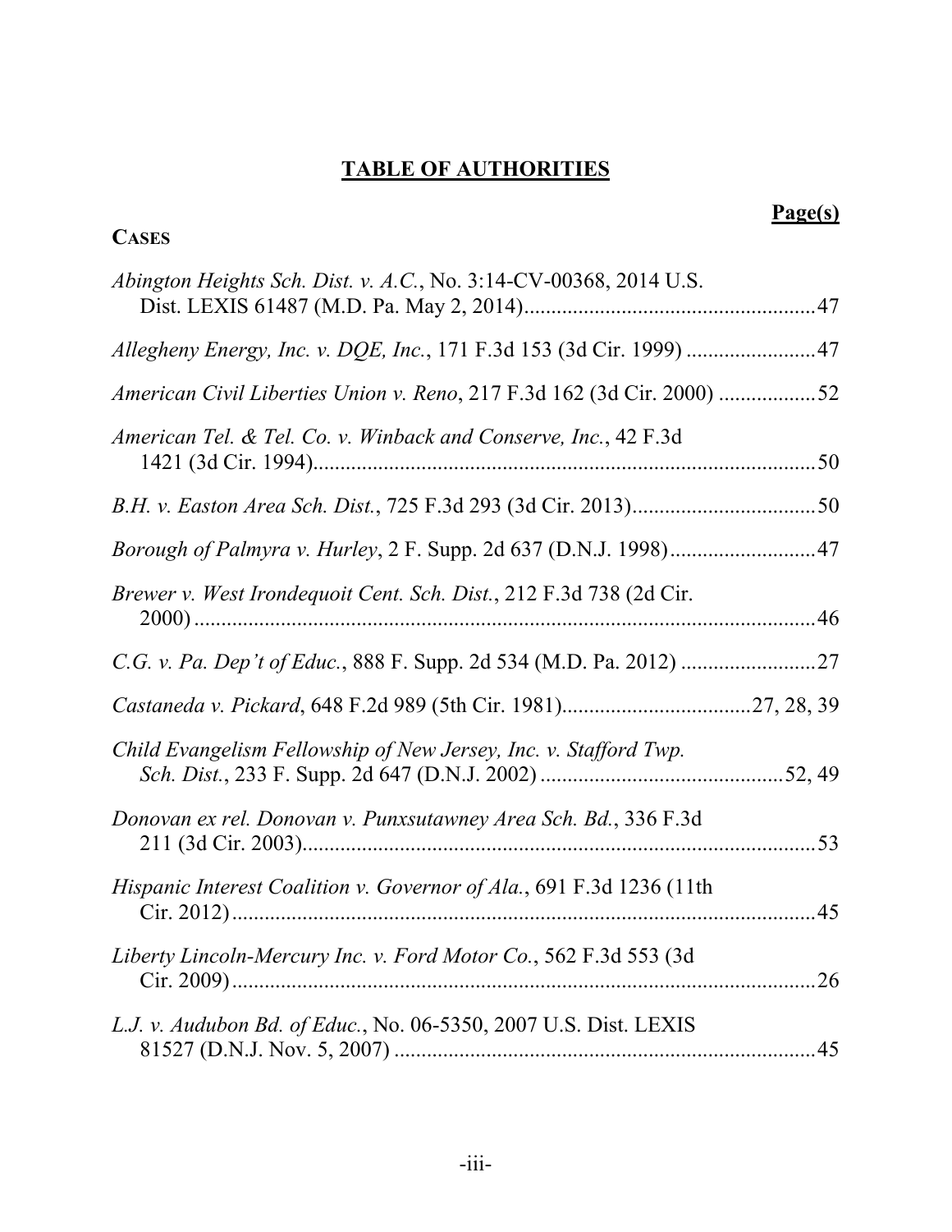# TABLE OF AUTHORITIES

**Page(s)**

**CASES**

*Abington Heights Sch. Dist. v. A.C.*, No. 3:14-CV-00368, 2014 U.S. Dist. LEXIS 61487 (M.D. Pa. May 2, 2014).....................................................47

*Allegheny Energy, Inc. v. DQE, Inc.*, 171 F.3d 153 (3d Cir. 1999) ........................47

*American Civil Liberties Union v. Reno*, 217 F.3d 162 (3d Cir. 2000) ..................52

*American Tel. & Tel. Co. v. Winback and Conserve, Inc.*, 42 F.3d 1421 (3d Cir. 1994)............................................................................................50

*B.H. v. Easton Area Sch. Dist.*, 725 F.3d 293 (3d Cir. 2013)..................................50

*Borough of Palmyra v. Hurley*, 2 F. Supp. 2d 637 (D.N.J. 1998)...........................47

*Brewer v. West Irondequoit Cent. Sch. Dist.*, 212 F.3d 738 (2d Cir. 2000) ...................................................................................................................46

*C.G. v. Pa. Dep't of Educ.*, 888 F. Supp. 2d 534 (M.D. Pa. 2012) .........................27

*Castaneda v. Pickard*, 648 F.2d 989 (5th Cir. 1981)...................................27, 28, 39

*Child Evangelism Fellowship of New Jersey, Inc. v. Stafford Twp. Sch. Dist.*, 233 F. Supp. 2d 647 (D.N.J. 2002) .............................................52, 49

*Donovan ex rel. Donovan v. Punxsutawney Area Sch. Bd.*, 336 F.3d 211 (3d Cir. 2003)...............................................................................................53

*Hispanic Interest Coalition v. Governor of Ala.*, 691 F.3d 1236 (11th Cir. 2012)............................................................................................................45

*Liberty Lincoln-Mercury Inc. v. Ford Motor Co.*, 562 F.3d 553 (3d Cir. 2009)............................................................................................................26

*L.J. v. Audubon Bd. of Educ.*, No. 06-5350, 2007 U.S. Dist. LEXIS 81527 (D.N.J. Nov. 5, 2007) ..............................................................................45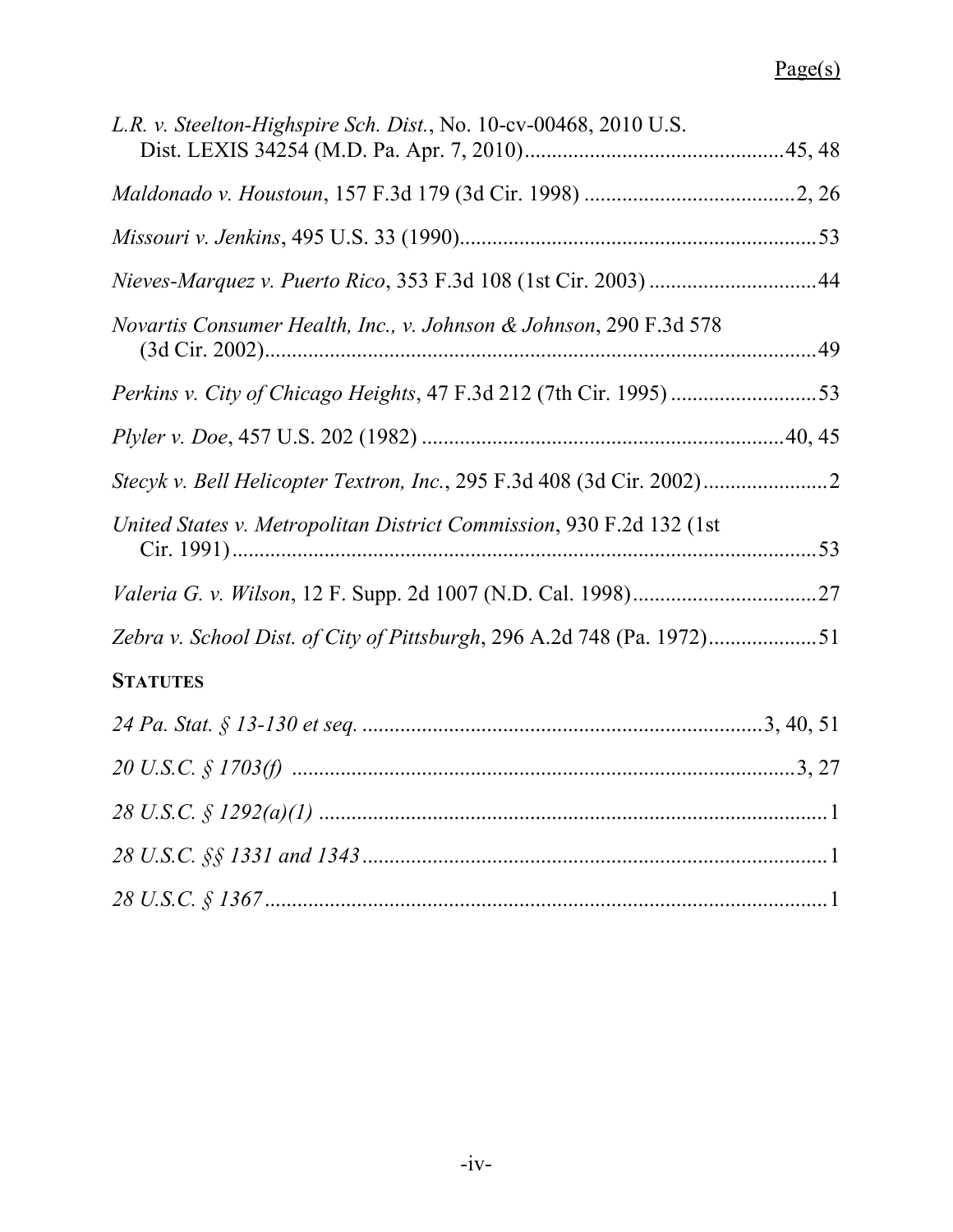Page(s)

*L.R. v. Steelton-Highspire Sch. Dist.*, No. 10-cv-00468, 2010 U.S. Dist. LEXIS 34254 (M.D. Pa. Apr. 7, 2010) ............ 45, 48

*Maldonado v. Houstoun*, 157 F.3d 179 (3d Cir. 1998) ............ 2, 26

*Missouri v. Jenkins*, 495 U.S. 33 (1990) ............ 53

*Nieves-Marquez v. Puerto Rico*, 353 F.3d 108 (1st Cir. 2003) ............ 44

*Novartis Consumer Health, Inc., v. Johnson & Johnson*, 290 F.3d 578 (3d Cir. 2002) ............ 49

*Perkins v. City of Chicago Heights*, 47 F.3d 212 (7th Cir. 1995) ............ 53

*Plyler v. Doe*, 457 U.S. 202 (1982) ............ 40, 45

*Stecyk v. Bell Helicopter Textron, Inc.*, 295 F.3d 408 (3d Cir. 2002) ............ 2

*United States v. Metropolitan District Commission*, 930 F.2d 132 (1st Cir. 1991) ............ 53

*Valeria G. v. Wilson*, 12 F. Supp. 2d 1007 (N.D. Cal. 1998) ............ 27

*Zebra v. School Dist. of City of Pittsburgh*, 296 A.2d 748 (Pa. 1972) ............ 51

**STATUTES**

*24 Pa. Stat. § 13-130 et seq.* ............ 3, 40, 51

*20 U.S.C. § 1703(f)* ............ 3, 27

*28 U.S.C. § 1292(a)(1)* ............ 1

*28 U.S.C. §§ 1331 and 1343* ............ 1

*28 U.S.C. § 1367* ............ 1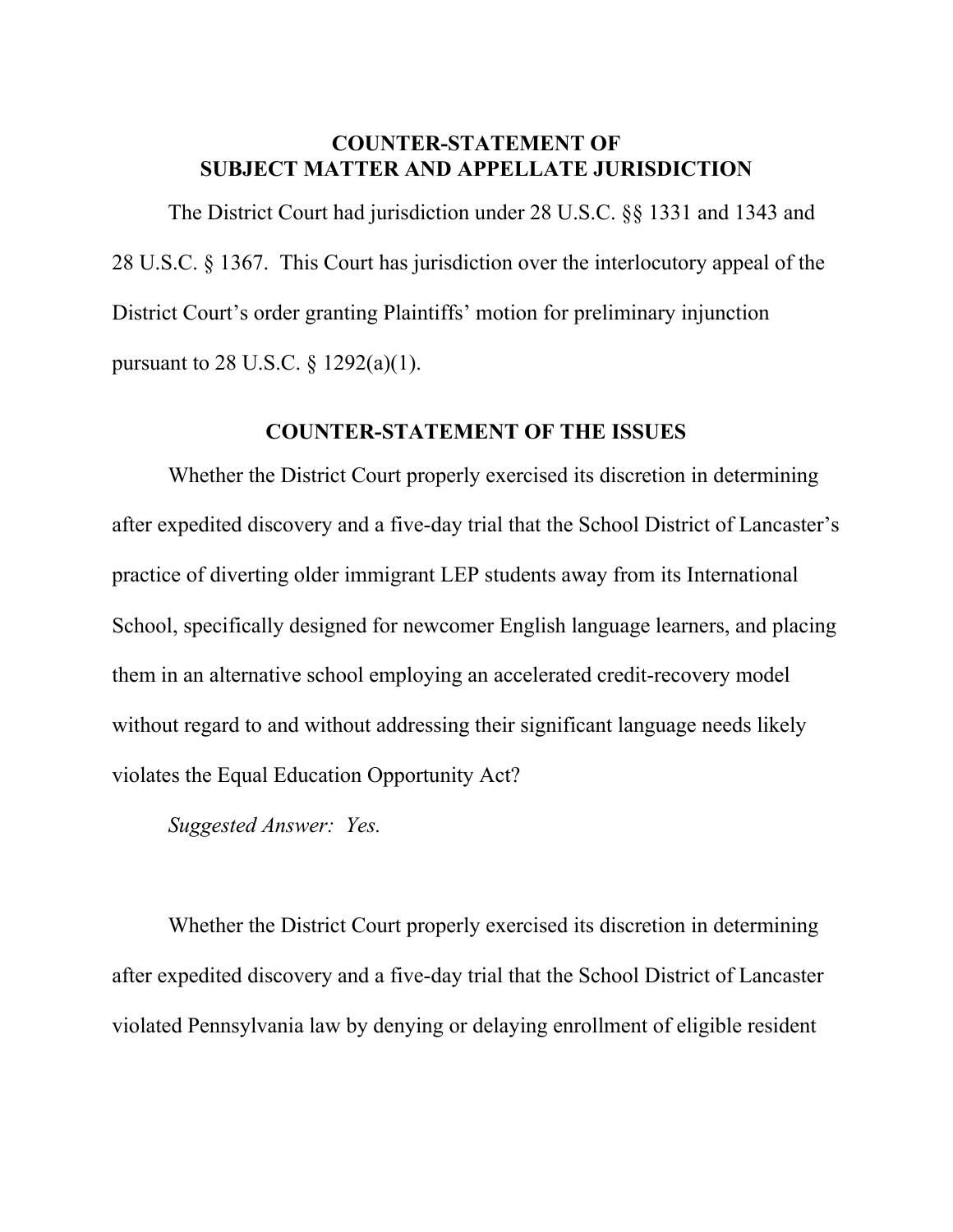## COUNTER-STATEMENT OF SUBJECT MATTER AND APPELLATE JURISDICTION

The District Court had jurisdiction under 28 U.S.C. §§ 1331 and 1343 and 28 U.S.C. § 1367. This Court has jurisdiction over the interlocutory appeal of the District Court's order granting Plaintiffs' motion for preliminary injunction pursuant to 28 U.S.C. § 1292(a)(1).

## COUNTER-STATEMENT OF THE ISSUES

Whether the District Court properly exercised its discretion in determining after expedited discovery and a five-day trial that the School District of Lancaster's practice of diverting older immigrant LEP students away from its International School, specifically designed for newcomer English language learners, and placing them in an alternative school employing an accelerated credit-recovery model without regard to and without addressing their significant language needs likely violates the Equal Education Opportunity Act?

*Suggested Answer: Yes.*

Whether the District Court properly exercised its discretion in determining after expedited discovery and a five-day trial that the School District of Lancaster violated Pennsylvania law by denying or delaying enrollment of eligible resident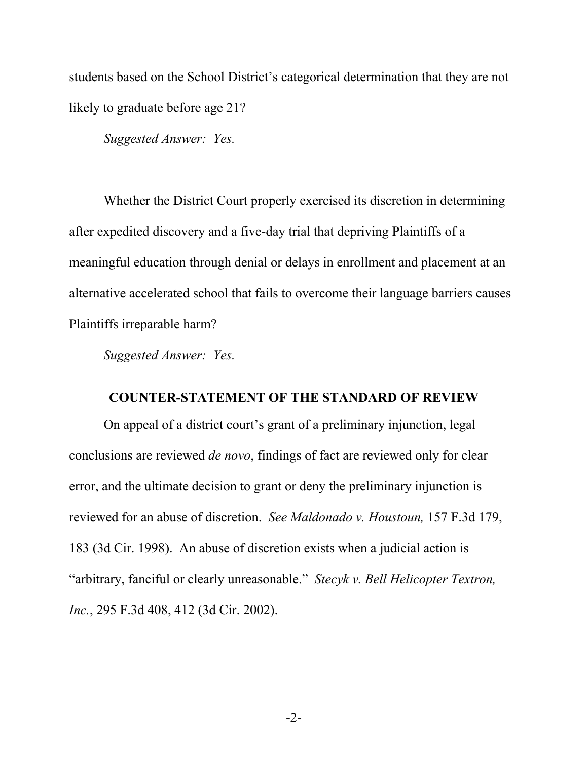students based on the School District's categorical determination that they are not likely to graduate before age 21?

*Suggested Answer: Yes.*

Whether the District Court properly exercised its discretion in determining after expedited discovery and a five-day trial that depriving Plaintiffs of a meaningful education through denial or delays in enrollment and placement at an alternative accelerated school that fails to overcome their language barriers causes Plaintiffs irreparable harm?

*Suggested Answer: Yes.*

## COUNTER-STATEMENT OF THE STANDARD OF REVIEW

On appeal of a district court's grant of a preliminary injunction, legal conclusions are reviewed *de novo*, findings of fact are reviewed only for clear error, and the ultimate decision to grant or deny the preliminary injunction is reviewed for an abuse of discretion. *See Maldonado v. Houstoun,* 157 F.3d 179, 183 (3d Cir. 1998). An abuse of discretion exists when a judicial action is "arbitrary, fanciful or clearly unreasonable." *Stecyk v. Bell Helicopter Textron, Inc.*, 295 F.3d 408, 412 (3d Cir. 2002).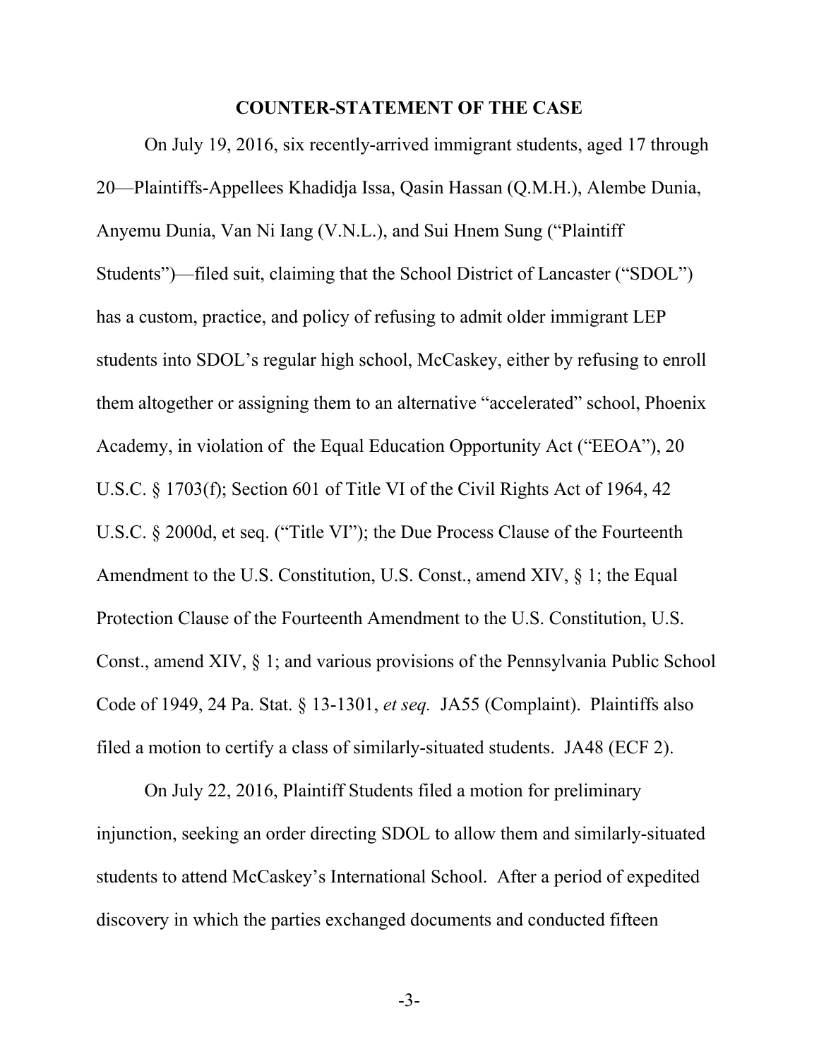## COUNTER-STATEMENT OF THE CASE

On July 19, 2016, six recently-arrived immigrant students, aged 17 through 20—Plaintiffs-Appellees Khadidja Issa, Qasin Hassan (Q.M.H.), Alembe Dunia, Anyemu Dunia, Van Ni Iang (V.N.L.), and Sui Hnem Sung ("Plaintiff Students")—filed suit, claiming that the School District of Lancaster ("SDOL") has a custom, practice, and policy of refusing to admit older immigrant LEP students into SDOL's regular high school, McCaskey, either by refusing to enroll them altogether or assigning them to an alternative "accelerated" school, Phoenix Academy, in violation of the Equal Education Opportunity Act ("EEOA"), 20 U.S.C. § 1703(f); Section 601 of Title VI of the Civil Rights Act of 1964, 42 U.S.C. § 2000d, et seq. ("Title VI"); the Due Process Clause of the Fourteenth Amendment to the U.S. Constitution, U.S. Const., amend XIV, § 1; the Equal Protection Clause of the Fourteenth Amendment to the U.S. Constitution, U.S. Const., amend XIV, § 1; and various provisions of the Pennsylvania Public School Code of 1949, 24 Pa. Stat. § 13-1301, *et seq.* JA55 (Complaint). Plaintiffs also filed a motion to certify a class of similarly-situated students. JA48 (ECF 2).

On July 22, 2016, Plaintiff Students filed a motion for preliminary injunction, seeking an order directing SDOL to allow them and similarly-situated students to attend McCaskey's International School. After a period of expedited discovery in which the parties exchanged documents and conducted fifteen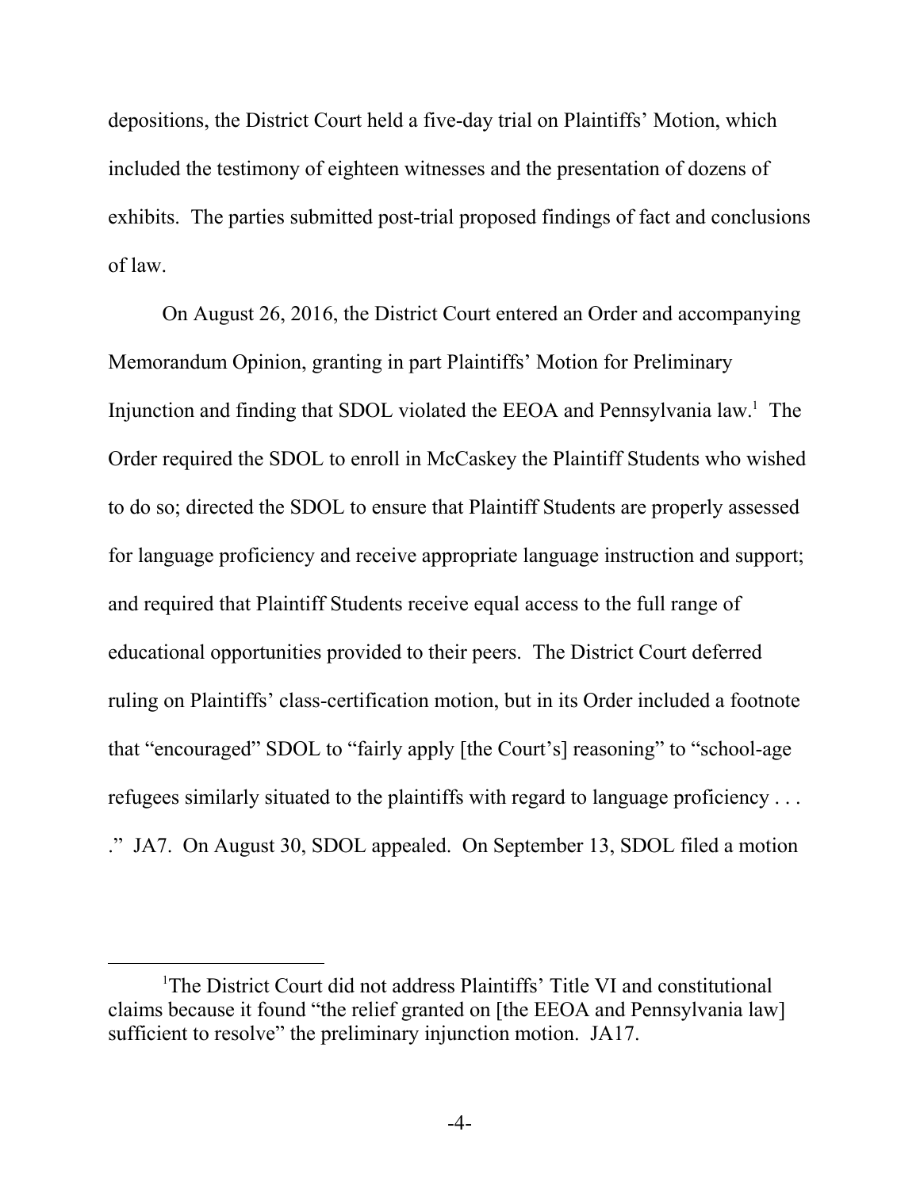depositions, the District Court held a five-day trial on Plaintiffs' Motion, which included the testimony of eighteen witnesses and the presentation of dozens of exhibits. The parties submitted post-trial proposed findings of fact and conclusions of law.

On August 26, 2016, the District Court entered an Order and accompanying Memorandum Opinion, granting in part Plaintiffs' Motion for Preliminary Injunction and finding that SDOL violated the EEOA and Pennsylvania law.[1] The Order required the SDOL to enroll in McCaskey the Plaintiff Students who wished to do so; directed the SDOL to ensure that Plaintiff Students are properly assessed for language proficiency and receive appropriate language instruction and support; and required that Plaintiff Students receive equal access to the full range of educational opportunities provided to their peers. The District Court deferred ruling on Plaintiffs' class-certification motion, but in its Order included a footnote that "encouraged" SDOL to "fairly apply [the Court's] reasoning" to "school-age refugees similarly situated to the plaintiffs with regard to language proficiency . . . ." JA7. On August 30, SDOL appealed. On September 13, SDOL filed a motion

[1]The District Court did not address Plaintiffs' Title VI and constitutional claims because it found "the relief granted on [the EEOA and Pennsylvania law] sufficient to resolve" the preliminary injunction motion. JA17.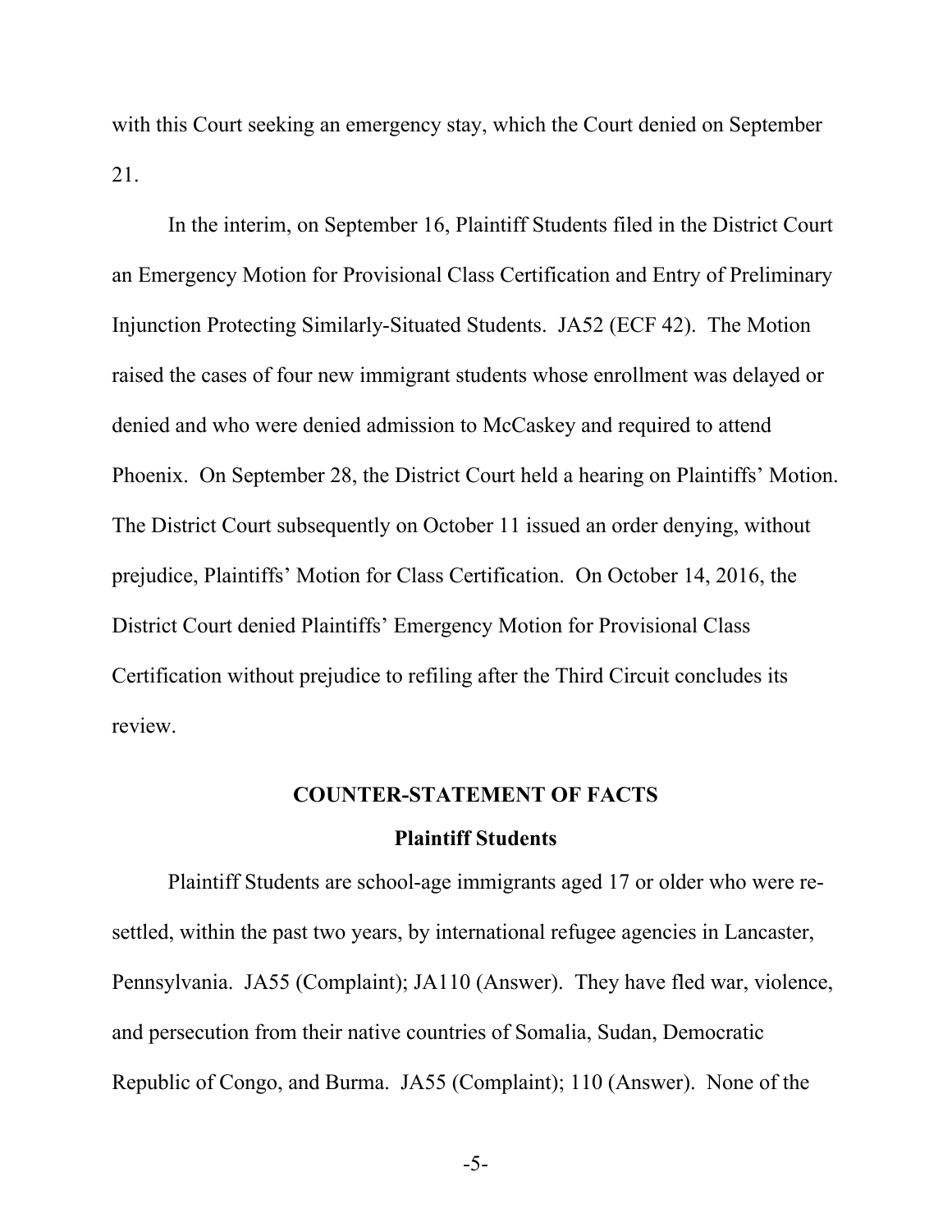with this Court seeking an emergency stay, which the Court denied on September 21.

In the interim, on September 16, Plaintiff Students filed in the District Court an Emergency Motion for Provisional Class Certification and Entry of Preliminary Injunction Protecting Similarly-Situated Students. JA52 (ECF 42). The Motion raised the cases of four new immigrant students whose enrollment was delayed or denied and who were denied admission to McCaskey and required to attend Phoenix. On September 28, the District Court held a hearing on Plaintiffs' Motion. The District Court subsequently on October 11 issued an order denying, without prejudice, Plaintiffs' Motion for Class Certification. On October 14, 2016, the District Court denied Plaintiffs' Emergency Motion for Provisional Class Certification without prejudice to refiling after the Third Circuit concludes its review.

## COUNTER-STATEMENT OF FACTS

### Plaintiff Students

Plaintiff Students are school-age immigrants aged 17 or older who were re-settled, within the past two years, by international refugee agencies in Lancaster, Pennsylvania. JA55 (Complaint); JA110 (Answer). They have fled war, violence, and persecution from their native countries of Somalia, Sudan, Democratic Republic of Congo, and Burma. JA55 (Complaint); 110 (Answer). None of the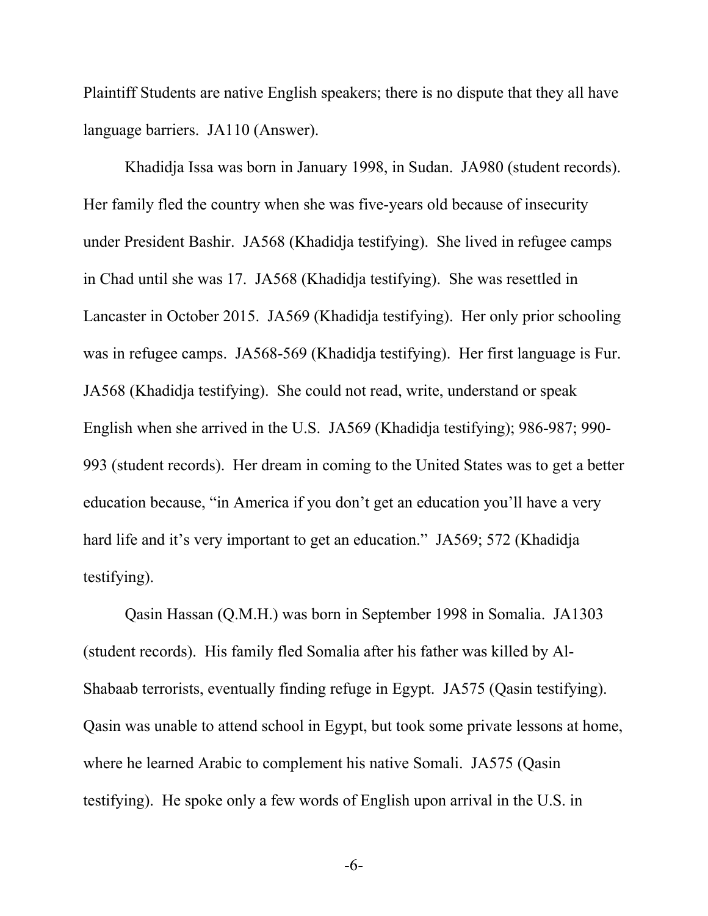Plaintiff Students are native English speakers; there is no dispute that they all have language barriers. JA110 (Answer).

Khadidja Issa was born in January 1998, in Sudan. JA980 (student records). Her family fled the country when she was five-years old because of insecurity under President Bashir. JA568 (Khadidja testifying). She lived in refugee camps in Chad until she was 17. JA568 (Khadidja testifying). She was resettled in Lancaster in October 2015. JA569 (Khadidja testifying). Her only prior schooling was in refugee camps. JA568-569 (Khadidja testifying). Her first language is Fur. JA568 (Khadidja testifying). She could not read, write, understand or speak English when she arrived in the U.S. JA569 (Khadidja testifying); 986-987; 990-993 (student records). Her dream in coming to the United States was to get a better education because, "in America if you don't get an education you'll have a very hard life and it's very important to get an education." JA569; 572 (Khadidja testifying).

Qasin Hassan (Q.M.H.) was born in September 1998 in Somalia. JA1303 (student records). His family fled Somalia after his father was killed by Al-Shabaab terrorists, eventually finding refuge in Egypt. JA575 (Qasin testifying). Qasin was unable to attend school in Egypt, but took some private lessons at home, where he learned Arabic to complement his native Somali. JA575 (Qasin testifying). He spoke only a few words of English upon arrival in the U.S. in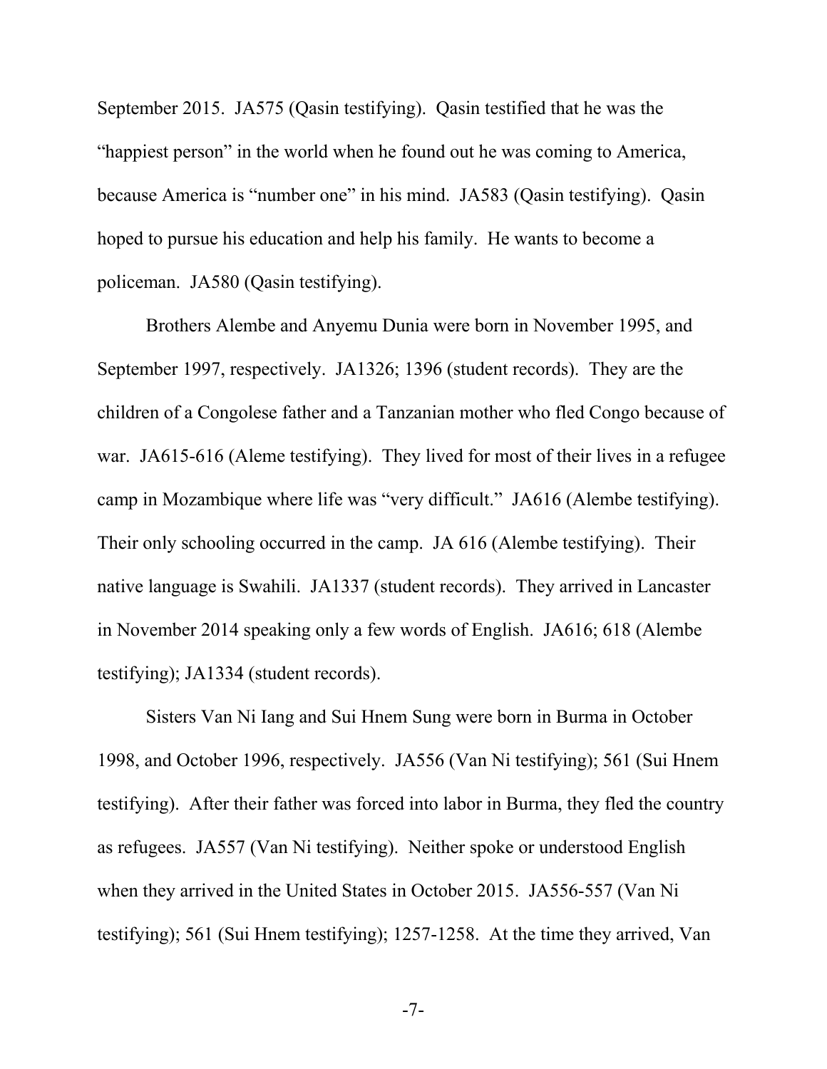September 2015. JA575 (Qasin testifying). Qasin testified that he was the "happiest person" in the world when he found out he was coming to America, because America is "number one" in his mind. JA583 (Qasin testifying). Qasin hoped to pursue his education and help his family. He wants to become a policeman. JA580 (Qasin testifying).

Brothers Alembe and Anyemu Dunia were born in November 1995, and September 1997, respectively. JA1326; 1396 (student records). They are the children of a Congolese father and a Tanzanian mother who fled Congo because of war. JA615-616 (Aleme testifying). They lived for most of their lives in a refugee camp in Mozambique where life was "very difficult." JA616 (Alembe testifying). Their only schooling occurred in the camp. JA 616 (Alembe testifying). Their native language is Swahili. JA1337 (student records). They arrived in Lancaster in November 2014 speaking only a few words of English. JA616; 618 (Alembe testifying); JA1334 (student records).

Sisters Van Ni Iang and Sui Hnem Sung were born in Burma in October 1998, and October 1996, respectively. JA556 (Van Ni testifying); 561 (Sui Hnem testifying). After their father was forced into labor in Burma, they fled the country as refugees. JA557 (Van Ni testifying). Neither spoke or understood English when they arrived in the United States in October 2015. JA556-557 (Van Ni testifying); 561 (Sui Hnem testifying); 1257-1258. At the time they arrived, Van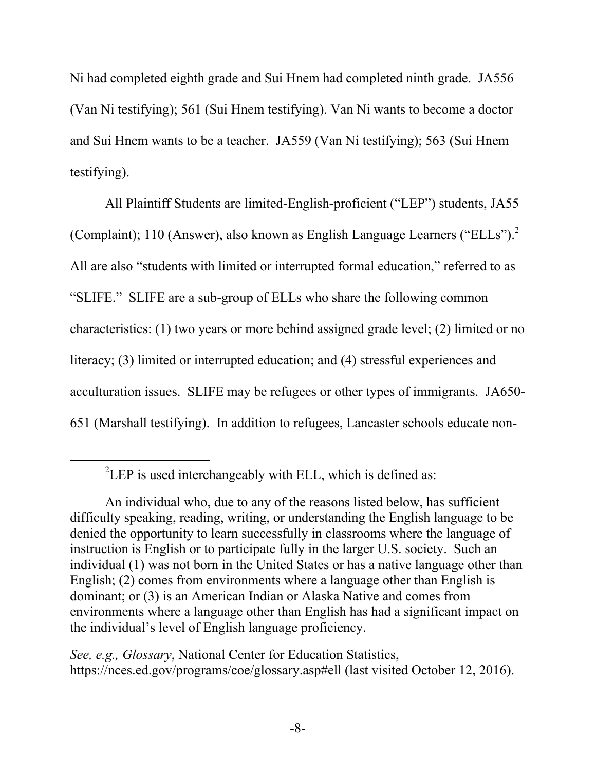Ni had completed eighth grade and Sui Hnem had completed ninth grade. JA556 (Van Ni testifying); 561 (Sui Hnem testifying). Van Ni wants to become a doctor and Sui Hnem wants to be a teacher. JA559 (Van Ni testifying); 563 (Sui Hnem testifying).

All Plaintiff Students are limited-English-proficient ("LEP") students, JA55 (Complaint); 110 (Answer), also known as English Language Learners ("ELLs").[2] All are also "students with limited or interrupted formal education," referred to as "SLIFE." SLIFE are a sub-group of ELLs who share the following common characteristics: (1) two years or more behind assigned grade level; (2) limited or no literacy; (3) limited or interrupted education; and (4) stressful experiences and acculturation issues. SLIFE may be refugees or other types of immigrants. JA650-651 (Marshall testifying). In addition to refugees, Lancaster schools educate non-

---

[2] LEP is used interchangeably with ELL, which is defined as:

> An individual who, due to any of the reasons listed below, has sufficient difficulty speaking, reading, writing, or understanding the English language to be denied the opportunity to learn successfully in classrooms where the language of instruction is English or to participate fully in the larger U.S. society. Such an individual (1) was not born in the United States or has a native language other than English; (2) comes from environments where a language other than English is dominant; or (3) is an American Indian or Alaska Native and comes from environments where a language other than English has had a significant impact on the individual's level of English language proficiency.

*See, e.g., Glossary*, National Center for Education Statistics, https://nces.ed.gov/programs/coe/glossary.asp#ell (last visited October 12, 2016).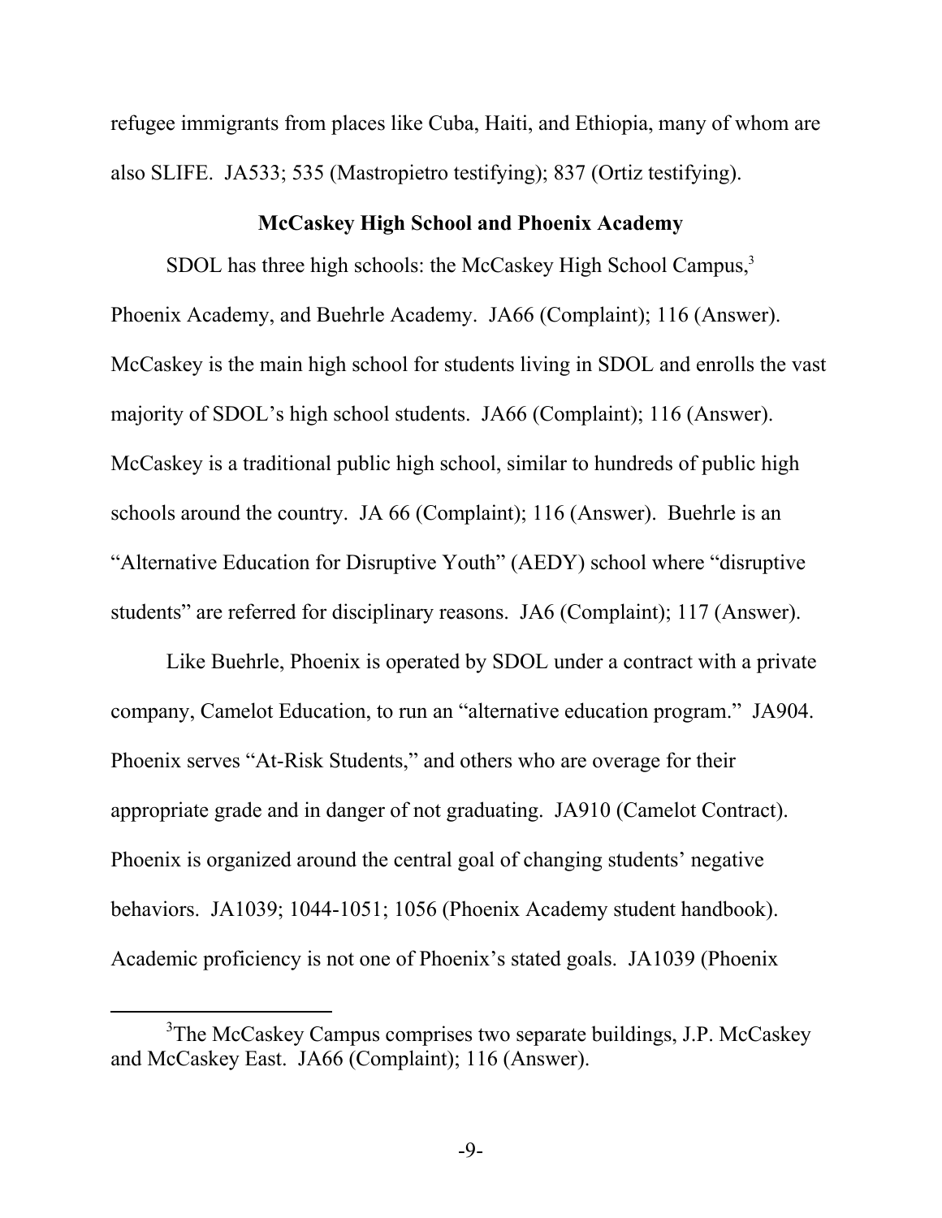refugee immigrants from places like Cuba, Haiti, and Ethiopia, many of whom are also SLIFE. JA533; 535 (Mastropietro testifying); 837 (Ortiz testifying).

### McCaskey High School and Phoenix Academy

SDOL has three high schools: the McCaskey High School Campus,[3] Phoenix Academy, and Buehrle Academy. JA66 (Complaint); 116 (Answer). McCaskey is the main high school for students living in SDOL and enrolls the vast majority of SDOL's high school students. JA66 (Complaint); 116 (Answer). McCaskey is a traditional public high school, similar to hundreds of public high schools around the country. JA 66 (Complaint); 116 (Answer). Buehrle is an "Alternative Education for Disruptive Youth" (AEDY) school where "disruptive students" are referred for disciplinary reasons. JA6 (Complaint); 117 (Answer).

Like Buehrle, Phoenix is operated by SDOL under a contract with a private company, Camelot Education, to run an "alternative education program." JA904. Phoenix serves "At-Risk Students," and others who are overage for their appropriate grade and in danger of not graduating. JA910 (Camelot Contract). Phoenix is organized around the central goal of changing students' negative behaviors. JA1039; 1044-1051; 1056 (Phoenix Academy student handbook). Academic proficiency is not one of Phoenix's stated goals. JA1039 (Phoenix

---

[3] The McCaskey Campus comprises two separate buildings, J.P. McCaskey and McCaskey East. JA66 (Complaint); 116 (Answer).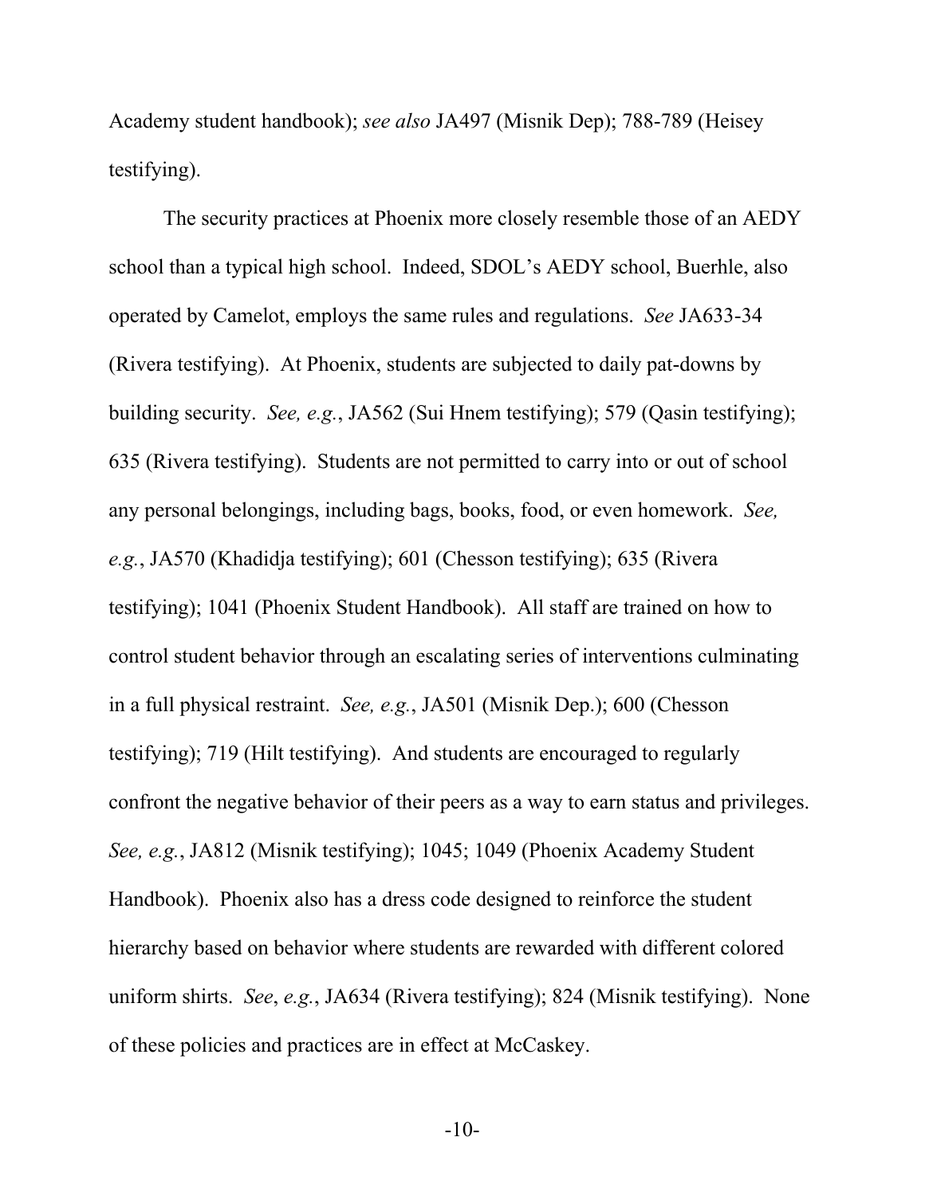Academy student handbook); *see also* JA497 (Misnik Dep); 788-789 (Heisey testifying).

The security practices at Phoenix more closely resemble those of an AEDY school than a typical high school. Indeed, SDOL's AEDY school, Buerhle, also operated by Camelot, employs the same rules and regulations. *See* JA633-34 (Rivera testifying). At Phoenix, students are subjected to daily pat-downs by building security. *See, e.g.*, JA562 (Sui Hnem testifying); 579 (Qasin testifying); 635 (Rivera testifying). Students are not permitted to carry into or out of school any personal belongings, including bags, books, food, or even homework. *See, e.g.*, JA570 (Khadidja testifying); 601 (Chesson testifying); 635 (Rivera testifying); 1041 (Phoenix Student Handbook). All staff are trained on how to control student behavior through an escalating series of interventions culminating in a full physical restraint. *See, e.g.*, JA501 (Misnik Dep.); 600 (Chesson testifying); 719 (Hilt testifying). And students are encouraged to regularly confront the negative behavior of their peers as a way to earn status and privileges. *See, e.g.*, JA812 (Misnik testifying); 1045; 1049 (Phoenix Academy Student Handbook). Phoenix also has a dress code designed to reinforce the student hierarchy based on behavior where students are rewarded with different colored uniform shirts. *See*, *e.g.*, JA634 (Rivera testifying); 824 (Misnik testifying). None of these policies and practices are in effect at McCaskey.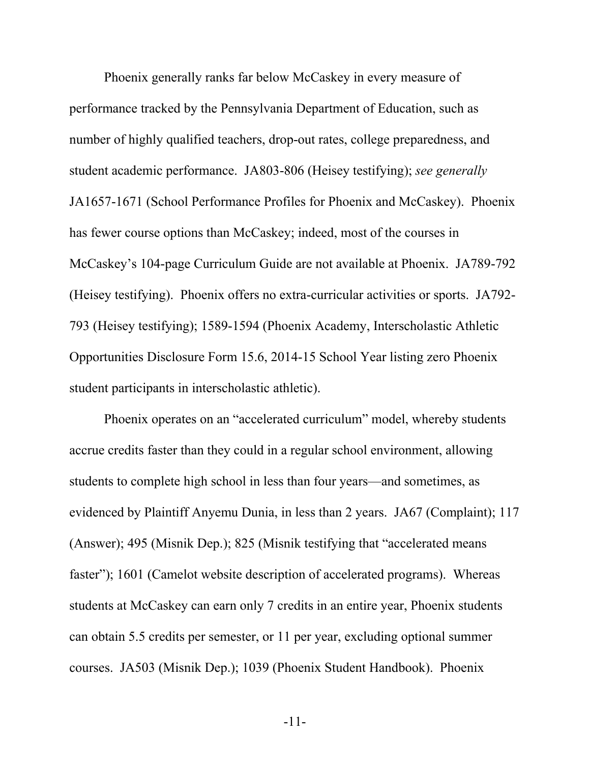Phoenix generally ranks far below McCaskey in every measure of performance tracked by the Pennsylvania Department of Education, such as number of highly qualified teachers, drop-out rates, college preparedness, and student academic performance. JA803-806 (Heisey testifying); *see generally* JA1657-1671 (School Performance Profiles for Phoenix and McCaskey). Phoenix has fewer course options than McCaskey; indeed, most of the courses in McCaskey's 104-page Curriculum Guide are not available at Phoenix. JA789-792 (Heisey testifying). Phoenix offers no extra-curricular activities or sports. JA792-793 (Heisey testifying); 1589-1594 (Phoenix Academy, Interscholastic Athletic Opportunities Disclosure Form 15.6, 2014-15 School Year listing zero Phoenix student participants in interscholastic athletic).

Phoenix operates on an "accelerated curriculum" model, whereby students accrue credits faster than they could in a regular school environment, allowing students to complete high school in less than four years—and sometimes, as evidenced by Plaintiff Anyemu Dunia, in less than 2 years. JA67 (Complaint); 117 (Answer); 495 (Misnik Dep.); 825 (Misnik testifying that "accelerated means faster"); 1601 (Camelot website description of accelerated programs). Whereas students at McCaskey can earn only 7 credits in an entire year, Phoenix students can obtain 5.5 credits per semester, or 11 per year, excluding optional summer courses. JA503 (Misnik Dep.); 1039 (Phoenix Student Handbook). Phoenix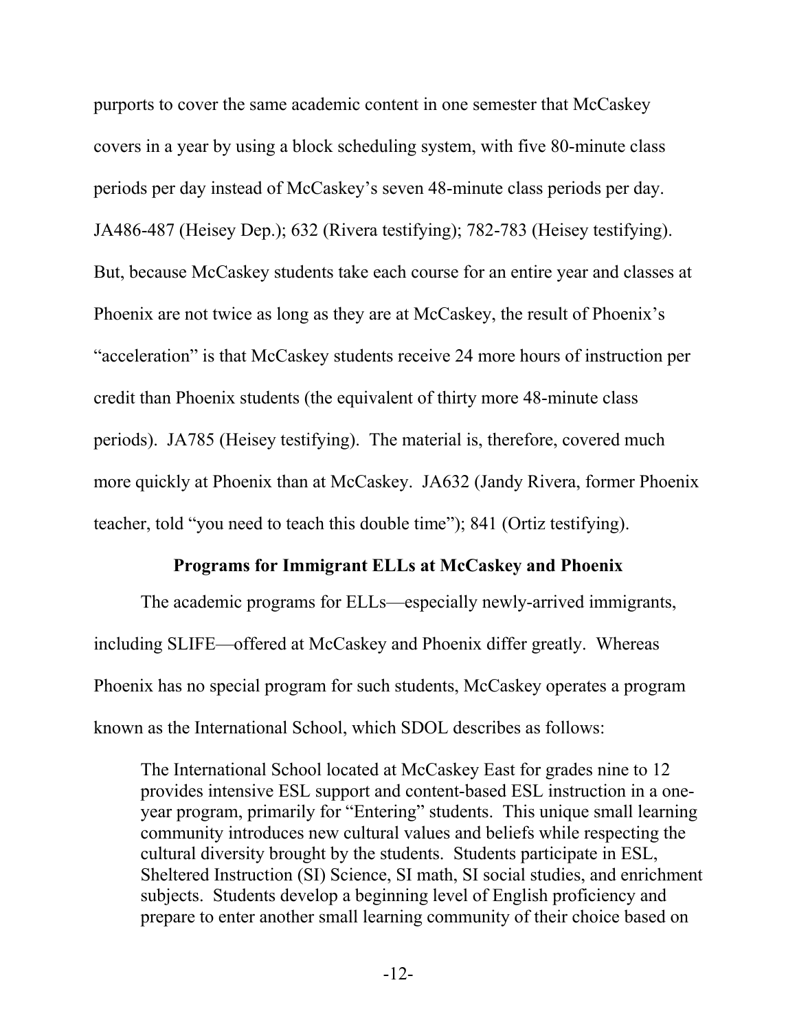purports to cover the same academic content in one semester that McCaskey covers in a year by using a block scheduling system, with five 80-minute class periods per day instead of McCaskey's seven 48-minute class periods per day. JA486-487 (Heisey Dep.); 632 (Rivera testifying); 782-783 (Heisey testifying). But, because McCaskey students take each course for an entire year and classes at Phoenix are not twice as long as they are at McCaskey, the result of Phoenix's "acceleration" is that McCaskey students receive 24 more hours of instruction per credit than Phoenix students (the equivalent of thirty more 48-minute class periods). JA785 (Heisey testifying). The material is, therefore, covered much more quickly at Phoenix than at McCaskey. JA632 (Jandy Rivera, former Phoenix teacher, told "you need to teach this double time"); 841 (Ortiz testifying).

**Programs for Immigrant ELLs at McCaskey and Phoenix**

The academic programs for ELLs—especially newly-arrived immigrants, including SLIFE—offered at McCaskey and Phoenix differ greatly. Whereas Phoenix has no special program for such students, McCaskey operates a program known as the International School, which SDOL describes as follows:

> The International School located at McCaskey East for grades nine to 12 provides intensive ESL support and content-based ESL instruction in a one-year program, primarily for "Entering" students. This unique small learning community introduces new cultural values and beliefs while respecting the cultural diversity brought by the students. Students participate in ESL, Sheltered Instruction (SI) Science, SI math, SI social studies, and enrichment subjects. Students develop a beginning level of English proficiency and prepare to enter another small learning community of their choice based on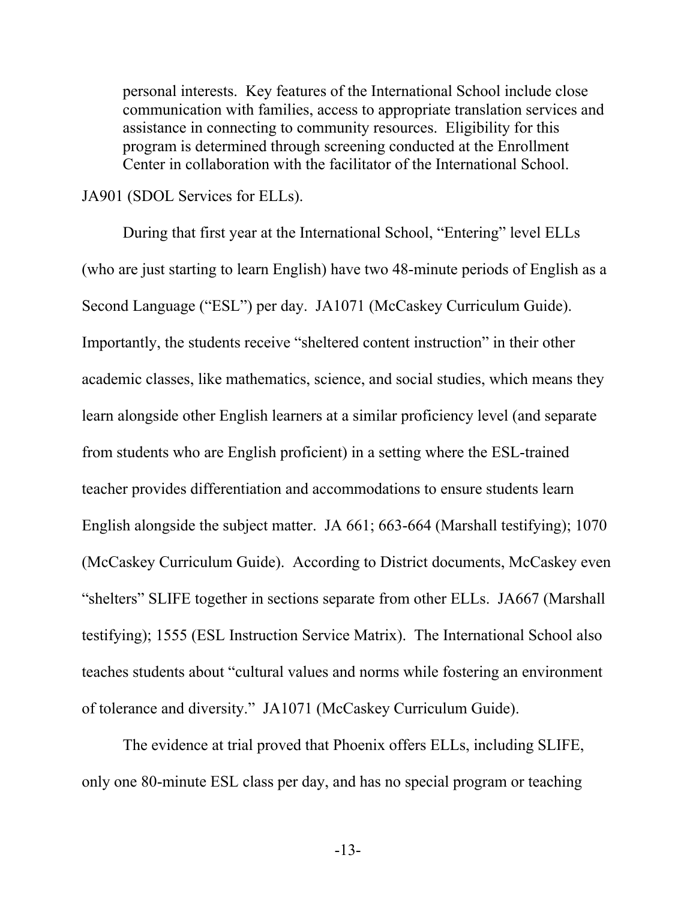> personal interests. Key features of the International School include close communication with families, access to appropriate translation services and assistance in connecting to community resources. Eligibility for this program is determined through screening conducted at the Enrollment Center in collaboration with the facilitator of the International School.

JA901 (SDOL Services for ELLs).

During that first year at the International School, "Entering" level ELLs (who are just starting to learn English) have two 48-minute periods of English as a Second Language ("ESL") per day. JA1071 (McCaskey Curriculum Guide). Importantly, the students receive "sheltered content instruction" in their other academic classes, like mathematics, science, and social studies, which means they learn alongside other English learners at a similar proficiency level (and separate from students who are English proficient) in a setting where the ESL-trained teacher provides differentiation and accommodations to ensure students learn English alongside the subject matter. JA 661; 663-664 (Marshall testifying); 1070 (McCaskey Curriculum Guide). According to District documents, McCaskey even "shelters" SLIFE together in sections separate from other ELLs. JA667 (Marshall testifying); 1555 (ESL Instruction Service Matrix). The International School also teaches students about "cultural values and norms while fostering an environment of tolerance and diversity." JA1071 (McCaskey Curriculum Guide).

The evidence at trial proved that Phoenix offers ELLs, including SLIFE, only one 80-minute ESL class per day, and has no special program or teaching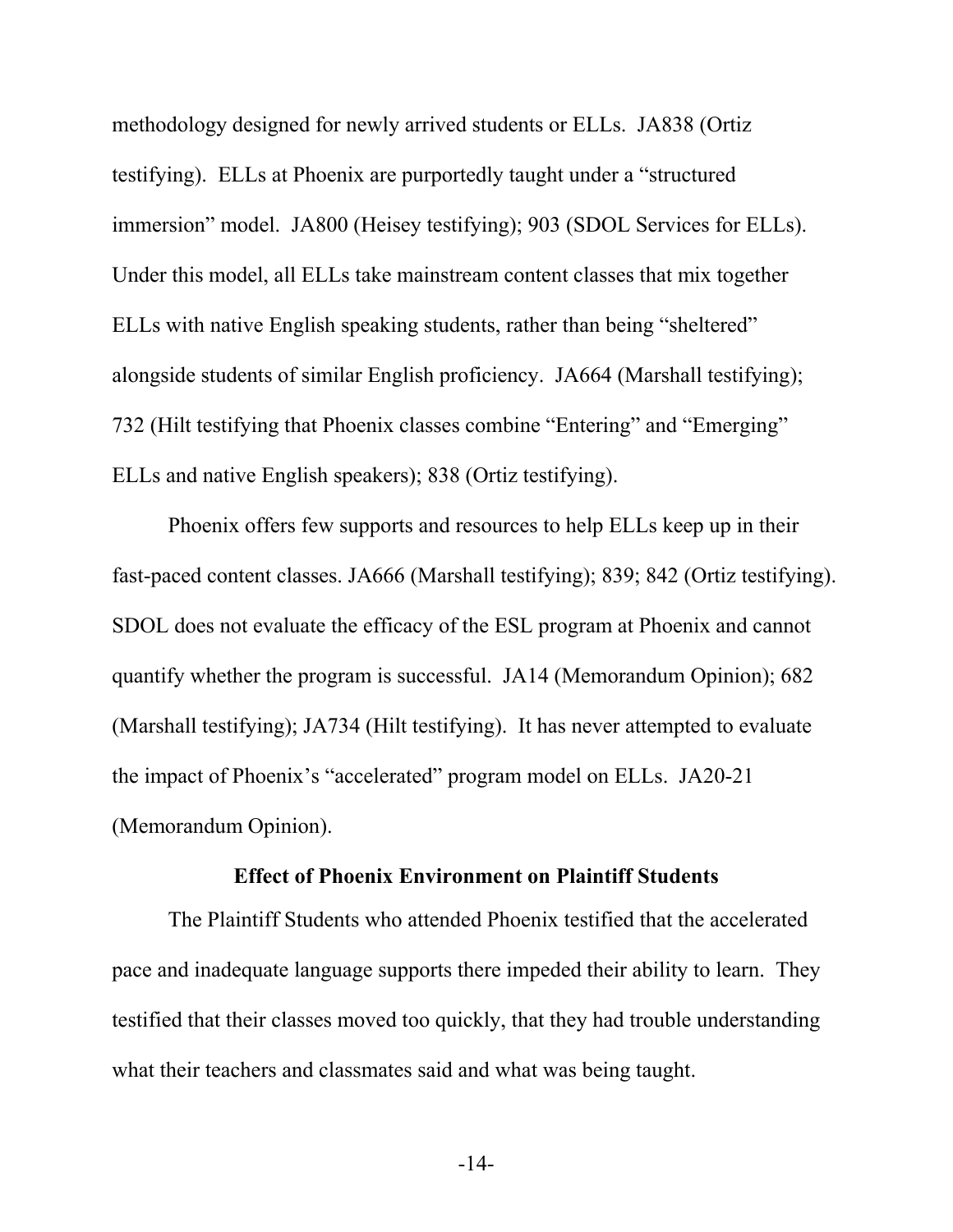methodology designed for newly arrived students or ELLs. JA838 (Ortiz testifying). ELLs at Phoenix are purportedly taught under a "structured immersion" model. JA800 (Heisey testifying); 903 (SDOL Services for ELLs). Under this model, all ELLs take mainstream content classes that mix together ELLs with native English speaking students, rather than being "sheltered" alongside students of similar English proficiency. JA664 (Marshall testifying); 732 (Hilt testifying that Phoenix classes combine "Entering" and "Emerging" ELLs and native English speakers); 838 (Ortiz testifying).

Phoenix offers few supports and resources to help ELLs keep up in their fast-paced content classes. JA666 (Marshall testifying); 839; 842 (Ortiz testifying). SDOL does not evaluate the efficacy of the ESL program at Phoenix and cannot quantify whether the program is successful. JA14 (Memorandum Opinion); 682 (Marshall testifying); JA734 (Hilt testifying). It has never attempted to evaluate the impact of Phoenix's "accelerated" program model on ELLs. JA20-21 (Memorandum Opinion).

**Effect of Phoenix Environment on Plaintiff Students**

The Plaintiff Students who attended Phoenix testified that the accelerated pace and inadequate language supports there impeded their ability to learn. They testified that their classes moved too quickly, that they had trouble understanding what their teachers and classmates said and what was being taught.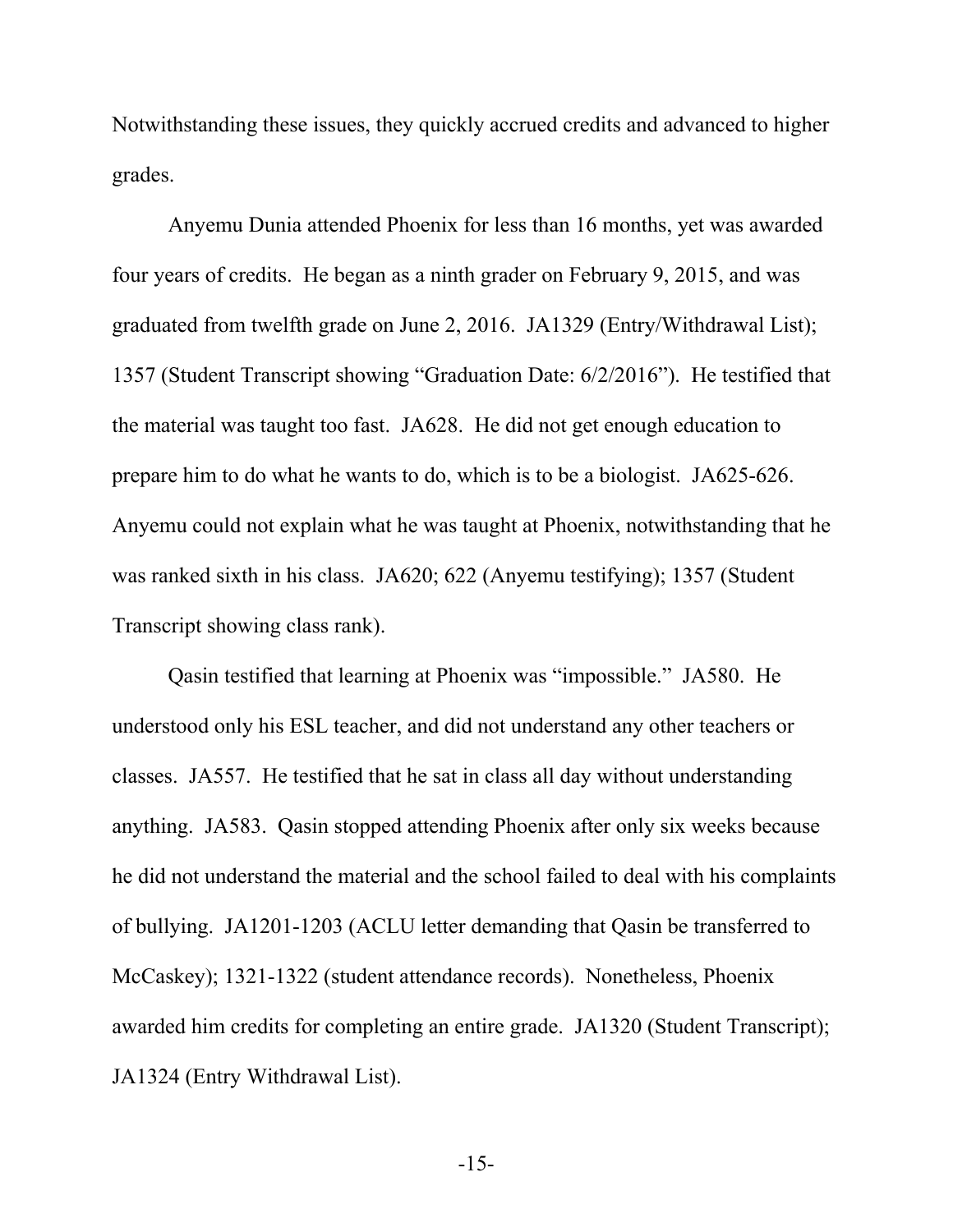Notwithstanding these issues, they quickly accrued credits and advanced to higher grades.

Anyemu Dunia attended Phoenix for less than 16 months, yet was awarded four years of credits. He began as a ninth grader on February 9, 2015, and was graduated from twelfth grade on June 2, 2016. JA1329 (Entry/Withdrawal List); 1357 (Student Transcript showing "Graduation Date: 6/2/2016"). He testified that the material was taught too fast. JA628. He did not get enough education to prepare him to do what he wants to do, which is to be a biologist. JA625-626. Anyemu could not explain what he was taught at Phoenix, notwithstanding that he was ranked sixth in his class. JA620; 622 (Anyemu testifying); 1357 (Student Transcript showing class rank).

Qasin testified that learning at Phoenix was "impossible." JA580. He understood only his ESL teacher, and did not understand any other teachers or classes. JA557. He testified that he sat in class all day without understanding anything. JA583. Qasin stopped attending Phoenix after only six weeks because he did not understand the material and the school failed to deal with his complaints of bullying. JA1201-1203 (ACLU letter demanding that Qasin be transferred to McCaskey); 1321-1322 (student attendance records). Nonetheless, Phoenix awarded him credits for completing an entire grade. JA1320 (Student Transcript); JA1324 (Entry Withdrawal List).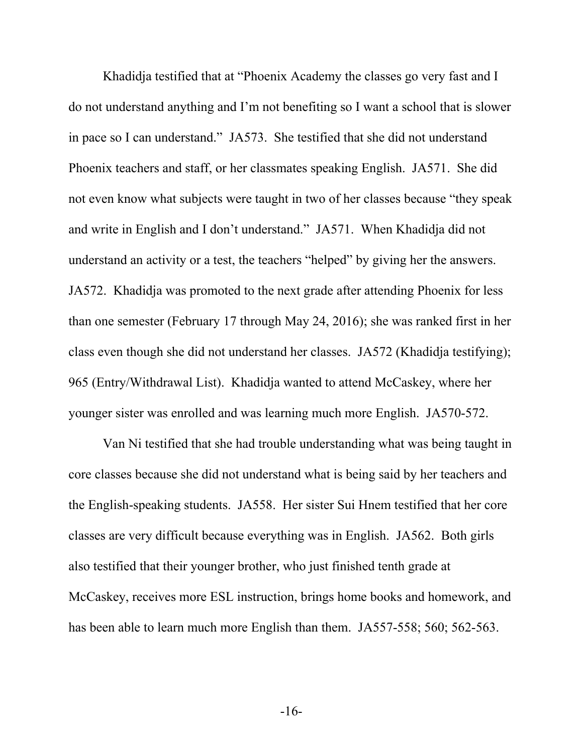Khadidja testified that at "Phoenix Academy the classes go very fast and I do not understand anything and I'm not benefiting so I want a school that is slower in pace so I can understand." JA573. She testified that she did not understand Phoenix teachers and staff, or her classmates speaking English. JA571. She did not even know what subjects were taught in two of her classes because "they speak and write in English and I don't understand." JA571. When Khadidja did not understand an activity or a test, the teachers "helped" by giving her the answers. JA572. Khadidja was promoted to the next grade after attending Phoenix for less than one semester (February 17 through May 24, 2016); she was ranked first in her class even though she did not understand her classes. JA572 (Khadidja testifying); 965 (Entry/Withdrawal List). Khadidja wanted to attend McCaskey, where her younger sister was enrolled and was learning much more English. JA570-572.

Van Ni testified that she had trouble understanding what was being taught in core classes because she did not understand what is being said by her teachers and the English-speaking students. JA558. Her sister Sui Hnem testified that her core classes are very difficult because everything was in English. JA562. Both girls also testified that their younger brother, who just finished tenth grade at McCaskey, receives more ESL instruction, brings home books and homework, and has been able to learn much more English than them. JA557-558; 560; 562-563.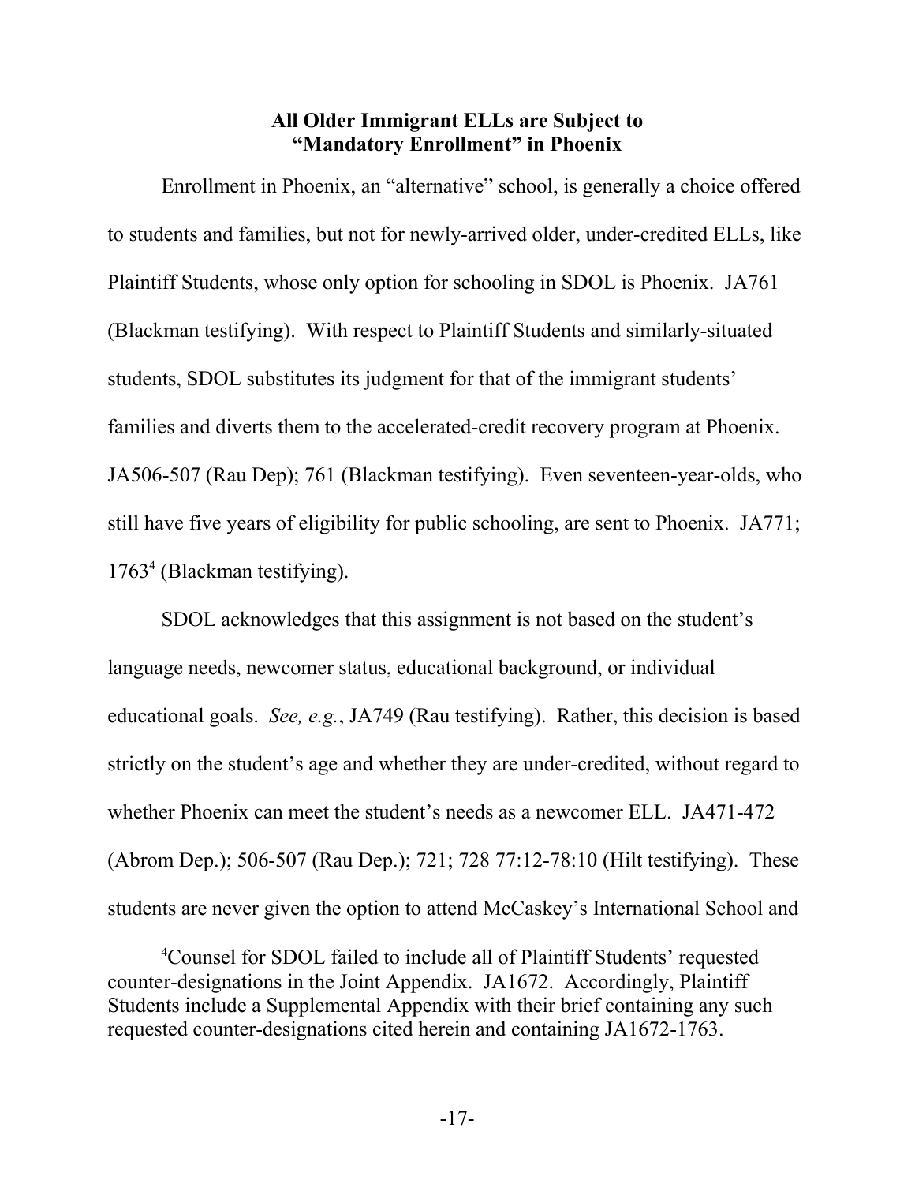## All Older Immigrant ELLs are Subject to "Mandatory Enrollment" in Phoenix

Enrollment in Phoenix, an "alternative" school, is generally a choice offered to students and families, but not for newly-arrived older, under-credited ELLs, like Plaintiff Students, whose only option for schooling in SDOL is Phoenix. JA761 (Blackman testifying). With respect to Plaintiff Students and similarly-situated students, SDOL substitutes its judgment for that of the immigrant students' families and diverts them to the accelerated-credit recovery program at Phoenix. JA506-507 (Rau Dep); 761 (Blackman testifying). Even seventeen-year-olds, who still have five years of eligibility for public schooling, are sent to Phoenix. JA771; 1763[4] (Blackman testifying).

SDOL acknowledges that this assignment is not based on the student's language needs, newcomer status, educational background, or individual educational goals. *See, e.g.*, JA749 (Rau testifying). Rather, this decision is based strictly on the student's age and whether they are under-credited, without regard to whether Phoenix can meet the student's needs as a newcomer ELL. JA471-472 (Abrom Dep.); 506-507 (Rau Dep.); 721; 728 77:12-78:10 (Hilt testifying). These students are never given the option to attend McCaskey's International School and

---

[4] Counsel for SDOL failed to include all of Plaintiff Students' requested counter-designations in the Joint Appendix. JA1672. Accordingly, Plaintiff Students include a Supplemental Appendix with their brief containing any such requested counter-designations cited herein and containing JA1672-1763.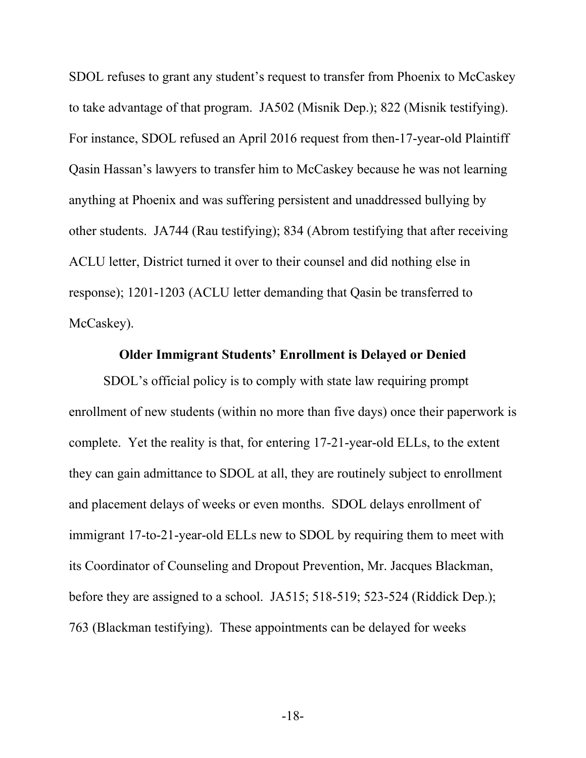SDOL refuses to grant any student's request to transfer from Phoenix to McCaskey to take advantage of that program. JA502 (Misnik Dep.); 822 (Misnik testifying). For instance, SDOL refused an April 2016 request from then-17-year-old Plaintiff Qasin Hassan's lawyers to transfer him to McCaskey because he was not learning anything at Phoenix and was suffering persistent and unaddressed bullying by other students. JA744 (Rau testifying); 834 (Abrom testifying that after receiving ACLU letter, District turned it over to their counsel and did nothing else in response); 1201-1203 (ACLU letter demanding that Qasin be transferred to McCaskey).

**Older Immigrant Students' Enrollment is Delayed or Denied**

SDOL's official policy is to comply with state law requiring prompt enrollment of new students (within no more than five days) once their paperwork is complete. Yet the reality is that, for entering 17-21-year-old ELLs, to the extent they can gain admittance to SDOL at all, they are routinely subject to enrollment and placement delays of weeks or even months. SDOL delays enrollment of immigrant 17-to-21-year-old ELLs new to SDOL by requiring them to meet with its Coordinator of Counseling and Dropout Prevention, Mr. Jacques Blackman, before they are assigned to a school. JA515; 518-519; 523-524 (Riddick Dep.); 763 (Blackman testifying). These appointments can be delayed for weeks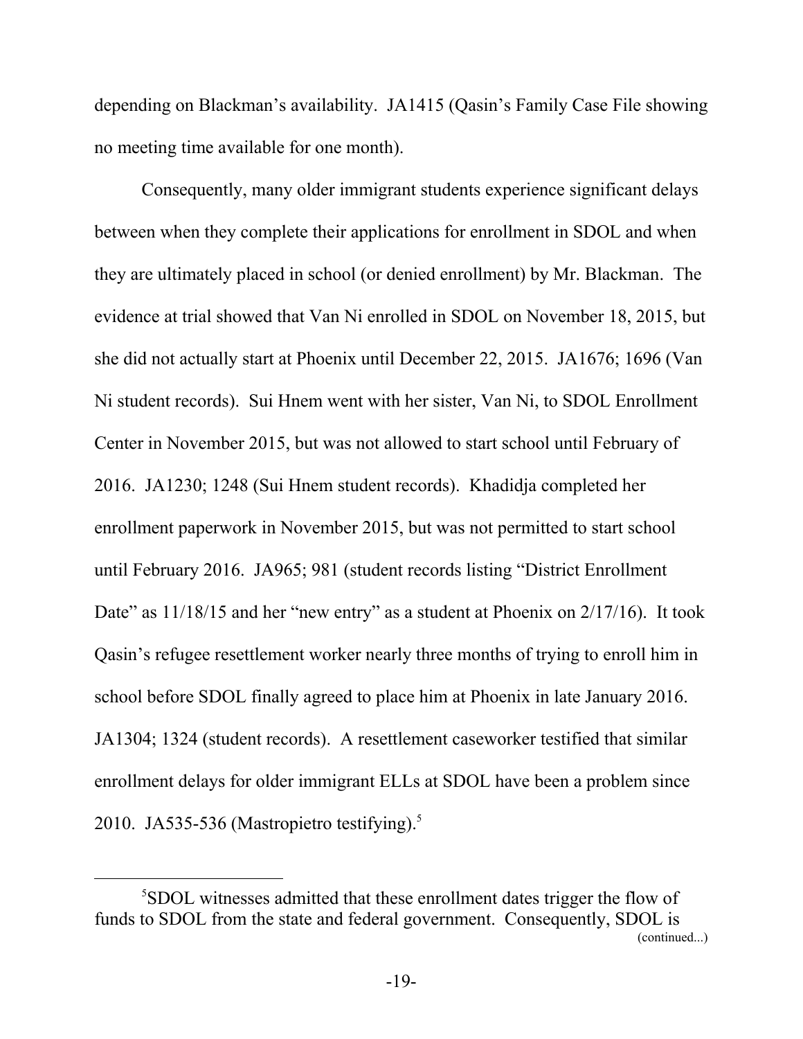depending on Blackman's availability. JA1415 (Qasin's Family Case File showing no meeting time available for one month).

Consequently, many older immigrant students experience significant delays between when they complete their applications for enrollment in SDOL and when they are ultimately placed in school (or denied enrollment) by Mr. Blackman. The evidence at trial showed that Van Ni enrolled in SDOL on November 18, 2015, but she did not actually start at Phoenix until December 22, 2015. JA1676; 1696 (Van Ni student records). Sui Hnem went with her sister, Van Ni, to SDOL Enrollment Center in November 2015, but was not allowed to start school until February of 2016. JA1230; 1248 (Sui Hnem student records). Khadidja completed her enrollment paperwork in November 2015, but was not permitted to start school until February 2016. JA965; 981 (student records listing "District Enrollment Date" as 11/18/15 and her "new entry" as a student at Phoenix on 2/17/16). It took Qasin's refugee resettlement worker nearly three months of trying to enroll him in school before SDOL finally agreed to place him at Phoenix in late January 2016. JA1304; 1324 (student records). A resettlement caseworker testified that similar enrollment delays for older immigrant ELLs at SDOL have been a problem since 2010. JA535-536 (Mastropietro testifying).[5]

---

[5] SDOL witnesses admitted that these enrollment dates trigger the flow of funds to SDOL from the state and federal government. Consequently, SDOL is (continued...)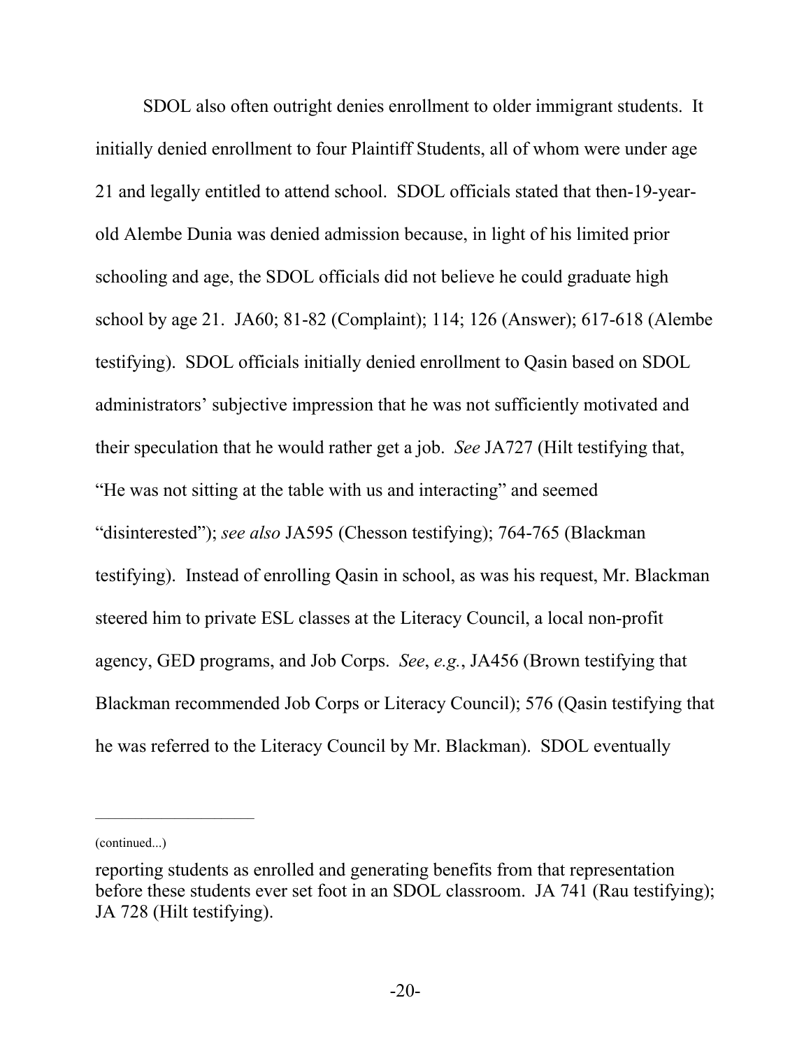SDOL also often outright denies enrollment to older immigrant students. It initially denied enrollment to four Plaintiff Students, all of whom were under age 21 and legally entitled to attend school. SDOL officials stated that then-19-year-old Alembe Dunia was denied admission because, in light of his limited prior schooling and age, the SDOL officials did not believe he could graduate high school by age 21. JA60; 81-82 (Complaint); 114; 126 (Answer); 617-618 (Alembe testifying). SDOL officials initially denied enrollment to Qasin based on SDOL administrators' subjective impression that he was not sufficiently motivated and their speculation that he would rather get a job. *See* JA727 (Hilt testifying that, "He was not sitting at the table with us and interacting" and seemed "disinterested"); *see also* JA595 (Chesson testifying); 764-765 (Blackman testifying). Instead of enrolling Qasin in school, as was his request, Mr. Blackman steered him to private ESL classes at the Literacy Council, a local non-profit agency, GED programs, and Job Corps. *See*, *e.g.*, JA456 (Brown testifying that Blackman recommended Job Corps or Literacy Council); 576 (Qasin testifying that he was referred to the Literacy Council by Mr. Blackman). SDOL eventually

---

(continued...)

reporting students as enrolled and generating benefits from that representation before these students ever set foot in an SDOL classroom. JA 741 (Rau testifying); JA 728 (Hilt testifying).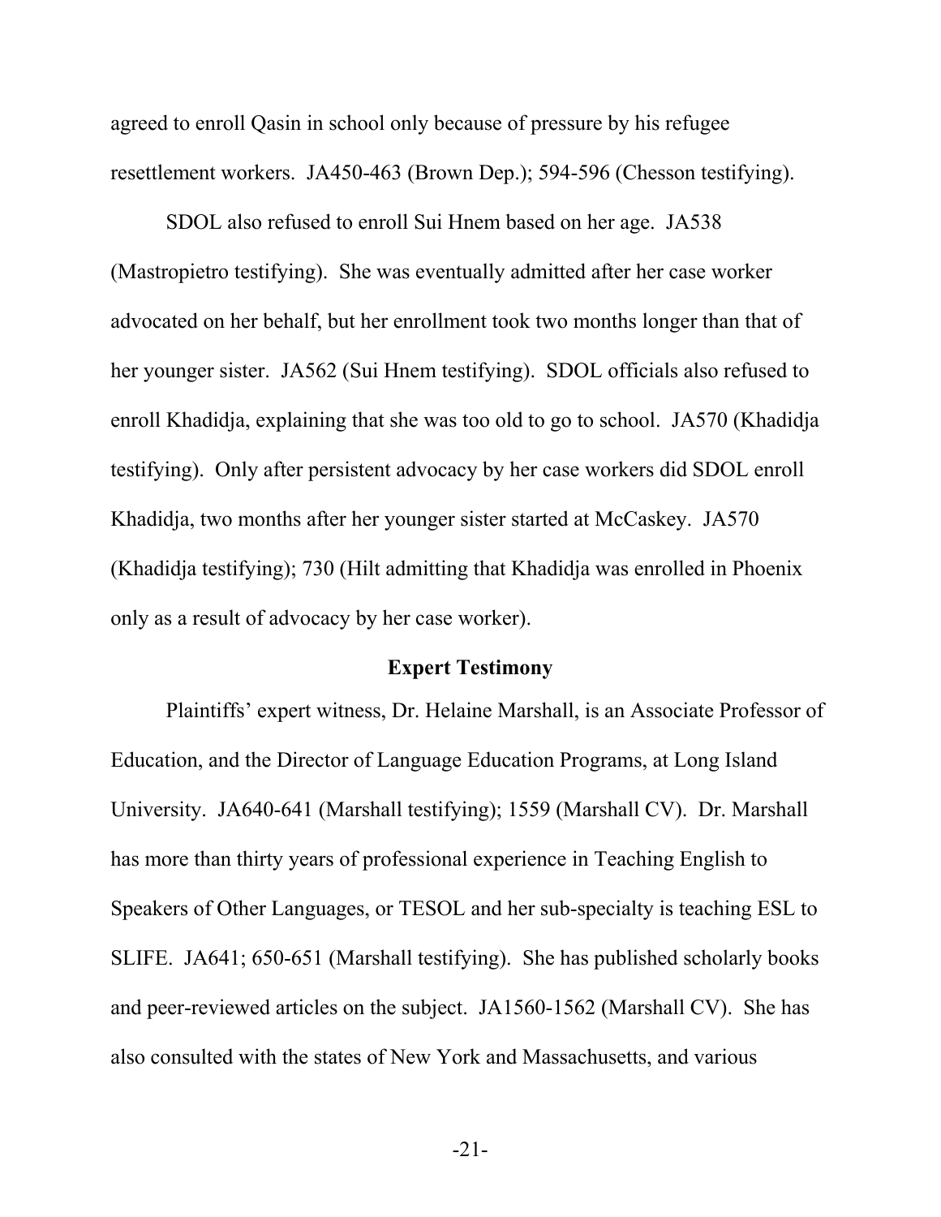agreed to enroll Qasin in school only because of pressure by his refugee resettlement workers. JA450-463 (Brown Dep.); 594-596 (Chesson testifying).

SDOL also refused to enroll Sui Hnem based on her age. JA538 (Mastropietro testifying). She was eventually admitted after her case worker advocated on her behalf, but her enrollment took two months longer than that of her younger sister. JA562 (Sui Hnem testifying). SDOL officials also refused to enroll Khadidja, explaining that she was too old to go to school. JA570 (Khadidja testifying). Only after persistent advocacy by her case workers did SDOL enroll Khadidja, two months after her younger sister started at McCaskey. JA570 (Khadidja testifying); 730 (Hilt admitting that Khadidja was enrolled in Phoenix only as a result of advocacy by her case worker).

**Expert Testimony**

Plaintiffs' expert witness, Dr. Helaine Marshall, is an Associate Professor of Education, and the Director of Language Education Programs, at Long Island University. JA640-641 (Marshall testifying); 1559 (Marshall CV). Dr. Marshall has more than thirty years of professional experience in Teaching English to Speakers of Other Languages, or TESOL and her sub-specialty is teaching ESL to SLIFE. JA641; 650-651 (Marshall testifying). She has published scholarly books and peer-reviewed articles on the subject. JA1560-1562 (Marshall CV). She has also consulted with the states of New York and Massachusetts, and various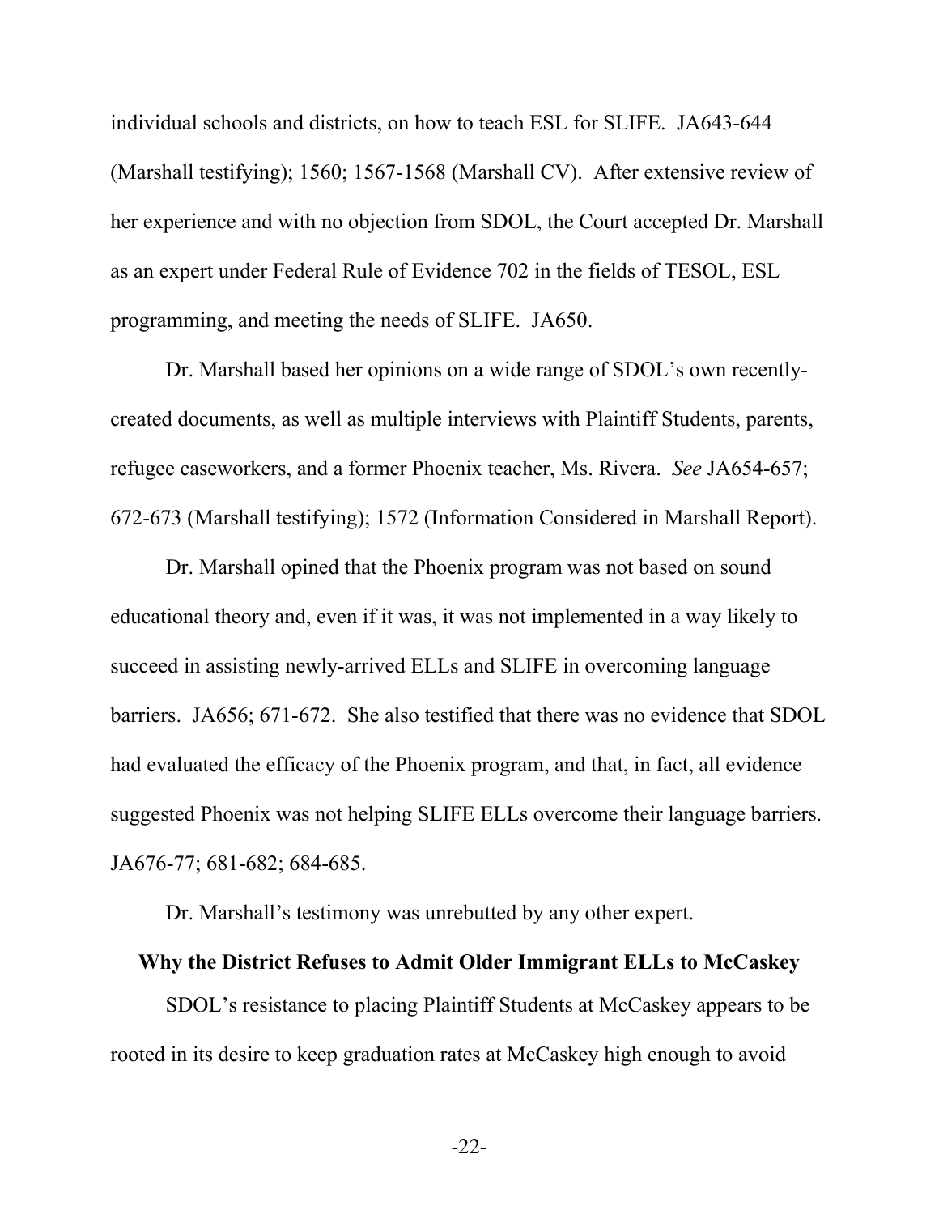individual schools and districts, on how to teach ESL for SLIFE. JA643-644 (Marshall testifying); 1560; 1567-1568 (Marshall CV). After extensive review of her experience and with no objection from SDOL, the Court accepted Dr. Marshall as an expert under Federal Rule of Evidence 702 in the fields of TESOL, ESL programming, and meeting the needs of SLIFE. JA650.

Dr. Marshall based her opinions on a wide range of SDOL's own recently-created documents, as well as multiple interviews with Plaintiff Students, parents, refugee caseworkers, and a former Phoenix teacher, Ms. Rivera. *See* JA654-657; 672-673 (Marshall testifying); 1572 (Information Considered in Marshall Report).

Dr. Marshall opined that the Phoenix program was not based on sound educational theory and, even if it was, it was not implemented in a way likely to succeed in assisting newly-arrived ELLs and SLIFE in overcoming language barriers. JA656; 671-672. She also testified that there was no evidence that SDOL had evaluated the efficacy of the Phoenix program, and that, in fact, all evidence suggested Phoenix was not helping SLIFE ELLs overcome their language barriers. JA676-77; 681-682; 684-685.

Dr. Marshall's testimony was unrebutted by any other expert.

**Why the District Refuses to Admit Older Immigrant ELLs to McCaskey**

SDOL's resistance to placing Plaintiff Students at McCaskey appears to be rooted in its desire to keep graduation rates at McCaskey high enough to avoid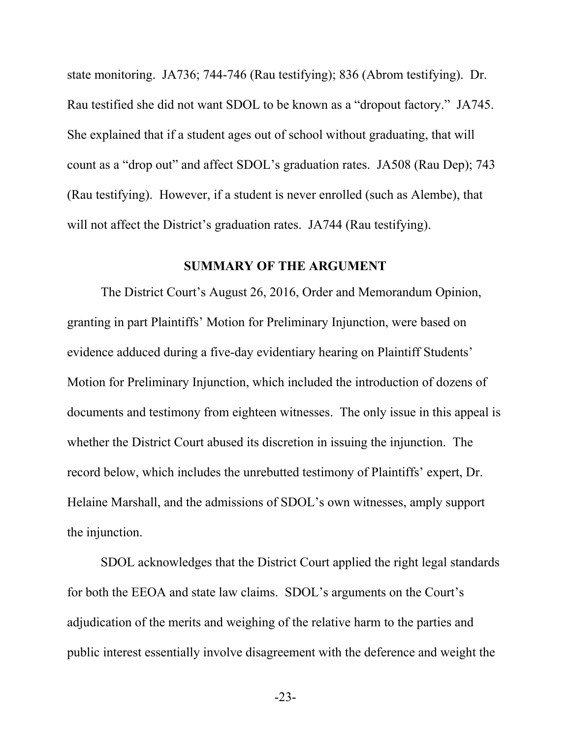state monitoring. JA736; 744-746 (Rau testifying); 836 (Abrom testifying). Dr. Rau testified she did not want SDOL to be known as a "dropout factory." JA745. She explained that if a student ages out of school without graduating, that will count as a "drop out" and affect SDOL's graduation rates. JA508 (Rau Dep); 743 (Rau testifying). However, if a student is never enrolled (such as Alembe), that will not affect the District's graduation rates. JA744 (Rau testifying).

## SUMMARY OF THE ARGUMENT

The District Court's August 26, 2016, Order and Memorandum Opinion, granting in part Plaintiffs' Motion for Preliminary Injunction, were based on evidence adduced during a five-day evidentiary hearing on Plaintiff Students' Motion for Preliminary Injunction, which included the introduction of dozens of documents and testimony from eighteen witnesses. The only issue in this appeal is whether the District Court abused its discretion in issuing the injunction. The record below, which includes the unrebutted testimony of Plaintiffs' expert, Dr. Helaine Marshall, and the admissions of SDOL's own witnesses, amply support the injunction.

SDOL acknowledges that the District Court applied the right legal standards for both the EEOA and state law claims. SDOL's arguments on the Court's adjudication of the merits and weighing of the relative harm to the parties and public interest essentially involve disagreement with the deference and weight the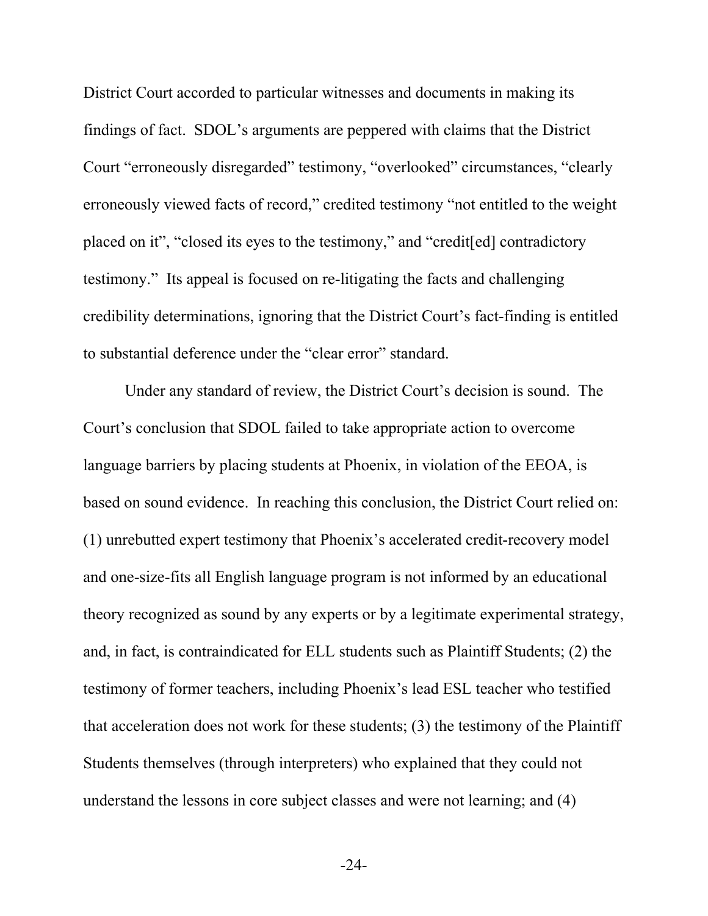District Court accorded to particular witnesses and documents in making its findings of fact. SDOL's arguments are peppered with claims that the District Court "erroneously disregarded" testimony, "overlooked" circumstances, "clearly erroneously viewed facts of record," credited testimony "not entitled to the weight placed on it", "closed its eyes to the testimony," and "credit[ed] contradictory testimony." Its appeal is focused on re-litigating the facts and challenging credibility determinations, ignoring that the District Court's fact-finding is entitled to substantial deference under the "clear error" standard.

Under any standard of review, the District Court's decision is sound. The Court's conclusion that SDOL failed to take appropriate action to overcome language barriers by placing students at Phoenix, in violation of the EEOA, is based on sound evidence. In reaching this conclusion, the District Court relied on: (1) unrebutted expert testimony that Phoenix's accelerated credit-recovery model and one-size-fits all English language program is not informed by an educational theory recognized as sound by any experts or by a legitimate experimental strategy, and, in fact, is contraindicated for ELL students such as Plaintiff Students; (2) the testimony of former teachers, including Phoenix's lead ESL teacher who testified that acceleration does not work for these students; (3) the testimony of the Plaintiff Students themselves (through interpreters) who explained that they could not understand the lessons in core subject classes and were not learning; and (4)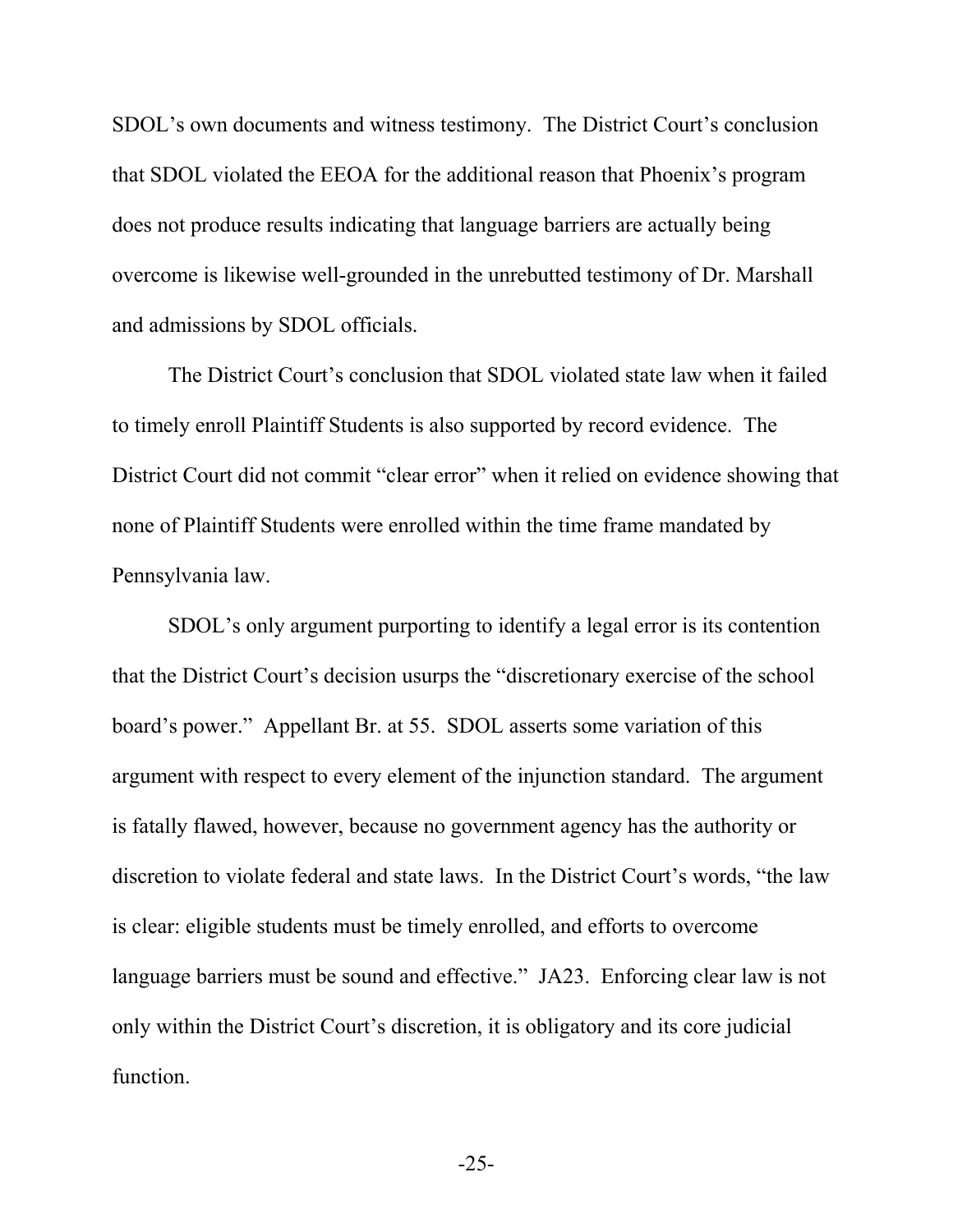SDOL's own documents and witness testimony. The District Court's conclusion that SDOL violated the EEOA for the additional reason that Phoenix's program does not produce results indicating that language barriers are actually being overcome is likewise well-grounded in the unrebutted testimony of Dr. Marshall and admissions by SDOL officials.

The District Court's conclusion that SDOL violated state law when it failed to timely enroll Plaintiff Students is also supported by record evidence. The District Court did not commit "clear error" when it relied on evidence showing that none of Plaintiff Students were enrolled within the time frame mandated by Pennsylvania law.

SDOL's only argument purporting to identify a legal error is its contention that the District Court's decision usurps the "discretionary exercise of the school board's power." Appellant Br. at 55. SDOL asserts some variation of this argument with respect to every element of the injunction standard. The argument is fatally flawed, however, because no government agency has the authority or discretion to violate federal and state laws. In the District Court's words, "the law is clear: eligible students must be timely enrolled, and efforts to overcome language barriers must be sound and effective." JA23. Enforcing clear law is not only within the District Court's discretion, it is obligatory and its core judicial function.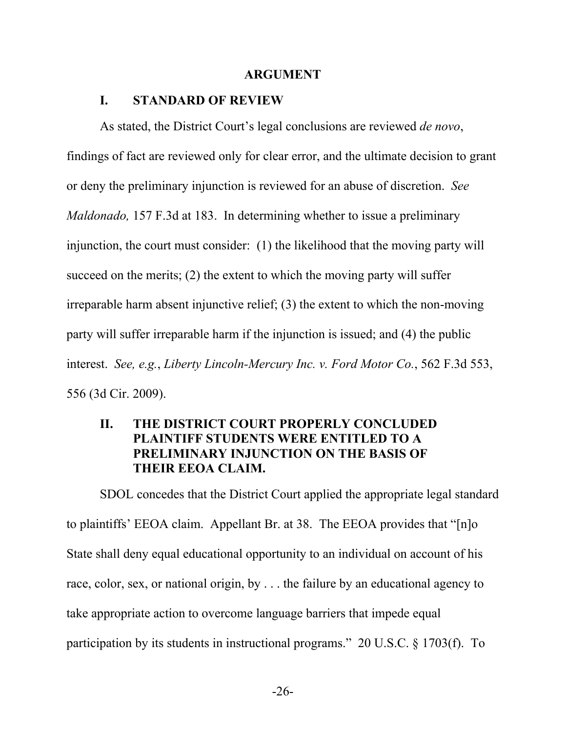# ARGUMENT

## I. STANDARD OF REVIEW

As stated, the District Court's legal conclusions are reviewed *de novo*, findings of fact are reviewed only for clear error, and the ultimate decision to grant or deny the preliminary injunction is reviewed for an abuse of discretion. *See Maldonado,* 157 F.3d at 183. In determining whether to issue a preliminary injunction, the court must consider: (1) the likelihood that the moving party will succeed on the merits; (2) the extent to which the moving party will suffer irreparable harm absent injunctive relief; (3) the extent to which the non-moving party will suffer irreparable harm if the injunction is issued; and (4) the public interest. *See, e.g.*, *Liberty Lincoln-Mercury Inc. v. Ford Motor Co.*, 562 F.3d 553, 556 (3d Cir. 2009).

## II. THE DISTRICT COURT PROPERLY CONCLUDED PLAINTIFF STUDENTS WERE ENTITLED TO A PRELIMINARY INJUNCTION ON THE BASIS OF THEIR EEOA CLAIM.

SDOL concedes that the District Court applied the appropriate legal standard to plaintiffs' EEOA claim. Appellant Br. at 38. The EEOA provides that "[n]o State shall deny equal educational opportunity to an individual on account of his race, color, sex, or national origin, by . . . the failure by an educational agency to take appropriate action to overcome language barriers that impede equal participation by its students in instructional programs." 20 U.S.C. § 1703(f). To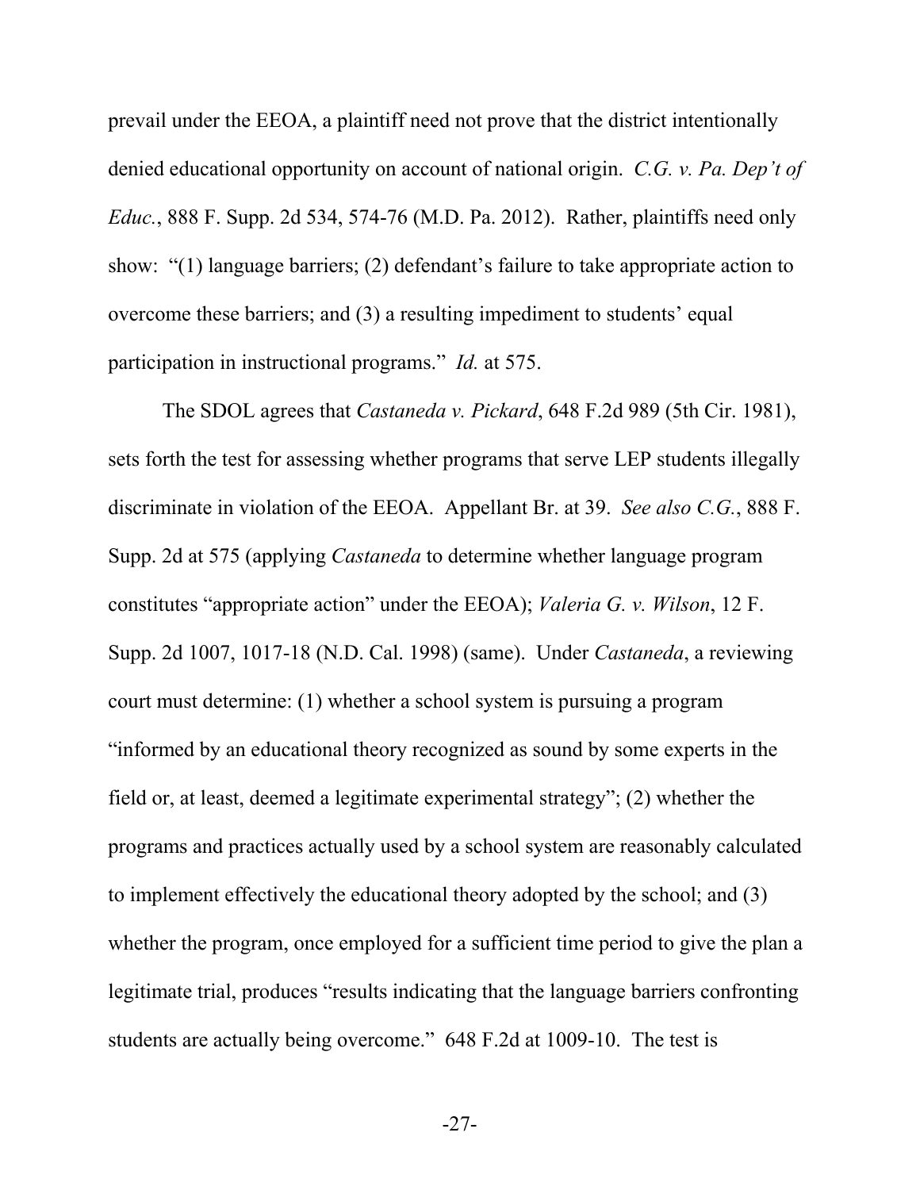prevail under the EEOA, a plaintiff need not prove that the district intentionally denied educational opportunity on account of national origin. *C.G. v. Pa. Dep't of Educ.*, 888 F. Supp. 2d 534, 574-76 (M.D. Pa. 2012). Rather, plaintiffs need only show: "(1) language barriers; (2) defendant's failure to take appropriate action to overcome these barriers; and (3) a resulting impediment to students' equal participation in instructional programs." *Id.* at 575.

The SDOL agrees that *Castaneda v. Pickard*, 648 F.2d 989 (5th Cir. 1981), sets forth the test for assessing whether programs that serve LEP students illegally discriminate in violation of the EEOA. Appellant Br. at 39. *See also C.G.*, 888 F. Supp. 2d at 575 (applying *Castaneda* to determine whether language program constitutes "appropriate action" under the EEOA); *Valeria G. v. Wilson*, 12 F. Supp. 2d 1007, 1017-18 (N.D. Cal. 1998) (same). Under *Castaneda*, a reviewing court must determine: (1) whether a school system is pursuing a program "informed by an educational theory recognized as sound by some experts in the field or, at least, deemed a legitimate experimental strategy"; (2) whether the programs and practices actually used by a school system are reasonably calculated to implement effectively the educational theory adopted by the school; and (3) whether the program, once employed for a sufficient time period to give the plan a legitimate trial, produces "results indicating that the language barriers confronting students are actually being overcome." 648 F.2d at 1009-10. The test is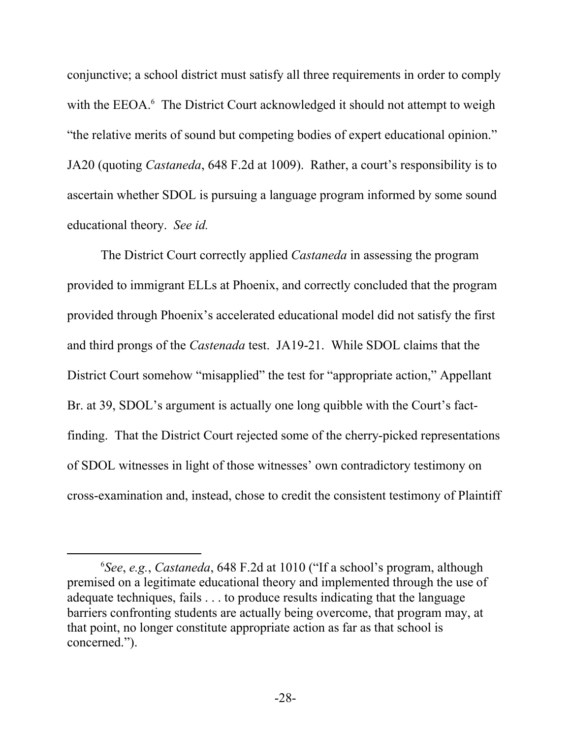conjunctive; a school district must satisfy all three requirements in order to comply with the EEOA.[6] The District Court acknowledged it should not attempt to weigh "the relative merits of sound but competing bodies of expert educational opinion." JA20 (quoting *Castaneda*, 648 F.2d at 1009). Rather, a court's responsibility is to ascertain whether SDOL is pursuing a language program informed by some sound educational theory. *See id.*

The District Court correctly applied *Castaneda* in assessing the program provided to immigrant ELLs at Phoenix, and correctly concluded that the program provided through Phoenix's accelerated educational model did not satisfy the first and third prongs of the *Castenada* test. JA19-21. While SDOL claims that the District Court somehow "misapplied" the test for "appropriate action," Appellant Br. at 39, SDOL's argument is actually one long quibble with the Court's fact-finding. That the District Court rejected some of the cherry-picked representations of SDOL witnesses in light of those witnesses' own contradictory testimony on cross-examination and, instead, chose to credit the consistent testimony of Plaintiff

---

[6] *See*, *e.g.*, *Castaneda*, 648 F.2d at 1010 ("If a school's program, although premised on a legitimate educational theory and implemented through the use of adequate techniques, fails . . . to produce results indicating that the language barriers confronting students are actually being overcome, that program may, at that point, no longer constitute appropriate action as far as that school is concerned.").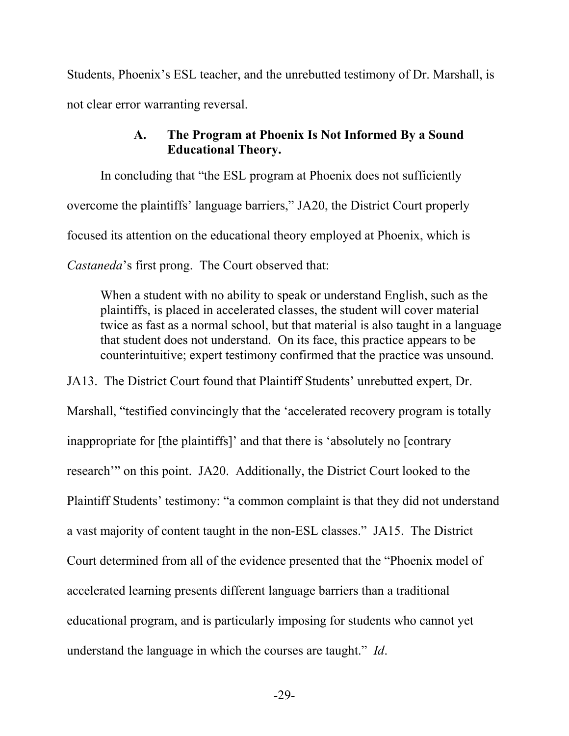Students, Phoenix's ESL teacher, and the unrebutted testimony of Dr. Marshall, is not clear error warranting reversal.

### A. The Program at Phoenix Is Not Informed By a Sound Educational Theory.

In concluding that "the ESL program at Phoenix does not sufficiently overcome the plaintiffs' language barriers," JA20, the District Court properly focused its attention on the educational theory employed at Phoenix, which is *Castaneda*'s first prong. The Court observed that:

> When a student with no ability to speak or understand English, such as the plaintiffs, is placed in accelerated classes, the student will cover material twice as fast as a normal school, but that material is also taught in a language that student does not understand. On its face, this practice appears to be counterintuitive; expert testimony confirmed that the practice was unsound.

JA13. The District Court found that Plaintiff Students' unrebutted expert, Dr. Marshall, "testified convincingly that the 'accelerated recovery program is totally inappropriate for [the plaintiffs]' and that there is 'absolutely no [contrary research'" on this point. JA20. Additionally, the District Court looked to the Plaintiff Students' testimony: "a common complaint is that they did not understand a vast majority of content taught in the non-ESL classes." JA15. The District Court determined from all of the evidence presented that the "Phoenix model of accelerated learning presents different language barriers than a traditional educational program, and is particularly imposing for students who cannot yet understand the language in which the courses are taught." *Id*.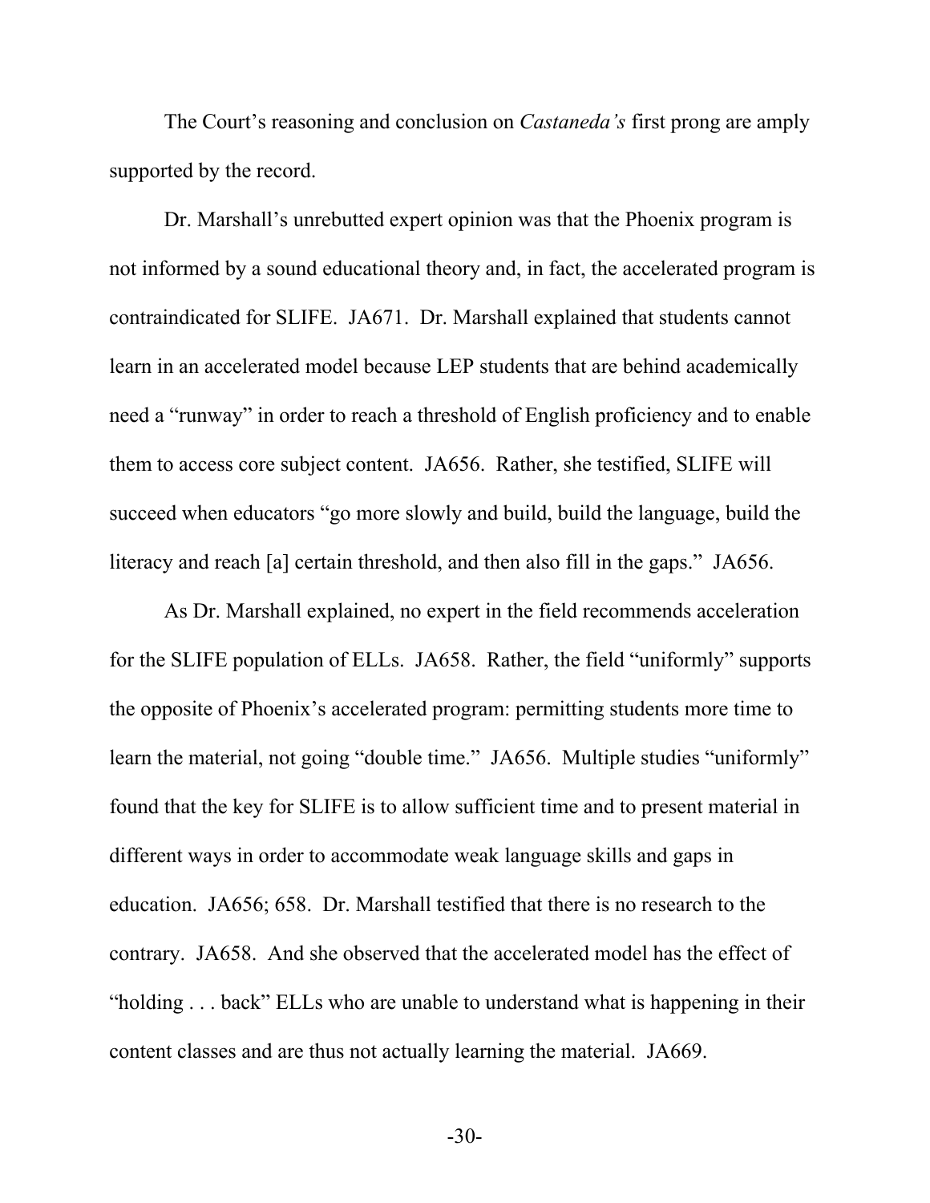The Court's reasoning and conclusion on *Castaneda's* first prong are amply supported by the record.

Dr. Marshall's unrebutted expert opinion was that the Phoenix program is not informed by a sound educational theory and, in fact, the accelerated program is contraindicated for SLIFE. JA671. Dr. Marshall explained that students cannot learn in an accelerated model because LEP students that are behind academically need a "runway" in order to reach a threshold of English proficiency and to enable them to access core subject content. JA656. Rather, she testified, SLIFE will succeed when educators "go more slowly and build, build the language, build the literacy and reach [a] certain threshold, and then also fill in the gaps." JA656.

As Dr. Marshall explained, no expert in the field recommends acceleration for the SLIFE population of ELLs. JA658. Rather, the field "uniformly" supports the opposite of Phoenix's accelerated program: permitting students more time to learn the material, not going "double time." JA656. Multiple studies "uniformly" found that the key for SLIFE is to allow sufficient time and to present material in different ways in order to accommodate weak language skills and gaps in education. JA656; 658. Dr. Marshall testified that there is no research to the contrary. JA658. And she observed that the accelerated model has the effect of "holding . . . back" ELLs who are unable to understand what is happening in their content classes and are thus not actually learning the material. JA669.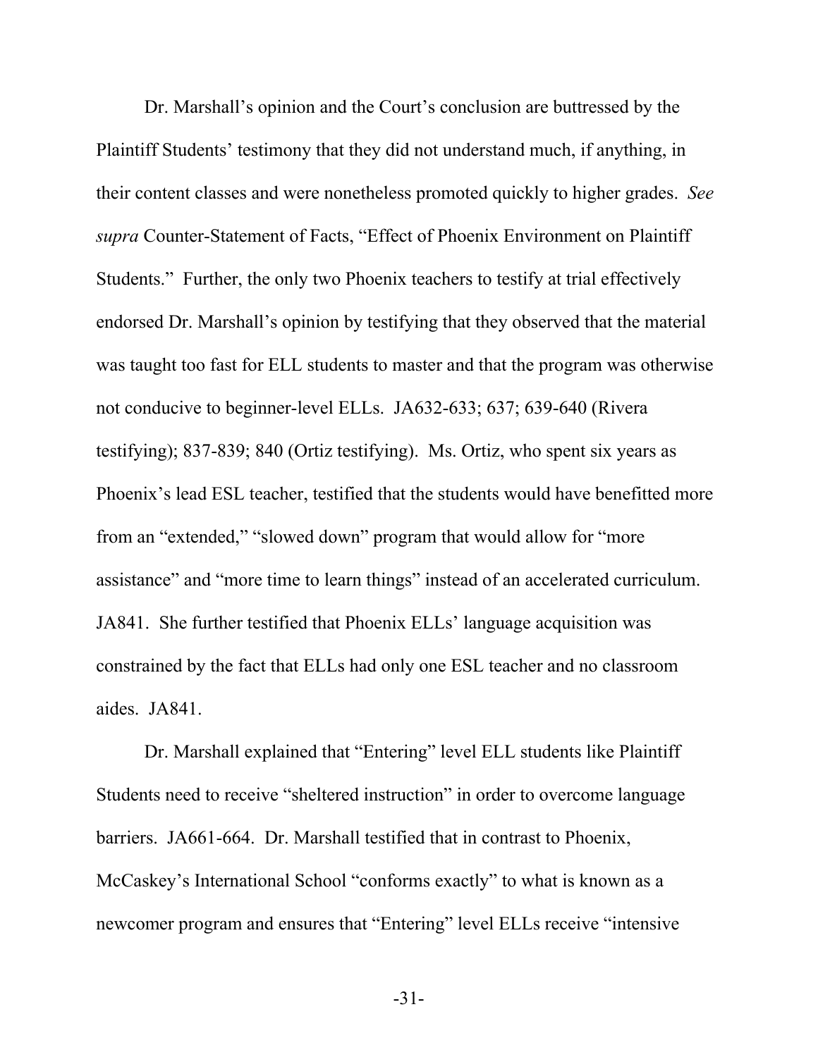Dr. Marshall's opinion and the Court's conclusion are buttressed by the Plaintiff Students' testimony that they did not understand much, if anything, in their content classes and were nonetheless promoted quickly to higher grades. *See supra* Counter-Statement of Facts, "Effect of Phoenix Environment on Plaintiff Students." Further, the only two Phoenix teachers to testify at trial effectively endorsed Dr. Marshall's opinion by testifying that they observed that the material was taught too fast for ELL students to master and that the program was otherwise not conducive to beginner-level ELLs. JA632-633; 637; 639-640 (Rivera testifying); 837-839; 840 (Ortiz testifying). Ms. Ortiz, who spent six years as Phoenix's lead ESL teacher, testified that the students would have benefitted more from an "extended," "slowed down" program that would allow for "more assistance" and "more time to learn things" instead of an accelerated curriculum. JA841. She further testified that Phoenix ELLs' language acquisition was constrained by the fact that ELLs had only one ESL teacher and no classroom aides. JA841.

Dr. Marshall explained that "Entering" level ELL students like Plaintiff Students need to receive "sheltered instruction" in order to overcome language barriers. JA661-664. Dr. Marshall testified that in contrast to Phoenix, McCaskey's International School "conforms exactly" to what is known as a newcomer program and ensures that "Entering" level ELLs receive "intensive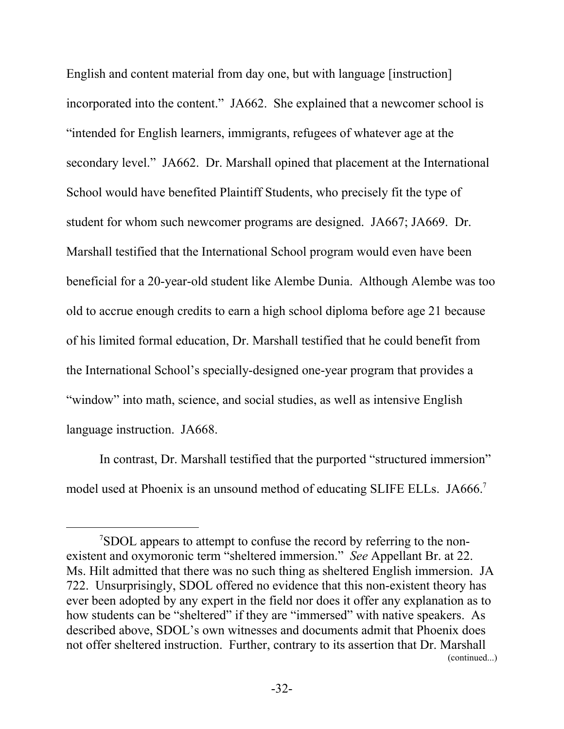English and content material from day one, but with language [instruction] incorporated into the content." JA662. She explained that a newcomer school is "intended for English learners, immigrants, refugees of whatever age at the secondary level." JA662. Dr. Marshall opined that placement at the International School would have benefited Plaintiff Students, who precisely fit the type of student for whom such newcomer programs are designed. JA667; JA669. Dr. Marshall testified that the International School program would even have been beneficial for a 20-year-old student like Alembe Dunia. Although Alembe was too old to accrue enough credits to earn a high school diploma before age 21 because of his limited formal education, Dr. Marshall testified that he could benefit from the International School's specially-designed one-year program that provides a "window" into math, science, and social studies, as well as intensive English language instruction. JA668.

In contrast, Dr. Marshall testified that the purported "structured immersion" model used at Phoenix is an unsound method of educating SLIFE ELLs. JA666.[7]

[7] SDOL appears to attempt to confuse the record by referring to the non-existent and oxymoronic term "sheltered immersion." *See* Appellant Br. at 22. Ms. Hilt admitted that there was no such thing as sheltered English immersion. JA 722. Unsurprisingly, SDOL offered no evidence that this non-existent theory has ever been adopted by any expert in the field nor does it offer any explanation as to how students can be "sheltered" if they are "immersed" with native speakers. As described above, SDOL's own witnesses and documents admit that Phoenix does not offer sheltered instruction. Further, contrary to its assertion that Dr. Marshall (continued...)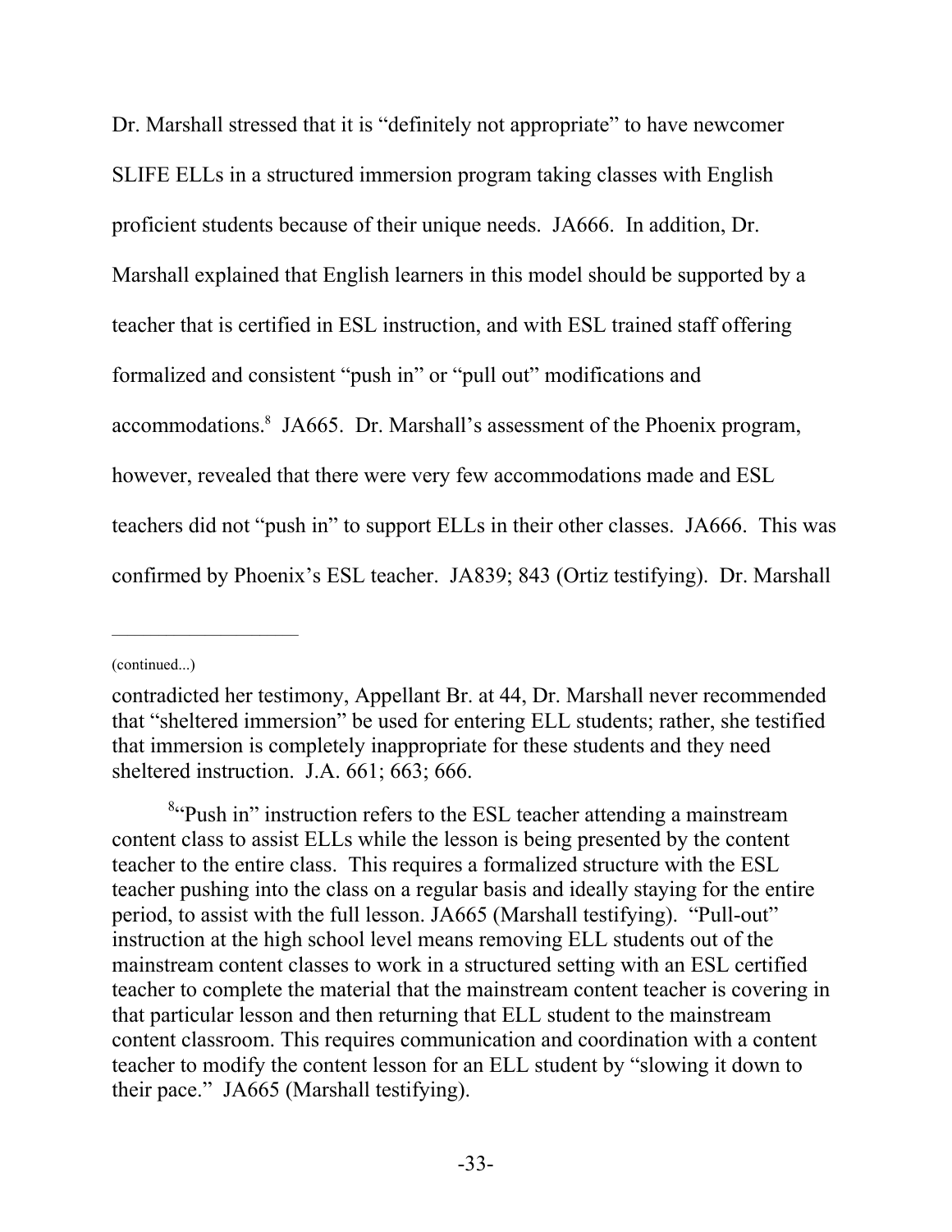Dr. Marshall stressed that it is "definitely not appropriate" to have newcomer SLIFE ELLs in a structured immersion program taking classes with English proficient students because of their unique needs. JA666. In addition, Dr. Marshall explained that English learners in this model should be supported by a teacher that is certified in ESL instruction, and with ESL trained staff offering formalized and consistent "push in" or "pull out" modifications and accommodations.[8] JA665. Dr. Marshall's assessment of the Phoenix program, however, revealed that there were very few accommodations made and ESL teachers did not "push in" to support ELLs in their other classes. JA666. This was confirmed by Phoenix's ESL teacher. JA839; 843 (Ortiz testifying). Dr. Marshall

---

(continued...)

contradicted her testimony, Appellant Br. at 44, Dr. Marshall never recommended that "sheltered immersion" be used for entering ELL students; rather, she testified that immersion is completely inappropriate for these students and they need sheltered instruction. J.A. 661; 663; 666.

[8]"Push in" instruction refers to the ESL teacher attending a mainstream content class to assist ELLs while the lesson is being presented by the content teacher to the entire class. This requires a formalized structure with the ESL teacher pushing into the class on a regular basis and ideally staying for the entire period, to assist with the full lesson. JA665 (Marshall testifying). "Pull-out" instruction at the high school level means removing ELL students out of the mainstream content classes to work in a structured setting with an ESL certified teacher to complete the material that the mainstream content teacher is covering in that particular lesson and then returning that ELL student to the mainstream content classroom. This requires communication and coordination with a content teacher to modify the content lesson for an ELL student by "slowing it down to their pace." JA665 (Marshall testifying).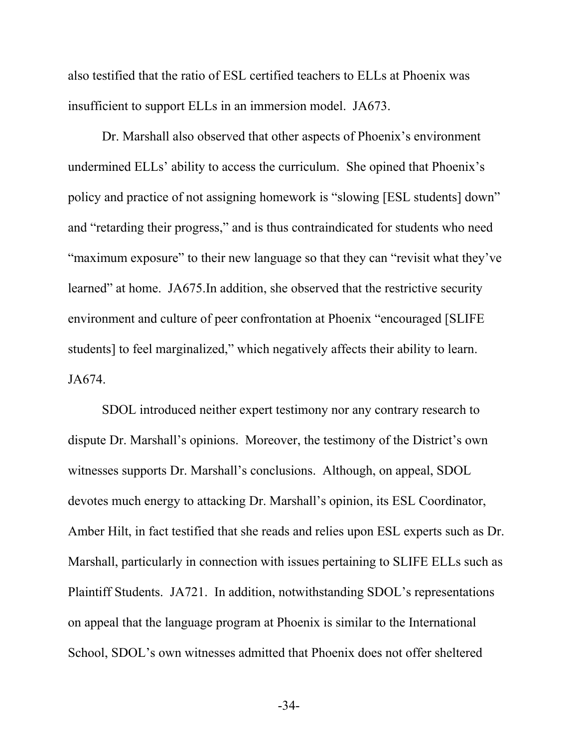also testified that the ratio of ESL certified teachers to ELLs at Phoenix was insufficient to support ELLs in an immersion model. JA673.

Dr. Marshall also observed that other aspects of Phoenix's environment undermined ELLs' ability to access the curriculum. She opined that Phoenix's policy and practice of not assigning homework is "slowing [ESL students] down" and "retarding their progress," and is thus contraindicated for students who need "maximum exposure" to their new language so that they can "revisit what they've learned" at home. JA675.In addition, she observed that the restrictive security environment and culture of peer confrontation at Phoenix "encouraged [SLIFE students] to feel marginalized," which negatively affects their ability to learn. JA674.

SDOL introduced neither expert testimony nor any contrary research to dispute Dr. Marshall's opinions. Moreover, the testimony of the District's own witnesses supports Dr. Marshall's conclusions. Although, on appeal, SDOL devotes much energy to attacking Dr. Marshall's opinion, its ESL Coordinator, Amber Hilt, in fact testified that she reads and relies upon ESL experts such as Dr. Marshall, particularly in connection with issues pertaining to SLIFE ELLs such as Plaintiff Students. JA721. In addition, notwithstanding SDOL's representations on appeal that the language program at Phoenix is similar to the International School, SDOL's own witnesses admitted that Phoenix does not offer sheltered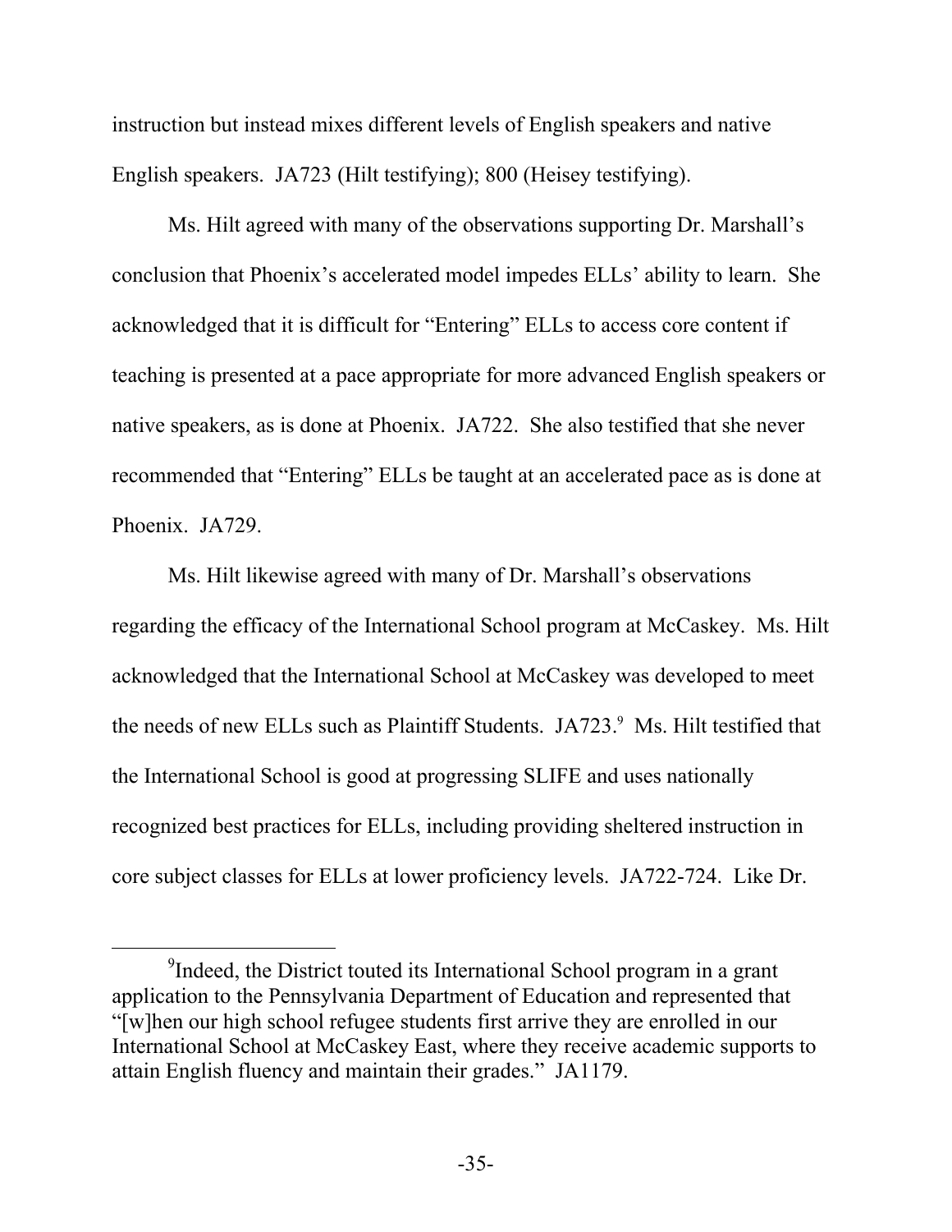instruction but instead mixes different levels of English speakers and native English speakers. JA723 (Hilt testifying); 800 (Heisey testifying).

Ms. Hilt agreed with many of the observations supporting Dr. Marshall's conclusion that Phoenix's accelerated model impedes ELLs' ability to learn. She acknowledged that it is difficult for "Entering" ELLs to access core content if teaching is presented at a pace appropriate for more advanced English speakers or native speakers, as is done at Phoenix. JA722. She also testified that she never recommended that "Entering" ELLs be taught at an accelerated pace as is done at Phoenix. JA729.

Ms. Hilt likewise agreed with many of Dr. Marshall's observations regarding the efficacy of the International School program at McCaskey. Ms. Hilt acknowledged that the International School at McCaskey was developed to meet the needs of new ELLs such as Plaintiff Students. JA723.[9] Ms. Hilt testified that the International School is good at progressing SLIFE and uses nationally recognized best practices for ELLs, including providing sheltered instruction in core subject classes for ELLs at lower proficiency levels. JA722-724. Like Dr.

[9] Indeed, the District touted its International School program in a grant application to the Pennsylvania Department of Education and represented that "[w]hen our high school refugee students first arrive they are enrolled in our International School at McCaskey East, where they receive academic supports to attain English fluency and maintain their grades." JA1179.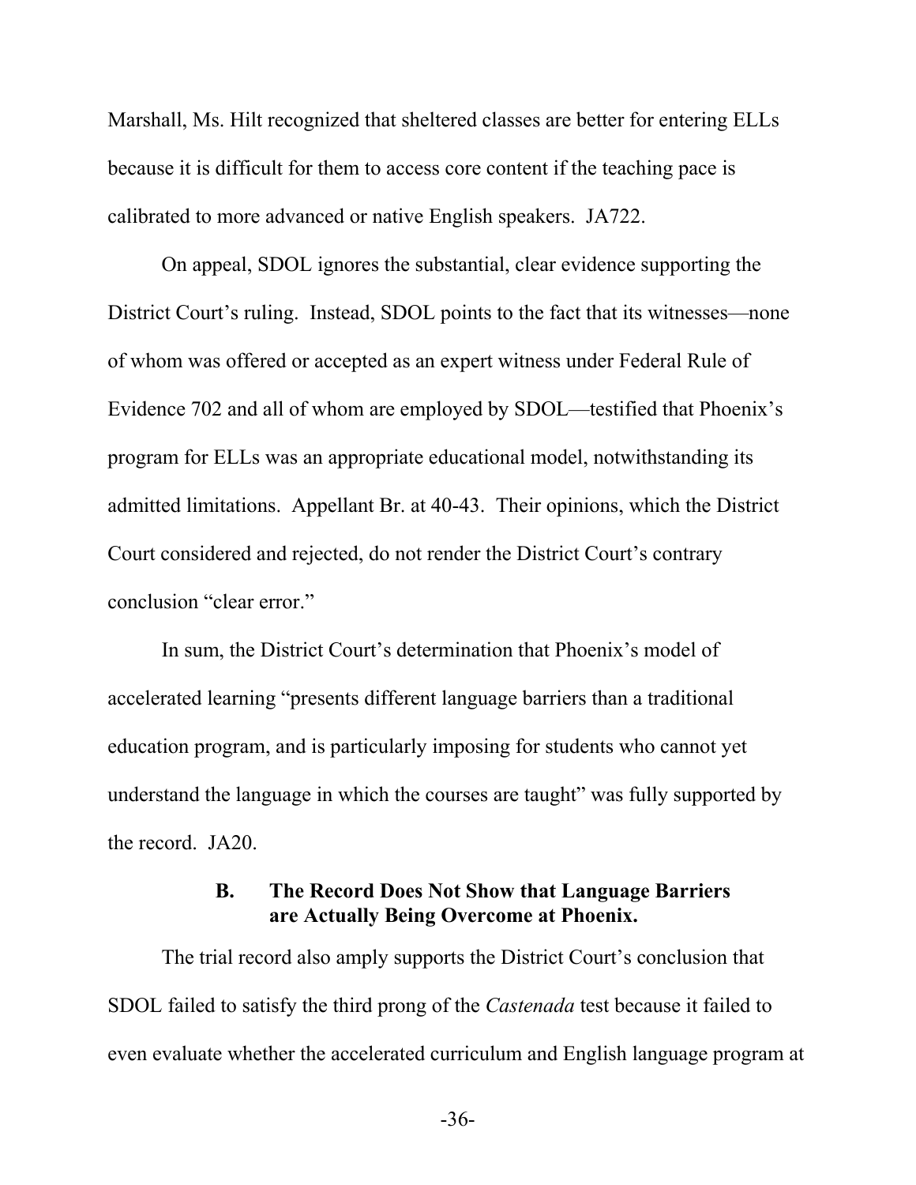Marshall, Ms. Hilt recognized that sheltered classes are better for entering ELLs because it is difficult for them to access core content if the teaching pace is calibrated to more advanced or native English speakers. JA722.

On appeal, SDOL ignores the substantial, clear evidence supporting the District Court's ruling. Instead, SDOL points to the fact that its witnesses—none of whom was offered or accepted as an expert witness under Federal Rule of Evidence 702 and all of whom are employed by SDOL—testified that Phoenix's program for ELLs was an appropriate educational model, notwithstanding its admitted limitations. Appellant Br. at 40-43. Their opinions, which the District Court considered and rejected, do not render the District Court's contrary conclusion "clear error."

In sum, the District Court's determination that Phoenix's model of accelerated learning "presents different language barriers than a traditional education program, and is particularly imposing for students who cannot yet understand the language in which the courses are taught" was fully supported by the record. JA20.

### B. The Record Does Not Show that Language Barriers are Actually Being Overcome at Phoenix.

The trial record also amply supports the District Court's conclusion that SDOL failed to satisfy the third prong of the *Castenada* test because it failed to even evaluate whether the accelerated curriculum and English language program at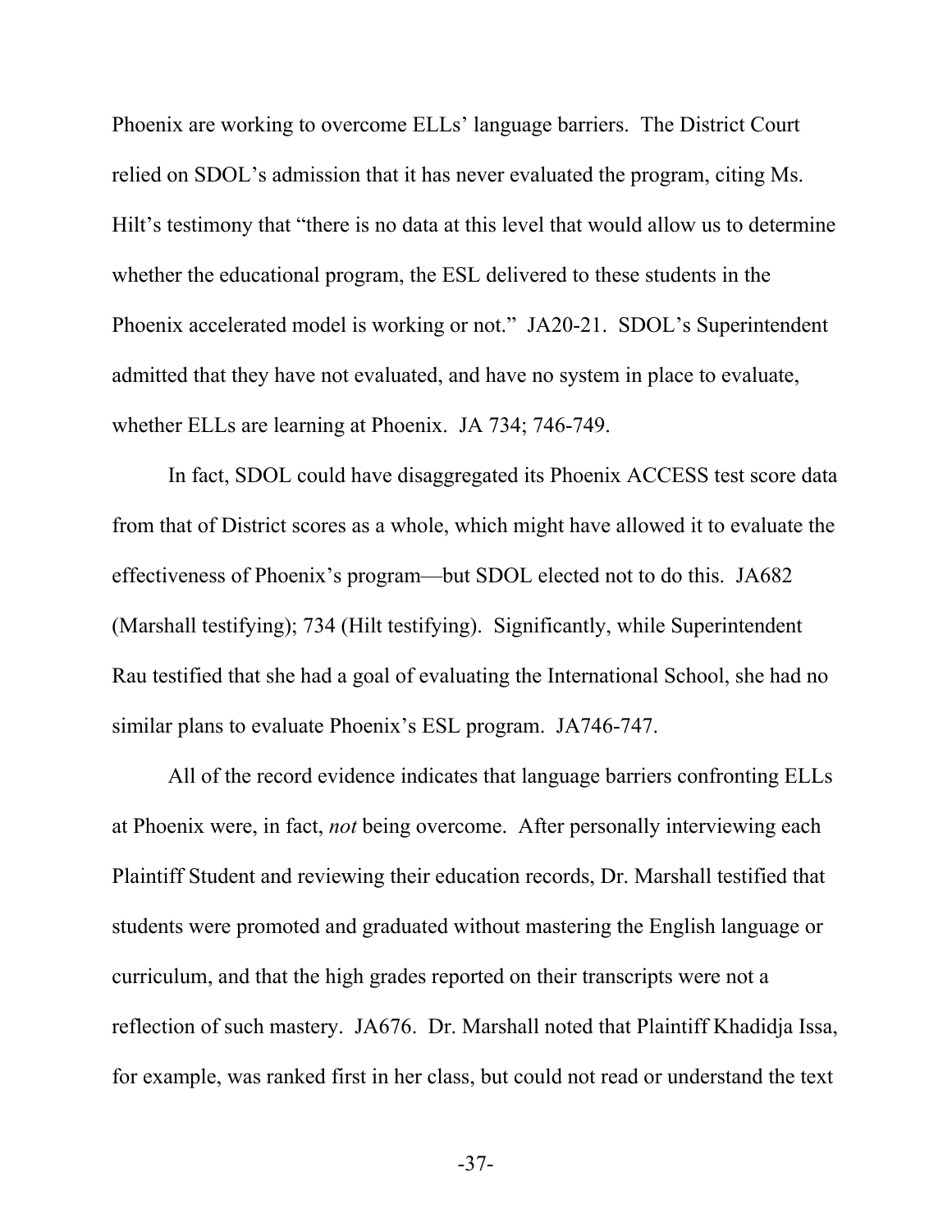Phoenix are working to overcome ELLs' language barriers. The District Court relied on SDOL's admission that it has never evaluated the program, citing Ms. Hilt's testimony that "there is no data at this level that would allow us to determine whether the educational program, the ESL delivered to these students in the Phoenix accelerated model is working or not." JA20-21. SDOL's Superintendent admitted that they have not evaluated, and have no system in place to evaluate, whether ELLs are learning at Phoenix. JA 734; 746-749.

In fact, SDOL could have disaggregated its Phoenix ACCESS test score data from that of District scores as a whole, which might have allowed it to evaluate the effectiveness of Phoenix's program—but SDOL elected not to do this. JA682 (Marshall testifying); 734 (Hilt testifying). Significantly, while Superintendent Rau testified that she had a goal of evaluating the International School, she had no similar plans to evaluate Phoenix's ESL program. JA746-747.

All of the record evidence indicates that language barriers confronting ELLs at Phoenix were, in fact, *not* being overcome. After personally interviewing each Plaintiff Student and reviewing their education records, Dr. Marshall testified that students were promoted and graduated without mastering the English language or curriculum, and that the high grades reported on their transcripts were not a reflection of such mastery. JA676. Dr. Marshall noted that Plaintiff Khadidja Issa, for example, was ranked first in her class, but could not read or understand the text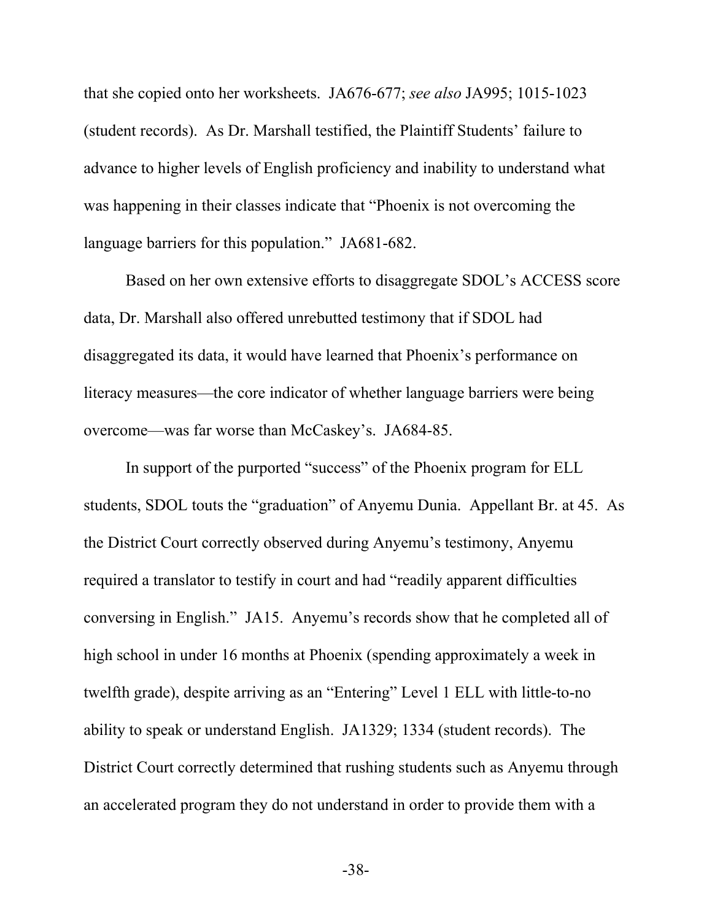that she copied onto her worksheets. JA676-677; *see also* JA995; 1015-1023 (student records). As Dr. Marshall testified, the Plaintiff Students' failure to advance to higher levels of English proficiency and inability to understand what was happening in their classes indicate that "Phoenix is not overcoming the language barriers for this population." JA681-682.

Based on her own extensive efforts to disaggregate SDOL's ACCESS score data, Dr. Marshall also offered unrebutted testimony that if SDOL had disaggregated its data, it would have learned that Phoenix's performance on literacy measures—the core indicator of whether language barriers were being overcome—was far worse than McCaskey's. JA684-85.

In support of the purported "success" of the Phoenix program for ELL students, SDOL touts the "graduation" of Anyemu Dunia. Appellant Br. at 45. As the District Court correctly observed during Anyemu's testimony, Anyemu required a translator to testify in court and had "readily apparent difficulties conversing in English." JA15. Anyemu's records show that he completed all of high school in under 16 months at Phoenix (spending approximately a week in twelfth grade), despite arriving as an "Entering" Level 1 ELL with little-to-no ability to speak or understand English. JA1329; 1334 (student records). The District Court correctly determined that rushing students such as Anyemu through an accelerated program they do not understand in order to provide them with a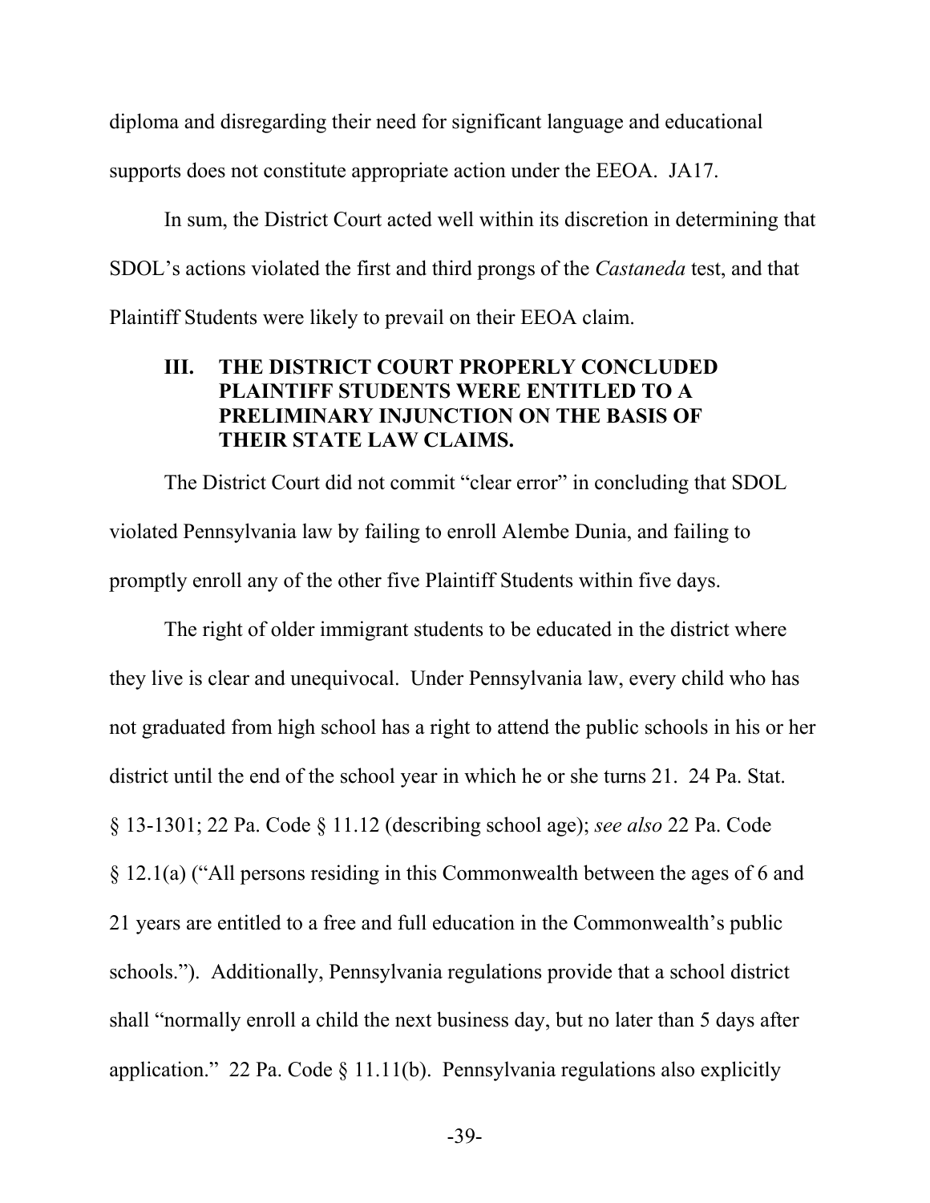diploma and disregarding their need for significant language and educational supports does not constitute appropriate action under the EEOA. JA17.

In sum, the District Court acted well within its discretion in determining that SDOL's actions violated the first and third prongs of the *Castaneda* test, and that Plaintiff Students were likely to prevail on their EEOA claim.

## III. THE DISTRICT COURT PROPERLY CONCLUDED PLAINTIFF STUDENTS WERE ENTITLED TO A PRELIMINARY INJUNCTION ON THE BASIS OF THEIR STATE LAW CLAIMS.

The District Court did not commit "clear error" in concluding that SDOL violated Pennsylvania law by failing to enroll Alembe Dunia, and failing to promptly enroll any of the other five Plaintiff Students within five days.

The right of older immigrant students to be educated in the district where they live is clear and unequivocal. Under Pennsylvania law, every child who has not graduated from high school has a right to attend the public schools in his or her district until the end of the school year in which he or she turns 21. 24 Pa. Stat. § 13-1301; 22 Pa. Code § 11.12 (describing school age); *see also* 22 Pa. Code § 12.1(a) ("All persons residing in this Commonwealth between the ages of 6 and 21 years are entitled to a free and full education in the Commonwealth's public schools."). Additionally, Pennsylvania regulations provide that a school district shall "normally enroll a child the next business day, but no later than 5 days after application." 22 Pa. Code § 11.11(b). Pennsylvania regulations also explicitly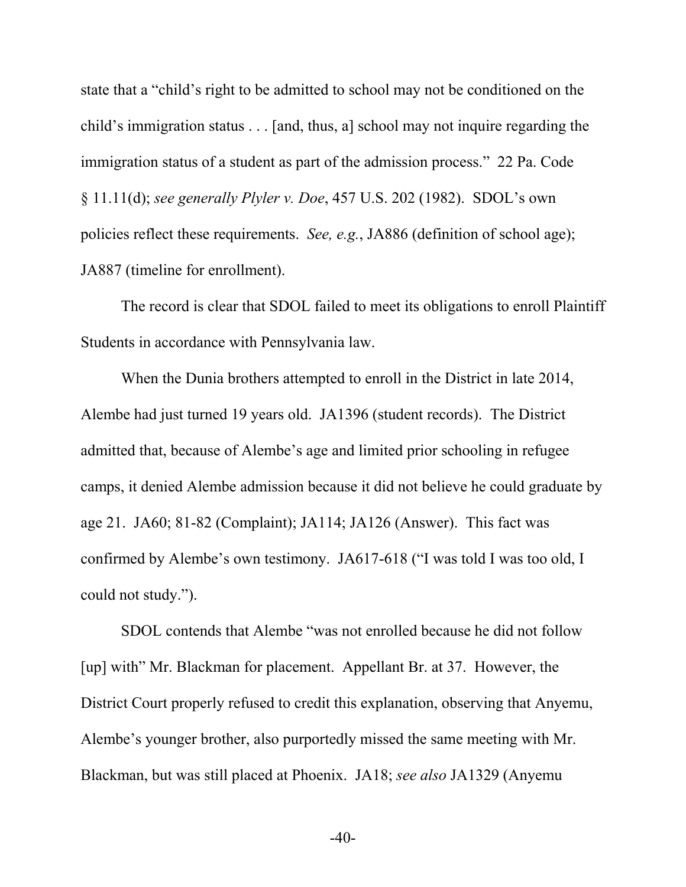state that a "child's right to be admitted to school may not be conditioned on the child's immigration status . . . [and, thus, a] school may not inquire regarding the immigration status of a student as part of the admission process." 22 Pa. Code § 11.11(d); *see generally Plyler v. Doe*, 457 U.S. 202 (1982). SDOL's own policies reflect these requirements. *See, e.g.*, JA886 (definition of school age); JA887 (timeline for enrollment).

The record is clear that SDOL failed to meet its obligations to enroll Plaintiff Students in accordance with Pennsylvania law.

When the Dunia brothers attempted to enroll in the District in late 2014, Alembe had just turned 19 years old. JA1396 (student records). The District admitted that, because of Alembe's age and limited prior schooling in refugee camps, it denied Alembe admission because it did not believe he could graduate by age 21. JA60; 81-82 (Complaint); JA114; JA126 (Answer). This fact was confirmed by Alembe's own testimony. JA617-618 ("I was told I was too old, I could not study.").

SDOL contends that Alembe "was not enrolled because he did not follow [up] with" Mr. Blackman for placement. Appellant Br. at 37. However, the District Court properly refused to credit this explanation, observing that Anyemu, Alembe's younger brother, also purportedly missed the same meeting with Mr. Blackman, but was still placed at Phoenix. JA18; *see also* JA1329 (Anyemu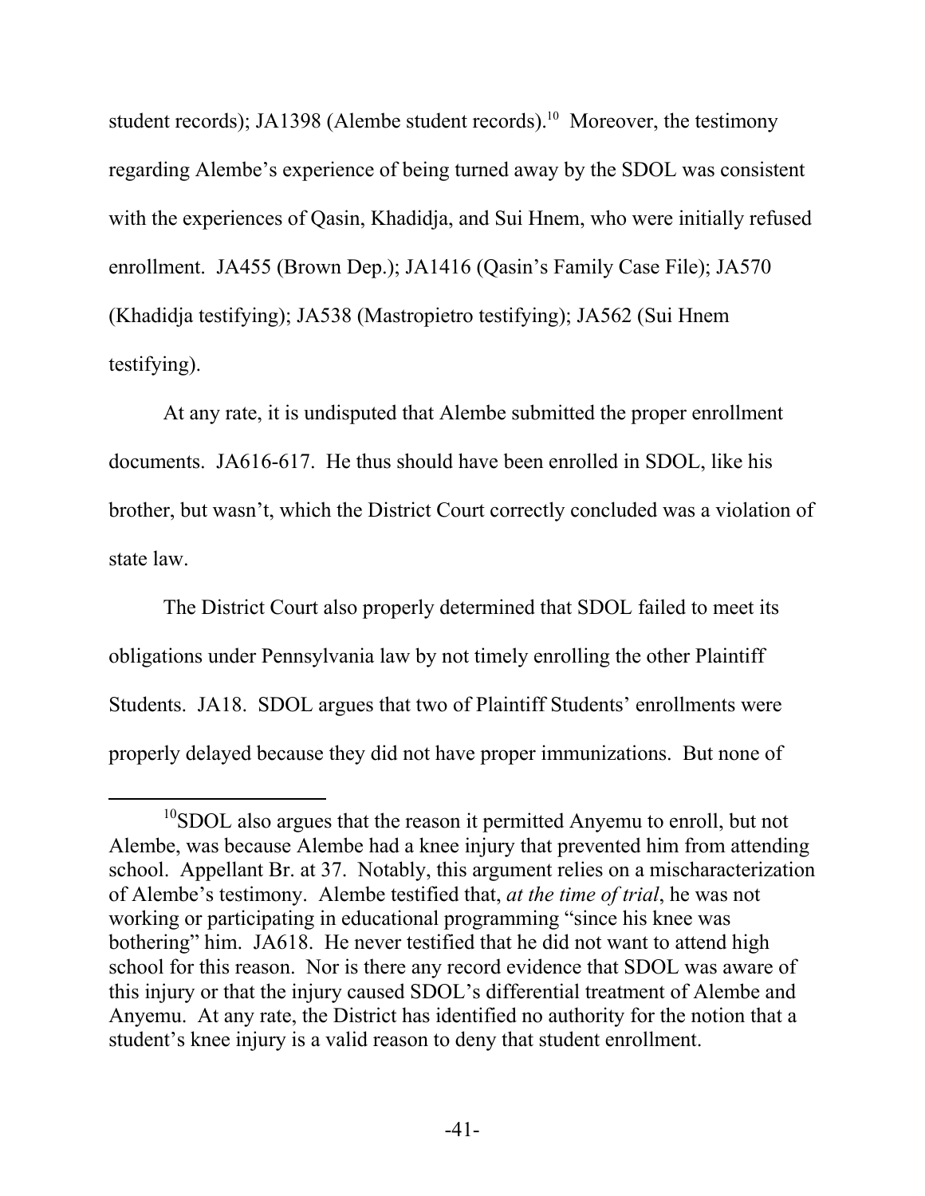student records); JA1398 (Alembe student records).[10] Moreover, the testimony regarding Alembe's experience of being turned away by the SDOL was consistent with the experiences of Qasin, Khadidja, and Sui Hnem, who were initially refused enrollment. JA455 (Brown Dep.); JA1416 (Qasin's Family Case File); JA570 (Khadidja testifying); JA538 (Mastropietro testifying); JA562 (Sui Hnem testifying).

At any rate, it is undisputed that Alembe submitted the proper enrollment documents. JA616-617. He thus should have been enrolled in SDOL, like his brother, but wasn't, which the District Court correctly concluded was a violation of state law.

The District Court also properly determined that SDOL failed to meet its obligations under Pennsylvania law by not timely enrolling the other Plaintiff Students. JA18. SDOL argues that two of Plaintiff Students' enrollments were properly delayed because they did not have proper immunizations. But none of

---

[10] SDOL also argues that the reason it permitted Anyemu to enroll, but not Alembe, was because Alembe had a knee injury that prevented him from attending school. Appellant Br. at 37. Notably, this argument relies on a mischaracterization of Alembe's testimony. Alembe testified that, *at the time of trial*, he was not working or participating in educational programming "since his knee was bothering" him. JA618. He never testified that he did not want to attend high school for this reason. Nor is there any record evidence that SDOL was aware of this injury or that the injury caused SDOL's differential treatment of Alembe and Anyemu. At any rate, the District has identified no authority for the notion that a student's knee injury is a valid reason to deny that student enrollment.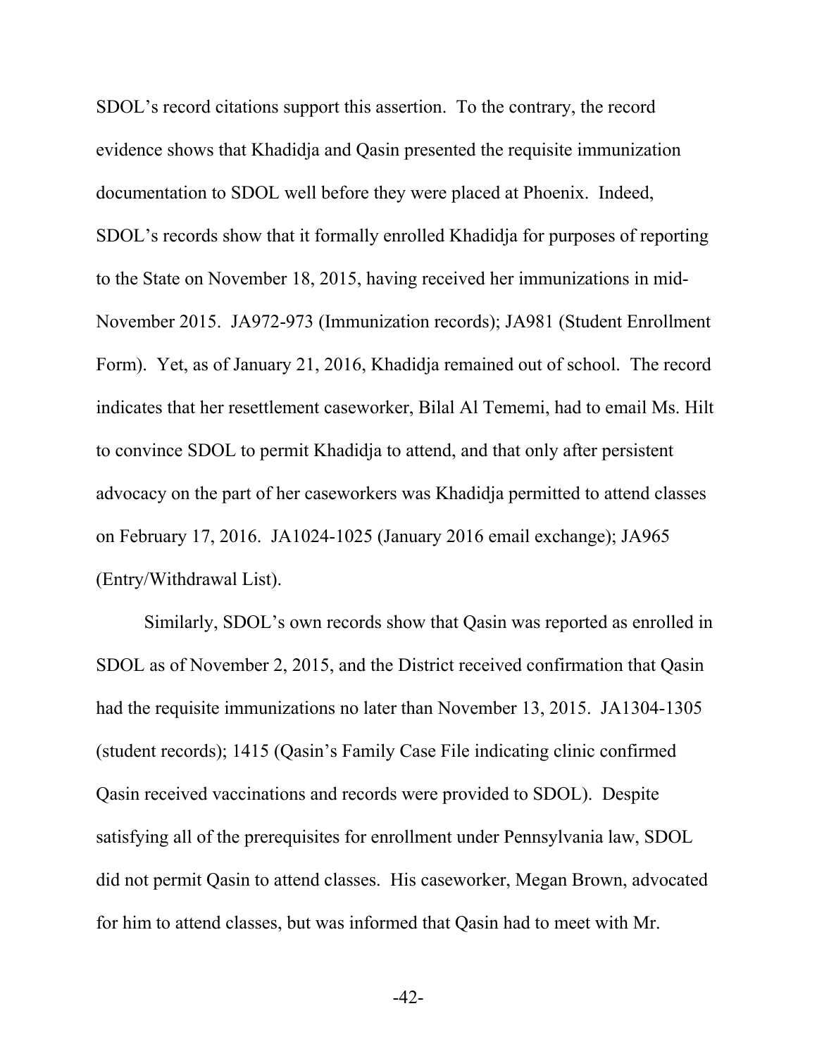SDOL's record citations support this assertion. To the contrary, the record evidence shows that Khadidja and Qasin presented the requisite immunization documentation to SDOL well before they were placed at Phoenix. Indeed, SDOL's records show that it formally enrolled Khadidja for purposes of reporting to the State on November 18, 2015, having received her immunizations in mid-November 2015. JA972-973 (Immunization records); JA981 (Student Enrollment Form). Yet, as of January 21, 2016, Khadidja remained out of school. The record indicates that her resettlement caseworker, Bilal Al Tememi, had to email Ms. Hilt to convince SDOL to permit Khadidja to attend, and that only after persistent advocacy on the part of her caseworkers was Khadidja permitted to attend classes on February 17, 2016. JA1024-1025 (January 2016 email exchange); JA965 (Entry/Withdrawal List).

Similarly, SDOL's own records show that Qasin was reported as enrolled in SDOL as of November 2, 2015, and the District received confirmation that Qasin had the requisite immunizations no later than November 13, 2015. JA1304-1305 (student records); 1415 (Qasin's Family Case File indicating clinic confirmed Qasin received vaccinations and records were provided to SDOL). Despite satisfying all of the prerequisites for enrollment under Pennsylvania law, SDOL did not permit Qasin to attend classes. His caseworker, Megan Brown, advocated for him to attend classes, but was informed that Qasin had to meet with Mr.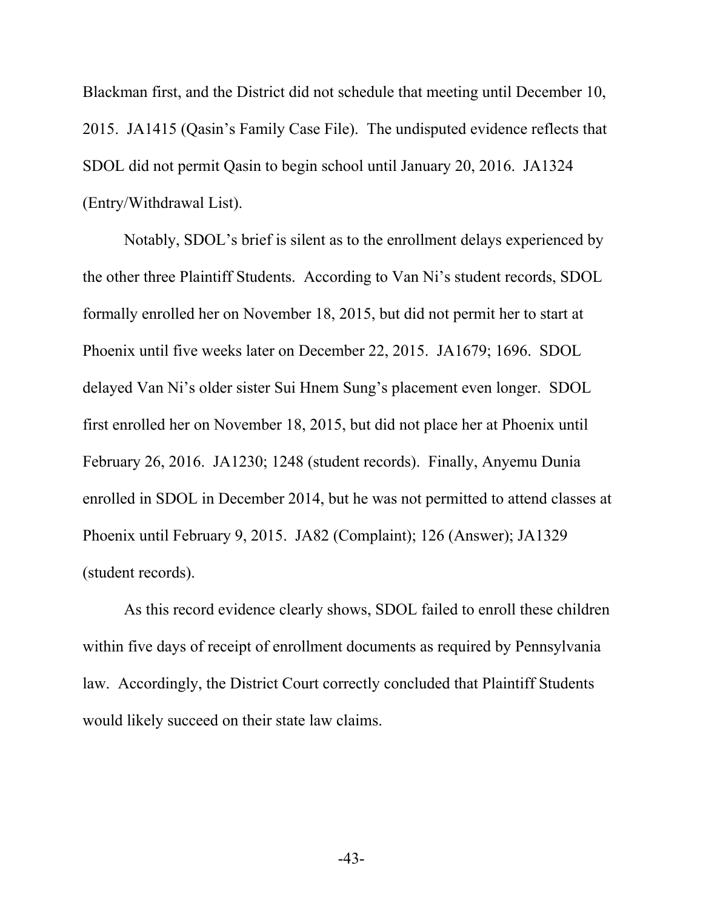Blackman first, and the District did not schedule that meeting until December 10, 2015. JA1415 (Qasin's Family Case File). The undisputed evidence reflects that SDOL did not permit Qasin to begin school until January 20, 2016. JA1324 (Entry/Withdrawal List).

Notably, SDOL's brief is silent as to the enrollment delays experienced by the other three Plaintiff Students. According to Van Ni's student records, SDOL formally enrolled her on November 18, 2015, but did not permit her to start at Phoenix until five weeks later on December 22, 2015. JA1679; 1696. SDOL delayed Van Ni's older sister Sui Hnem Sung's placement even longer. SDOL first enrolled her on November 18, 2015, but did not place her at Phoenix until February 26, 2016. JA1230; 1248 (student records). Finally, Anyemu Dunia enrolled in SDOL in December 2014, but he was not permitted to attend classes at Phoenix until February 9, 2015. JA82 (Complaint); 126 (Answer); JA1329 (student records).

As this record evidence clearly shows, SDOL failed to enroll these children within five days of receipt of enrollment documents as required by Pennsylvania law. Accordingly, the District Court correctly concluded that Plaintiff Students would likely succeed on their state law claims.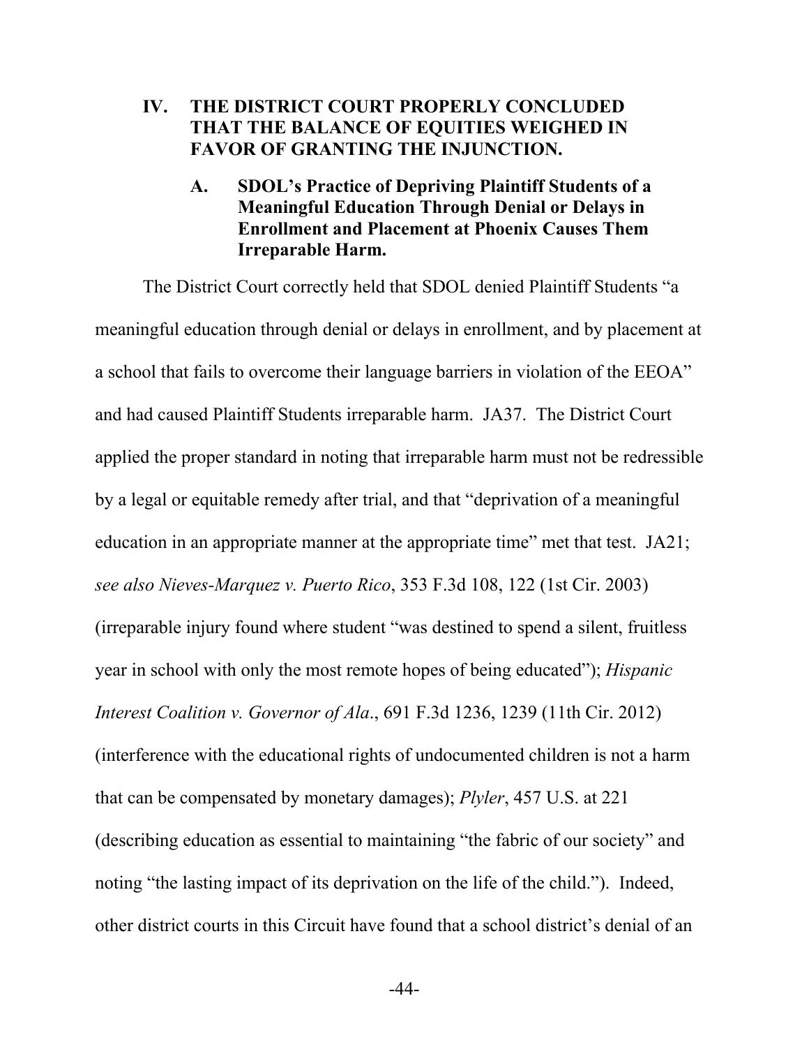## IV. THE DISTRICT COURT PROPERLY CONCLUDED THAT THE BALANCE OF EQUITIES WEIGHED IN FAVOR OF GRANTING THE INJUNCTION.

### A. SDOL's Practice of Depriving Plaintiff Students of a Meaningful Education Through Denial or Delays in Enrollment and Placement at Phoenix Causes Them Irreparable Harm.

The District Court correctly held that SDOL denied Plaintiff Students "a meaningful education through denial or delays in enrollment, and by placement at a school that fails to overcome their language barriers in violation of the EEOA" and had caused Plaintiff Students irreparable harm. JA37. The District Court applied the proper standard in noting that irreparable harm must not be redressible by a legal or equitable remedy after trial, and that "deprivation of a meaningful education in an appropriate manner at the appropriate time" met that test. JA21; *see also Nieves-Marquez v. Puerto Rico*, 353 F.3d 108, 122 (1st Cir. 2003) (irreparable injury found where student "was destined to spend a silent, fruitless year in school with only the most remote hopes of being educated"); *Hispanic Interest Coalition v. Governor of Ala*., 691 F.3d 1236, 1239 (11th Cir. 2012) (interference with the educational rights of undocumented children is not a harm that can be compensated by monetary damages); *Plyler*, 457 U.S. at 221 (describing education as essential to maintaining "the fabric of our society" and noting "the lasting impact of its deprivation on the life of the child."). Indeed, other district courts in this Circuit have found that a school district's denial of an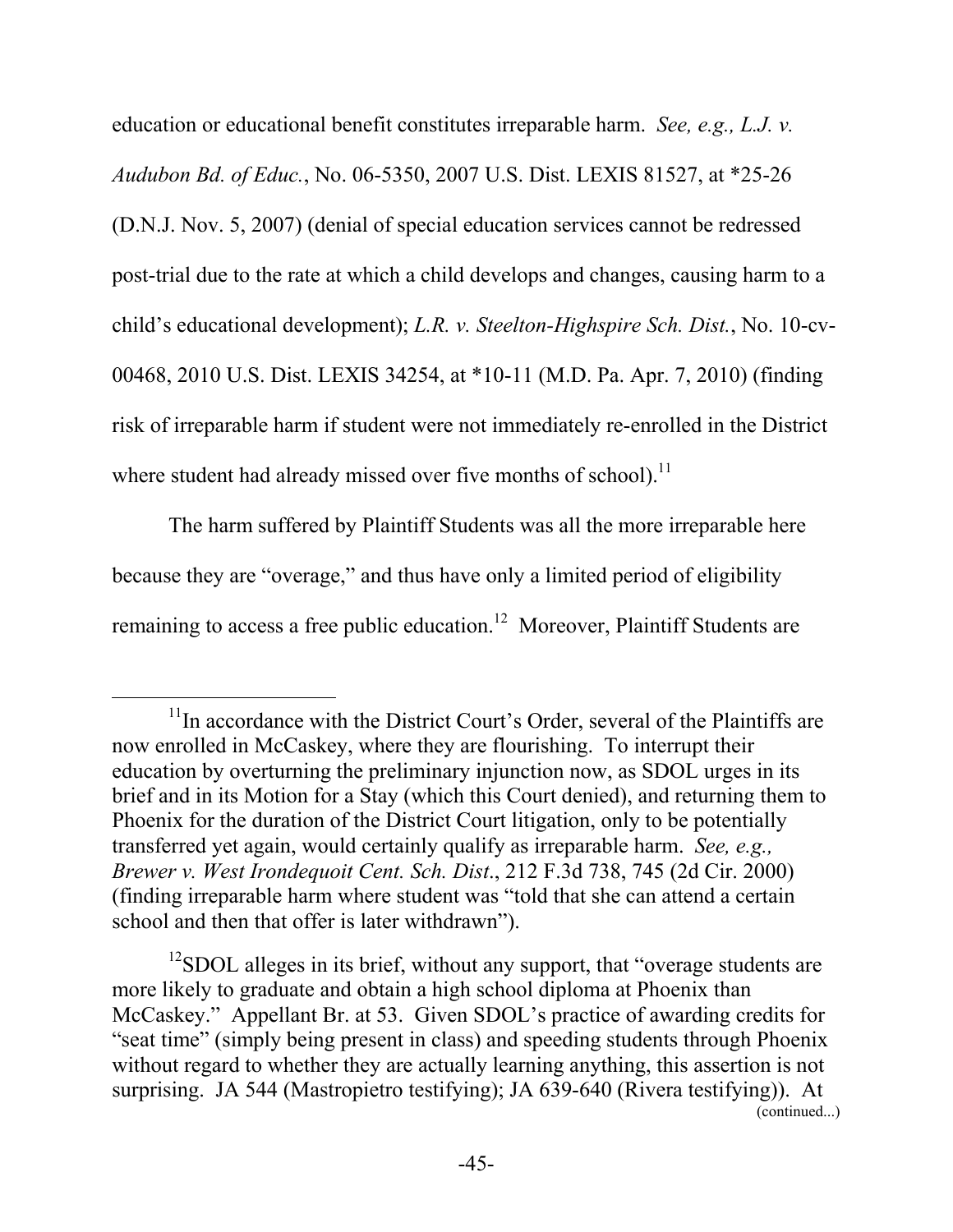education or educational benefit constitutes irreparable harm. *See, e.g., L.J. v. Audubon Bd. of Educ.*, No. 06-5350, 2007 U.S. Dist. LEXIS 81527, at *25-26 (D.N.J. Nov. 5, 2007) (denial of special education services cannot be redressed post-trial due to the rate at which a child develops and changes, causing harm to a child's educational development); *L.R. v. Steelton-Highspire Sch. Dist.*, No. 10-cv-00468, 2010 U.S. Dist. LEXIS 34254, at *10-11 (M.D. Pa. Apr. 7, 2010) (finding risk of irreparable harm if student were not immediately re-enrolled in the District where student had already missed over five months of school).[11]

The harm suffered by Plaintiff Students was all the more irreparable here because they are "overage," and thus have only a limited period of eligibility remaining to access a free public education.[12] Moreover, Plaintiff Students are

---

[11] In accordance with the District Court's Order, several of the Plaintiffs are now enrolled in McCaskey, where they are flourishing. To interrupt their education by overturning the preliminary injunction now, as SDOL urges in its brief and in its Motion for a Stay (which this Court denied), and returning them to Phoenix for the duration of the District Court litigation, only to be potentially transferred yet again, would certainly qualify as irreparable harm. *See, e.g., Brewer v. West Irondequoit Cent. Sch. Dist*., 212 F.3d 738, 745 (2d Cir. 2000) (finding irreparable harm where student was "told that she can attend a certain school and then that offer is later withdrawn").

[12] SDOL alleges in its brief, without any support, that "overage students are more likely to graduate and obtain a high school diploma at Phoenix than McCaskey." Appellant Br. at 53. Given SDOL's practice of awarding credits for "seat time" (simply being present in class) and speeding students through Phoenix without regard to whether they are actually learning anything, this assertion is not surprising. JA 544 (Mastropietro testifying); JA 639-640 (Rivera testifying)). At

(continued...)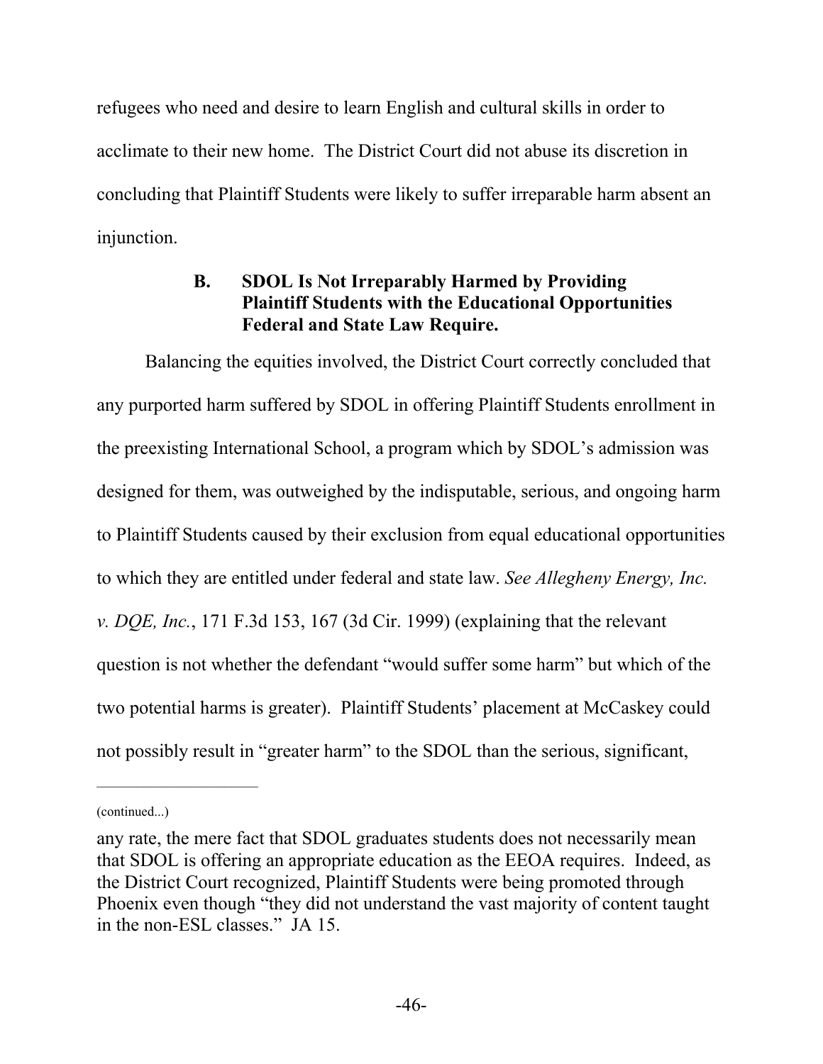refugees who need and desire to learn English and cultural skills in order to acclimate to their new home. The District Court did not abuse its discretion in concluding that Plaintiff Students were likely to suffer irreparable harm absent an injunction.

### B. SDOL Is Not Irreparably Harmed by Providing Plaintiff Students with the Educational Opportunities Federal and State Law Require.

Balancing the equities involved, the District Court correctly concluded that any purported harm suffered by SDOL in offering Plaintiff Students enrollment in the preexisting International School, a program which by SDOL's admission was designed for them, was outweighed by the indisputable, serious, and ongoing harm to Plaintiff Students caused by their exclusion from equal educational opportunities to which they are entitled under federal and state law. *See Allegheny Energy, Inc. v. DQE, Inc.*, 171 F.3d 153, 167 (3d Cir. 1999) (explaining that the relevant question is not whether the defendant "would suffer some harm" but which of the two potential harms is greater). Plaintiff Students' placement at McCaskey could not possibly result in "greater harm" to the SDOL than the serious, significant,

---

(continued...)

any rate, the mere fact that SDOL graduates students does not necessarily mean that SDOL is offering an appropriate education as the EEOA requires. Indeed, as the District Court recognized, Plaintiff Students were being promoted through Phoenix even though "they did not understand the vast majority of content taught in the non-ESL classes." JA 15.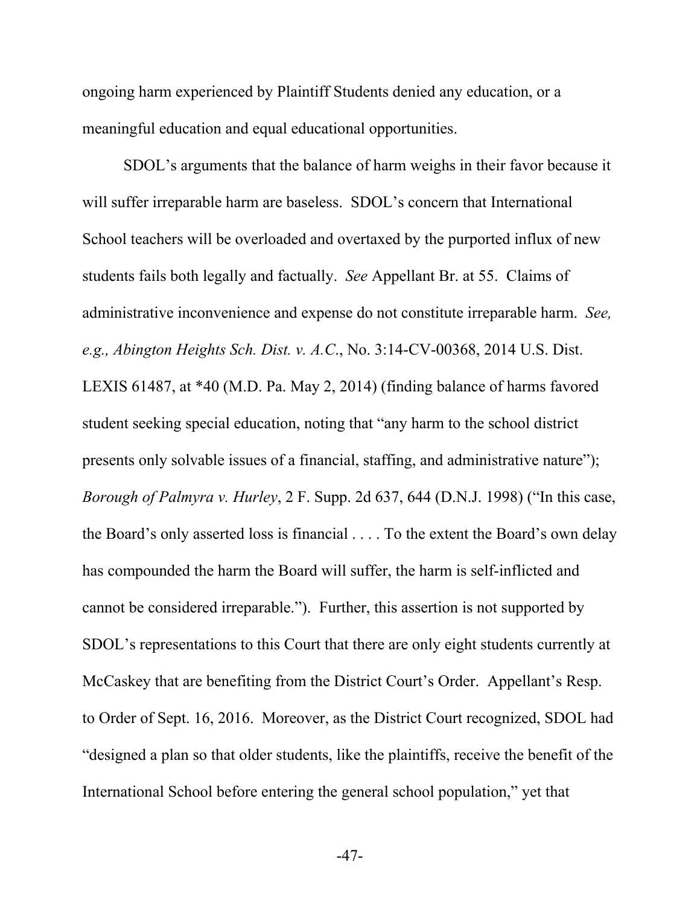ongoing harm experienced by Plaintiff Students denied any education, or a meaningful education and equal educational opportunities.

SDOL's arguments that the balance of harm weighs in their favor because it will suffer irreparable harm are baseless. SDOL's concern that International School teachers will be overloaded and overtaxed by the purported influx of new students fails both legally and factually. *See* Appellant Br. at 55. Claims of administrative inconvenience and expense do not constitute irreparable harm. *See, e.g., Abington Heights Sch. Dist. v. A.C.*, No. 3:14-CV-00368, 2014 U.S. Dist. LEXIS 61487, at *40 (M.D. Pa. May 2, 2014) (finding balance of harms favored student seeking special education, noting that "any harm to the school district presents only solvable issues of a financial, staffing, and administrative nature"); *Borough of Palmyra v. Hurley*, 2 F. Supp. 2d 637, 644 (D.N.J. 1998) ("In this case, the Board's only asserted loss is financial . . . . To the extent the Board's own delay has compounded the harm the Board will suffer, the harm is self-inflicted and cannot be considered irreparable."). Further, this assertion is not supported by SDOL's representations to this Court that there are only eight students currently at McCaskey that are benefiting from the District Court's Order. Appellant's Resp. to Order of Sept. 16, 2016. Moreover, as the District Court recognized, SDOL had "designed a plan so that older students, like the plaintiffs, receive the benefit of the International School before entering the general school population," yet that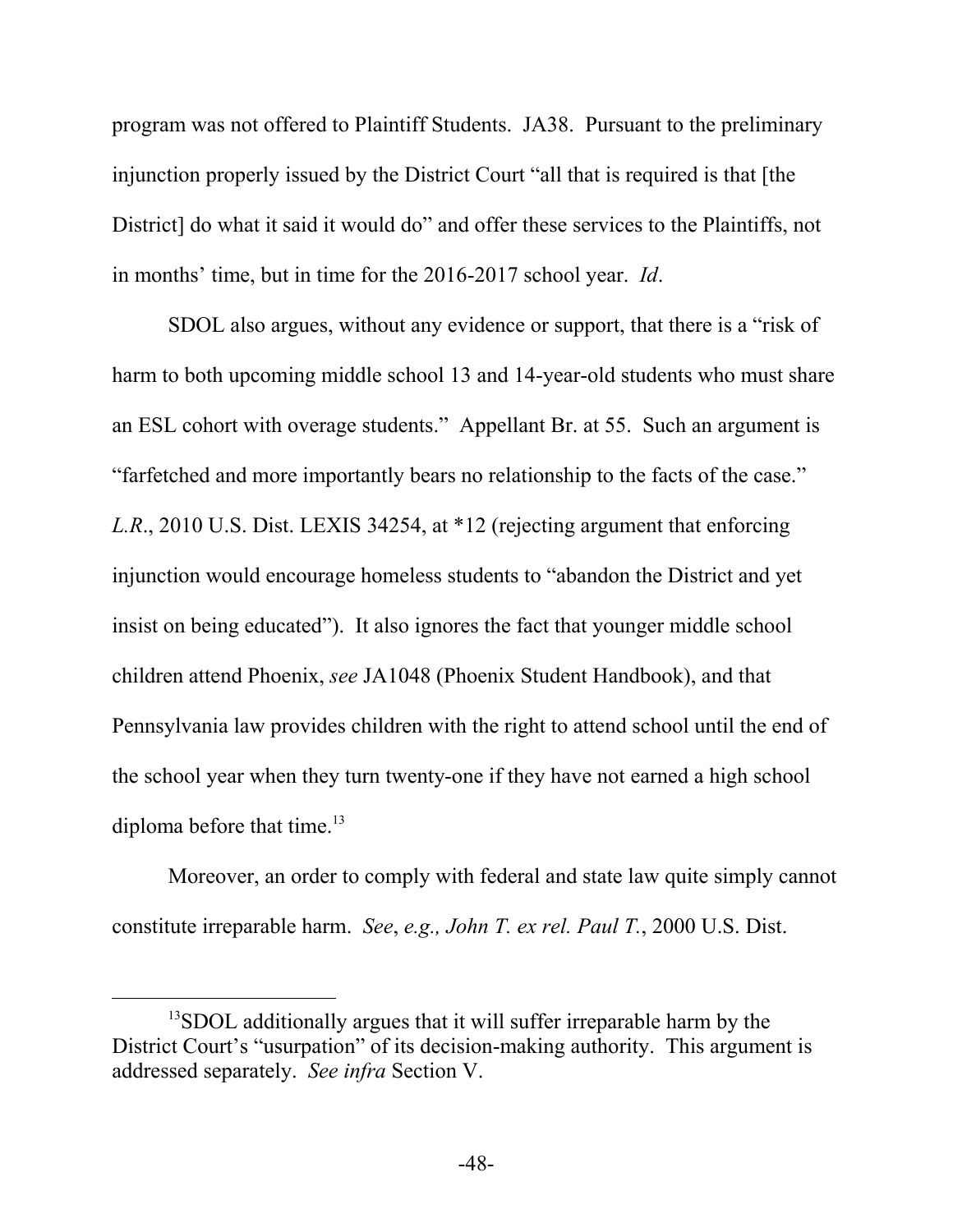program was not offered to Plaintiff Students. JA38. Pursuant to the preliminary injunction properly issued by the District Court "all that is required is that [the District] do what it said it would do" and offer these services to the Plaintiffs, not in months' time, but in time for the 2016-2017 school year. *Id*.

SDOL also argues, without any evidence or support, that there is a "risk of harm to both upcoming middle school 13 and 14-year-old students who must share an ESL cohort with overage students." Appellant Br. at 55. Such an argument is "farfetched and more importantly bears no relationship to the facts of the case." *L.R*., 2010 U.S. Dist. LEXIS 34254, at *12 (rejecting argument that enforcing injunction would encourage homeless students to "abandon the District and yet insist on being educated"). It also ignores the fact that younger middle school children attend Phoenix, *see* JA1048 (Phoenix Student Handbook), and that Pennsylvania law provides children with the right to attend school until the end of the school year when they turn twenty-one if they have not earned a high school diploma before that time.[13]

Moreover, an order to comply with federal and state law quite simply cannot constitute irreparable harm. *See*, *e.g., John T. ex rel. Paul T.*, 2000 U.S. Dist.

---

[13] SDOL additionally argues that it will suffer irreparable harm by the District Court's "usurpation" of its decision-making authority. This argument is addressed separately. *See infra* Section V.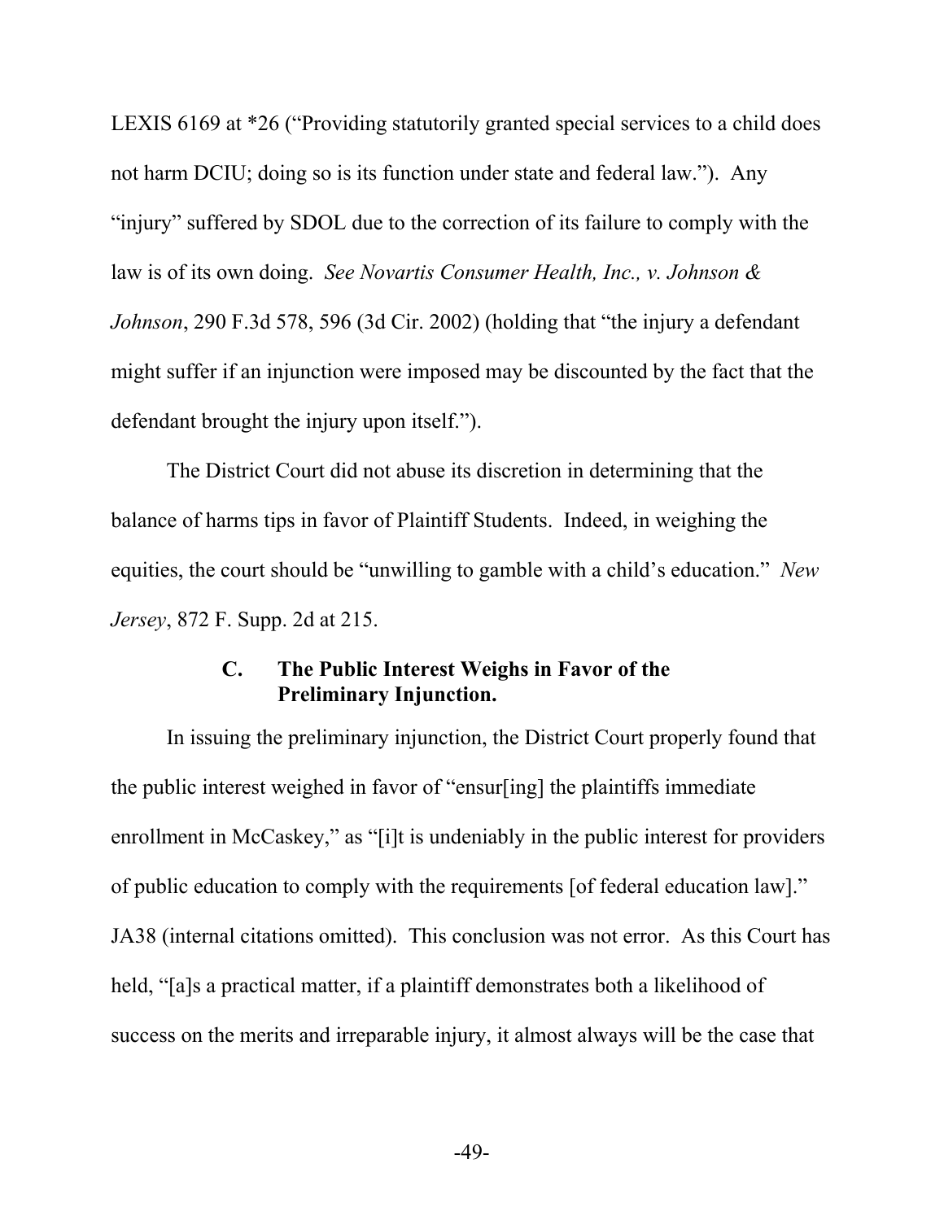LEXIS 6169 at *26 ("Providing statutorily granted special services to a child does not harm DCIU; doing so is its function under state and federal law."). Any "injury" suffered by SDOL due to the correction of its failure to comply with the law is of its own doing. *See Novartis Consumer Health, Inc., v. Johnson & Johnson*, 290 F.3d 578, 596 (3d Cir. 2002) (holding that "the injury a defendant might suffer if an injunction were imposed may be discounted by the fact that the defendant brought the injury upon itself.").

The District Court did not abuse its discretion in determining that the balance of harms tips in favor of Plaintiff Students. Indeed, in weighing the equities, the court should be "unwilling to gamble with a child's education." *New Jersey*, 872 F. Supp. 2d at 215.

### C. The Public Interest Weighs in Favor of the Preliminary Injunction.

In issuing the preliminary injunction, the District Court properly found that the public interest weighed in favor of "ensur[ing] the plaintiffs immediate enrollment in McCaskey," as "[i]t is undeniably in the public interest for providers of public education to comply with the requirements [of federal education law]." JA38 (internal citations omitted). This conclusion was not error. As this Court has held, "[a]s a practical matter, if a plaintiff demonstrates both a likelihood of success on the merits and irreparable injury, it almost always will be the case that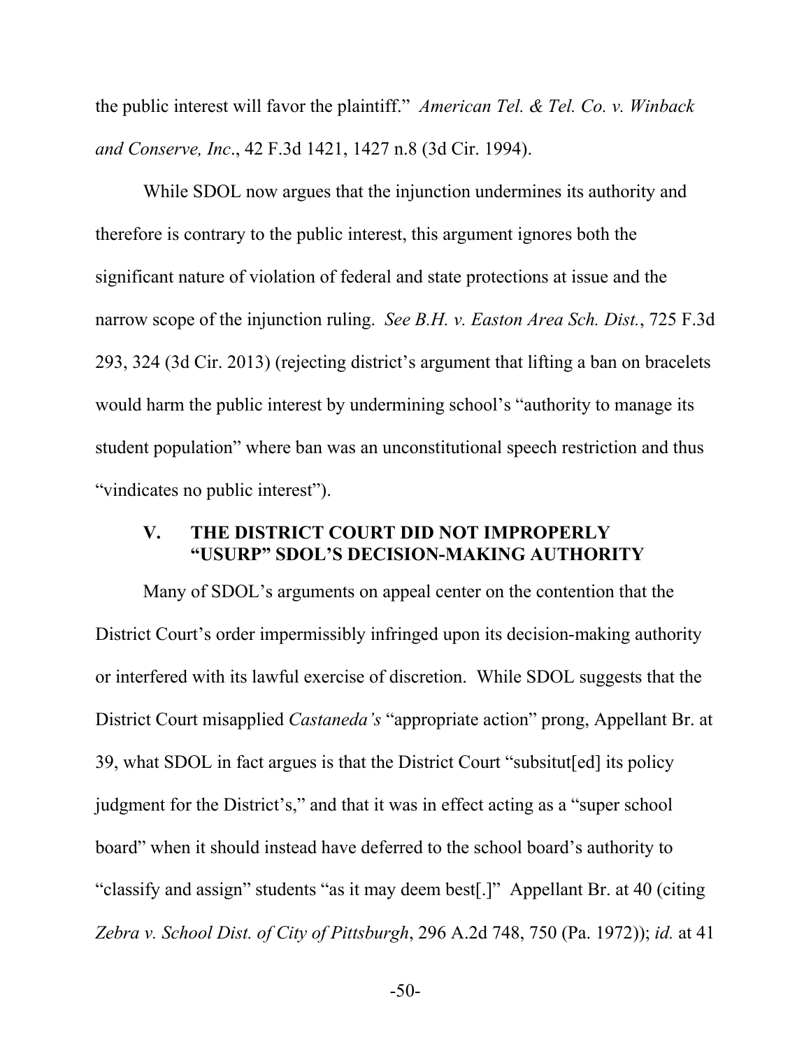the public interest will favor the plaintiff." *American Tel. & Tel. Co. v. Winback and Conserve, Inc*., 42 F.3d 1421, 1427 n.8 (3d Cir. 1994).

While SDOL now argues that the injunction undermines its authority and therefore is contrary to the public interest, this argument ignores both the significant nature of violation of federal and state protections at issue and the narrow scope of the injunction ruling. *See B.H. v. Easton Area Sch. Dist.*, 725 F.3d 293, 324 (3d Cir. 2013) (rejecting district's argument that lifting a ban on bracelets would harm the public interest by undermining school's "authority to manage its student population" where ban was an unconstitutional speech restriction and thus "vindicates no public interest").

## V. THE DISTRICT COURT DID NOT IMPROPERLY "USURP" SDOL'S DECISION-MAKING AUTHORITY

Many of SDOL's arguments on appeal center on the contention that the District Court's order impermissibly infringed upon its decision-making authority or interfered with its lawful exercise of discretion. While SDOL suggests that the District Court misapplied *Castaneda's* "appropriate action" prong, Appellant Br. at 39, what SDOL in fact argues is that the District Court "subsitut[ed] its policy judgment for the District's," and that it was in effect acting as a "super school board" when it should instead have deferred to the school board's authority to "classify and assign" students "as it may deem best[.]" Appellant Br. at 40 (citing *Zebra v. School Dist. of City of Pittsburgh*, 296 A.2d 748, 750 (Pa. 1972)); *id.* at 41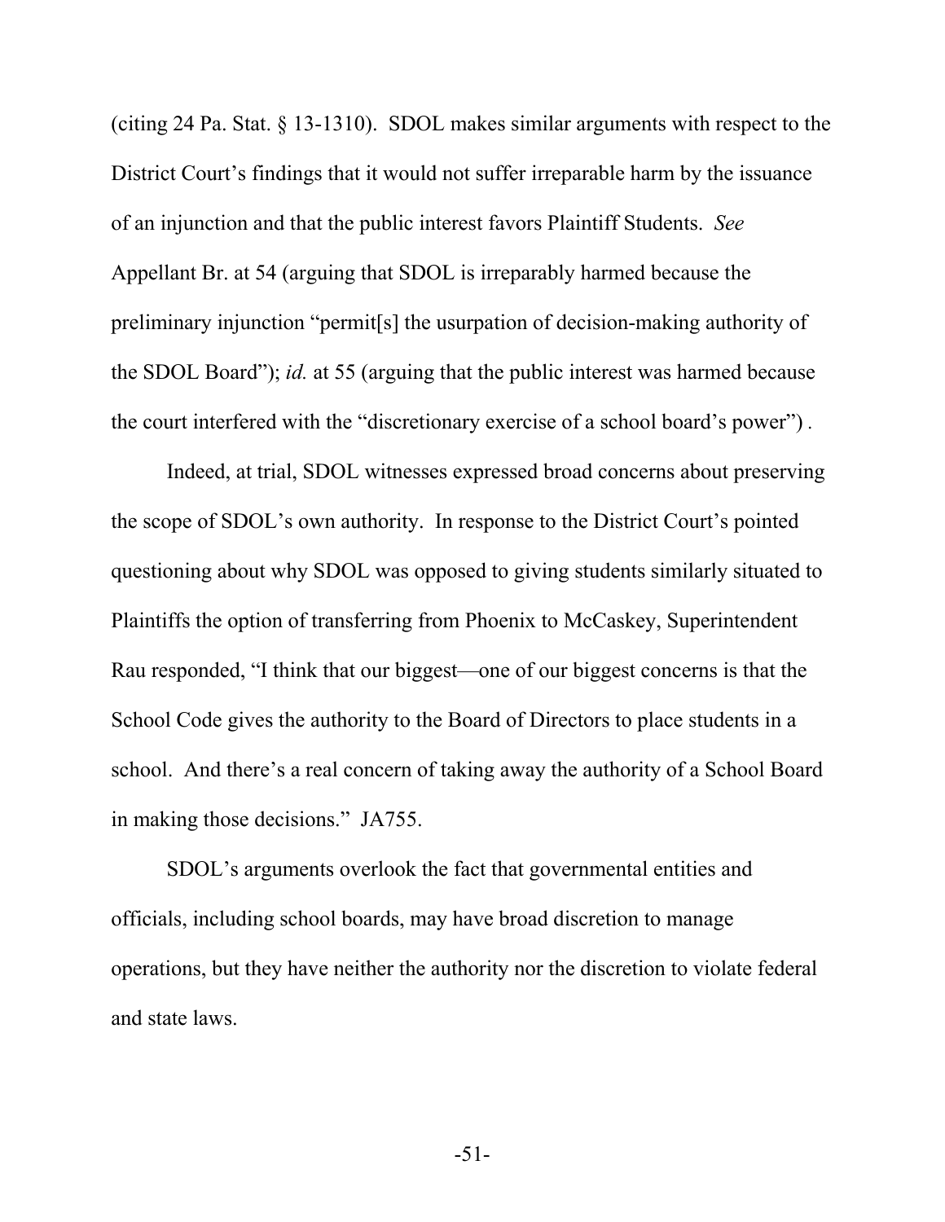(citing 24 Pa. Stat. § 13-1310). SDOL makes similar arguments with respect to the District Court's findings that it would not suffer irreparable harm by the issuance of an injunction and that the public interest favors Plaintiff Students. *See* Appellant Br. at 54 (arguing that SDOL is irreparably harmed because the preliminary injunction "permit[s] the usurpation of decision-making authority of the SDOL Board"); *id.* at 55 (arguing that the public interest was harmed because the court interfered with the "discretionary exercise of a school board's power") .

Indeed, at trial, SDOL witnesses expressed broad concerns about preserving the scope of SDOL's own authority. In response to the District Court's pointed questioning about why SDOL was opposed to giving students similarly situated to Plaintiffs the option of transferring from Phoenix to McCaskey, Superintendent Rau responded, "I think that our biggest—one of our biggest concerns is that the School Code gives the authority to the Board of Directors to place students in a school. And there's a real concern of taking away the authority of a School Board in making those decisions." JA755.

SDOL's arguments overlook the fact that governmental entities and officials, including school boards, may have broad discretion to manage operations, but they have neither the authority nor the discretion to violate federal and state laws.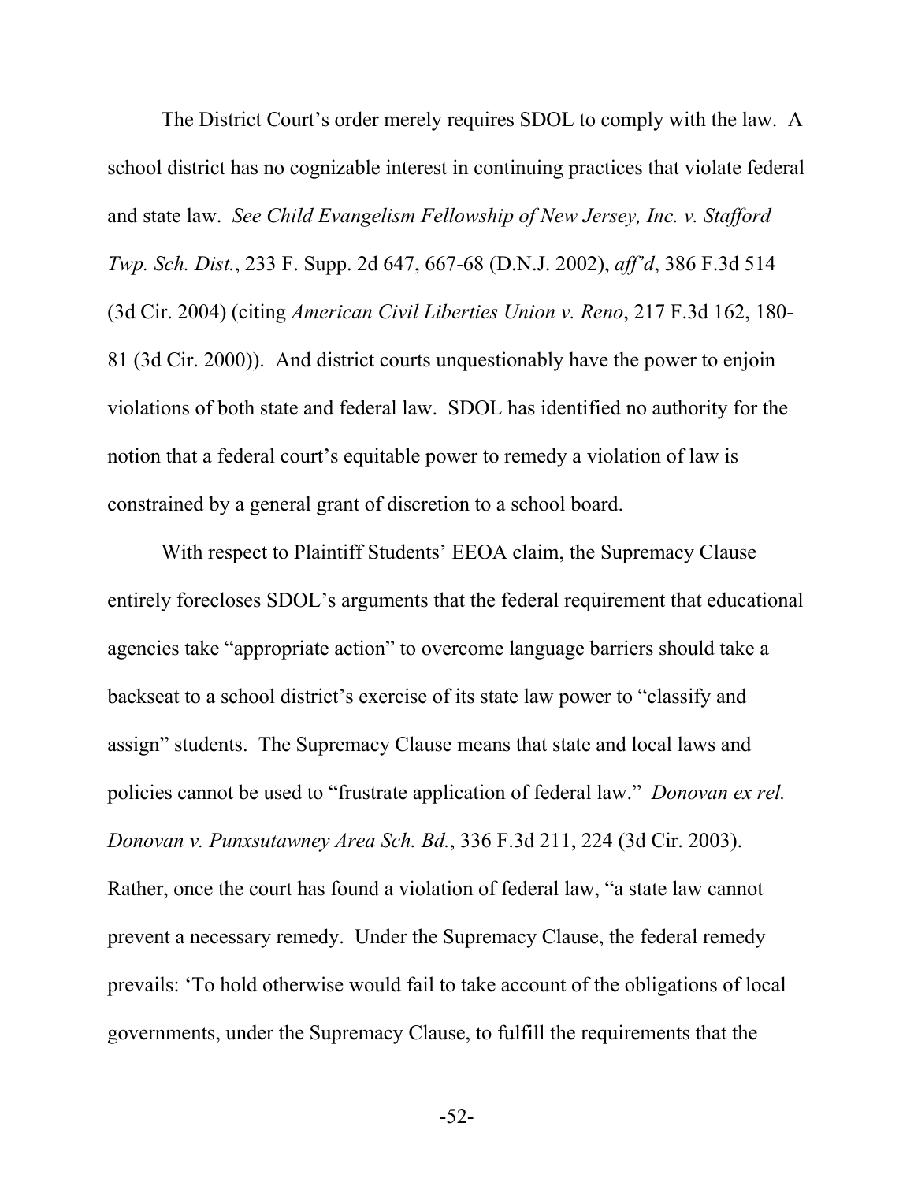The District Court's order merely requires SDOL to comply with the law. A school district has no cognizable interest in continuing practices that violate federal and state law. *See Child Evangelism Fellowship of New Jersey, Inc. v. Stafford Twp. Sch. Dist.*, 233 F. Supp. 2d 647, 667-68 (D.N.J. 2002), *aff'd*, 386 F.3d 514 (3d Cir. 2004) (citing *American Civil Liberties Union v. Reno*, 217 F.3d 162, 180-81 (3d Cir. 2000)). And district courts unquestionably have the power to enjoin violations of both state and federal law. SDOL has identified no authority for the notion that a federal court's equitable power to remedy a violation of law is constrained by a general grant of discretion to a school board.

With respect to Plaintiff Students' EEOA claim, the Supremacy Clause entirely forecloses SDOL's arguments that the federal requirement that educational agencies take "appropriate action" to overcome language barriers should take a backseat to a school district's exercise of its state law power to "classify and assign" students. The Supremacy Clause means that state and local laws and policies cannot be used to "frustrate application of federal law." *Donovan ex rel. Donovan v. Punxsutawney Area Sch. Bd.*, 336 F.3d 211, 224 (3d Cir. 2003). Rather, once the court has found a violation of federal law, "a state law cannot prevent a necessary remedy. Under the Supremacy Clause, the federal remedy prevails: 'To hold otherwise would fail to take account of the obligations of local governments, under the Supremacy Clause, to fulfill the requirements that the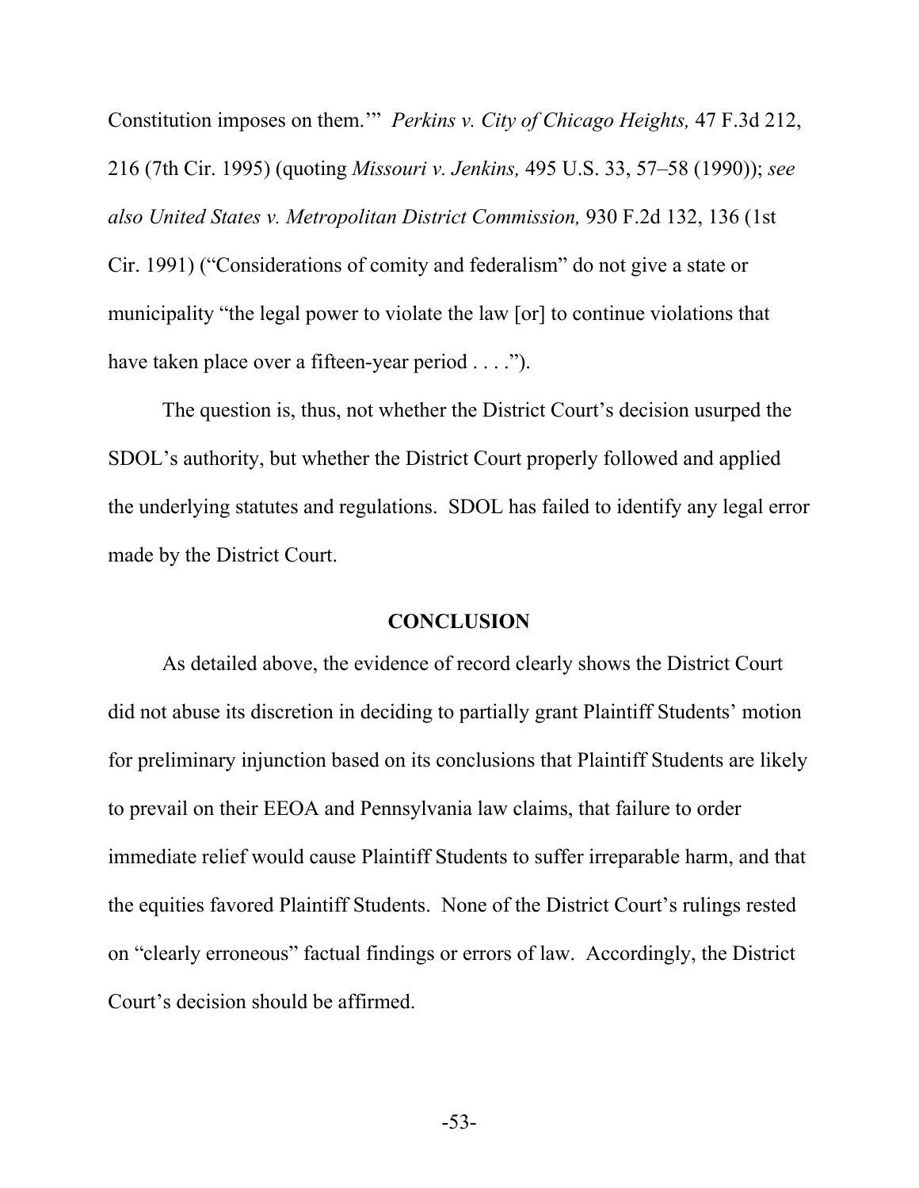Constitution imposes on them.'" *Perkins v. City of Chicago Heights,* 47 F.3d 212, 216 (7th Cir. 1995) (quoting *Missouri v. Jenkins,* 495 U.S. 33, 57–58 (1990)); *see also United States v. Metropolitan District Commission,* 930 F.2d 132, 136 (1st Cir. 1991) ("Considerations of comity and federalism" do not give a state or municipality "the legal power to violate the law [or] to continue violations that have taken place over a fifteen-year period . . . .").

The question is, thus, not whether the District Court's decision usurped the SDOL's authority, but whether the District Court properly followed and applied the underlying statutes and regulations. SDOL has failed to identify any legal error made by the District Court.

## CONCLUSION

As detailed above, the evidence of record clearly shows the District Court did not abuse its discretion in deciding to partially grant Plaintiff Students' motion for preliminary injunction based on its conclusions that Plaintiff Students are likely to prevail on their EEOA and Pennsylvania law claims, that failure to order immediate relief would cause Plaintiff Students to suffer irreparable harm, and that the equities favored Plaintiff Students. None of the District Court's rulings rested on "clearly erroneous" factual findings or errors of law. Accordingly, the District Court's decision should be affirmed.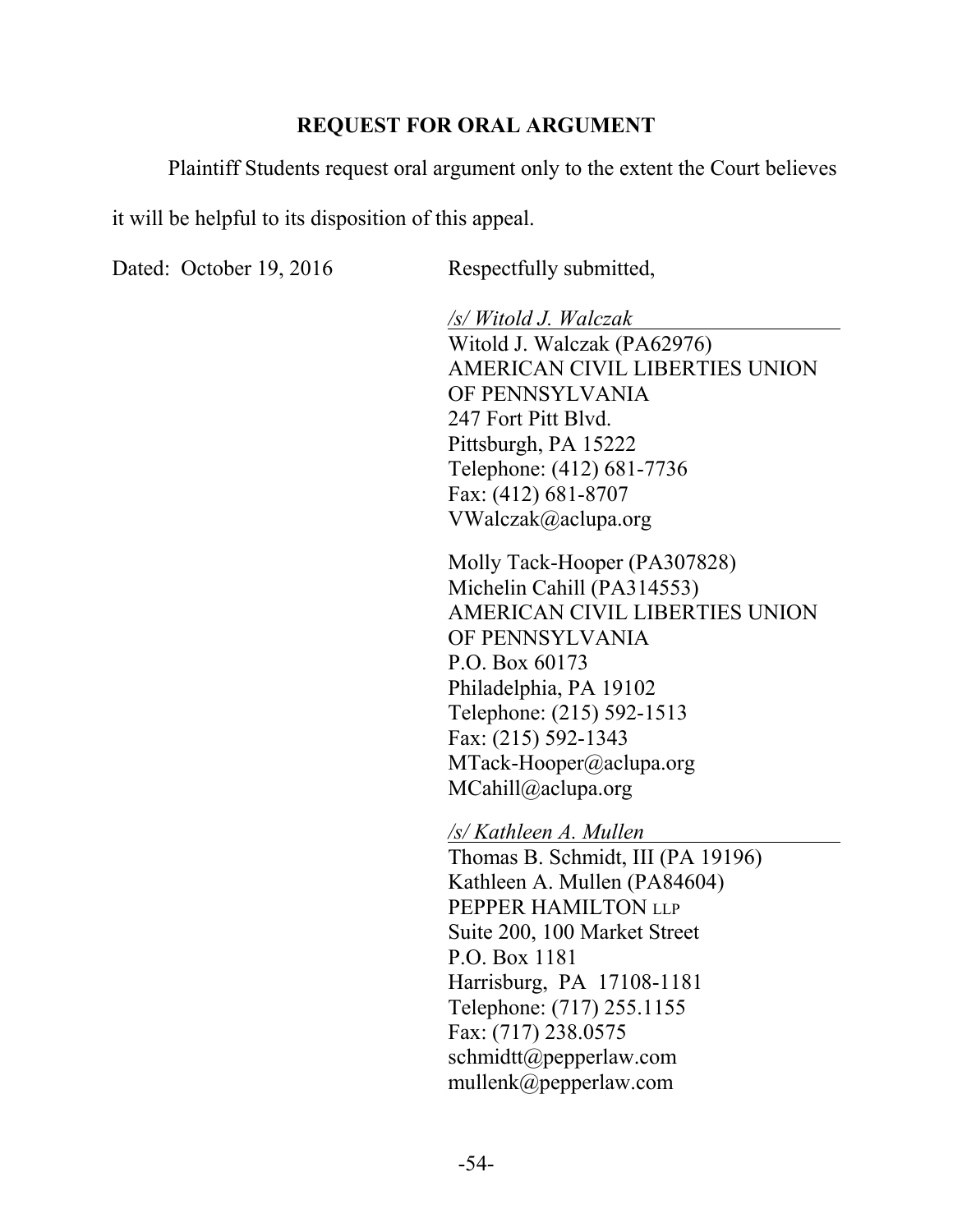## REQUEST FOR ORAL ARGUMENT

Plaintiff Students request oral argument only to the extent the Court believes it will be helpful to its disposition of this appeal.

Dated: October 19, 2016

Respectfully submitted,

*/s/ Witold J. Walczak*
Witold J. Walczak (PA62976)
AMERICAN CIVIL LIBERTIES UNION OF PENNSYLVANIA
247 Fort Pitt Blvd.
Pittsburgh, PA 15222
Telephone: (412) 681-7736
Fax: (412) 681-8707
VWalczak@aclupa.org

Molly Tack-Hooper (PA307828)
Michelin Cahill (PA314553)
AMERICAN CIVIL LIBERTIES UNION OF PENNSYLVANIA
P.O. Box 60173
Philadelphia, PA 19102
Telephone: (215) 592-1513
Fax: (215) 592-1343
MTack-Hooper@aclupa.org
MCahill@aclupa.org

*/s/ Kathleen A. Mullen*
Thomas B. Schmidt, III (PA 19196)
Kathleen A. Mullen (PA84604)
PEPPER HAMILTON LLP
Suite 200, 100 Market Street
P.O. Box 1181
Harrisburg, PA 17108-1181
Telephone: (717) 255.1155
Fax: (717) 238.0575
schmidtt@pepperlaw.com
mullenk@pepperlaw.com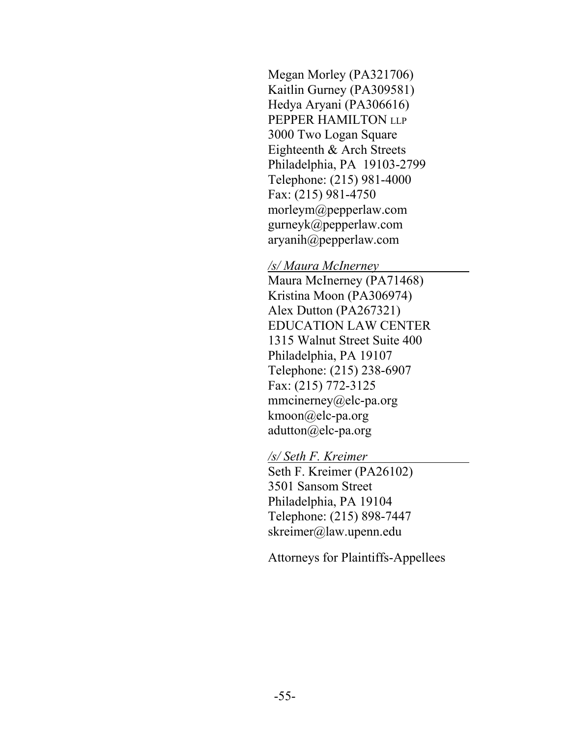Megan Morley (PA321706)
Kaitlin Gurney (PA309581)
Hedya Aryani (PA306616)
PEPPER HAMILTON LLP
3000 Two Logan Square
Eighteenth & Arch Streets
Philadelphia, PA 19103-2799
Telephone: (215) 981-4000
Fax: (215) 981-4750
morleym@pepperlaw.com
gurneyk@pepperlaw.com
aryanih@pepperlaw.com

*/s/ Maura McInerney*
Maura McInerney (PA71468)
Kristina Moon (PA306974)
Alex Dutton (PA267321)
EDUCATION LAW CENTER
1315 Walnut Street Suite 400
Philadelphia, PA 19107
Telephone: (215) 238-6907
Fax: (215) 772-3125
mmcinerney@elc-pa.org
kmoon@elc-pa.org
adutton@elc-pa.org

*/s/ Seth F. Kreimer*
Seth F. Kreimer (PA26102)
3501 Sansom Street
Philadelphia, PA 19104
Telephone: (215) 898-7447
skreimer@law.upenn.edu

Attorneys for Plaintiffs-Appellees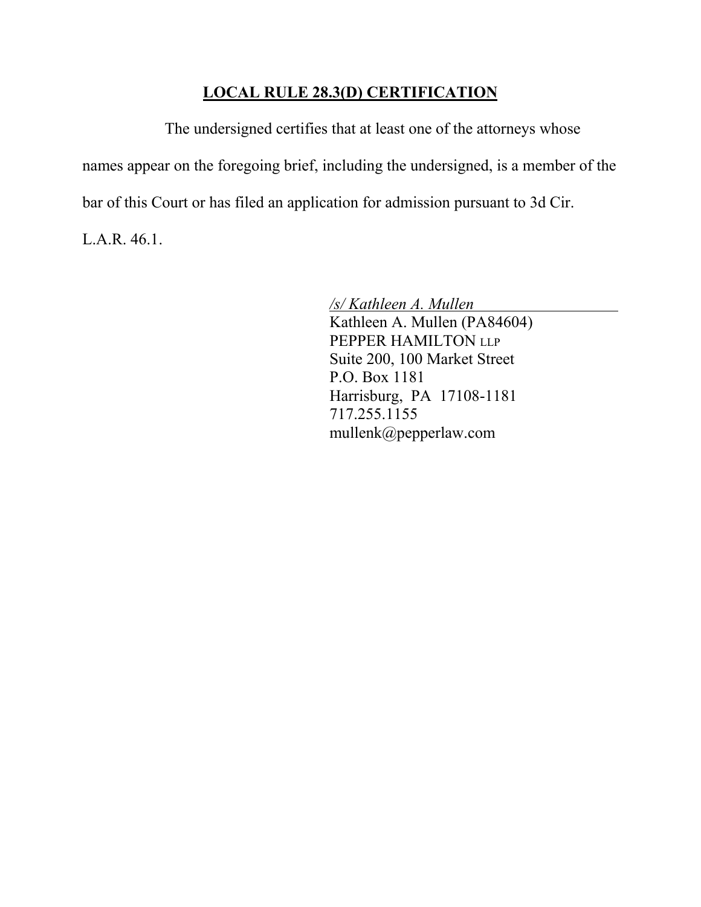## LOCAL RULE 28.3(D) CERTIFICATION

The undersigned certifies that at least one of the attorneys whose names appear on the foregoing brief, including the undersigned, is a member of the bar of this Court or has filed an application for admission pursuant to 3d Cir. L.A.R. 46.1.

*/s/ Kathleen A. Mullen*  
Kathleen A. Mullen (PA84604)  
PEPPER HAMILTON LLP  
Suite 200, 100 Market Street  
P.O. Box 1181  
Harrisburg, PA 17108-1181  
717.255.1155  
mullenk@pepperlaw.com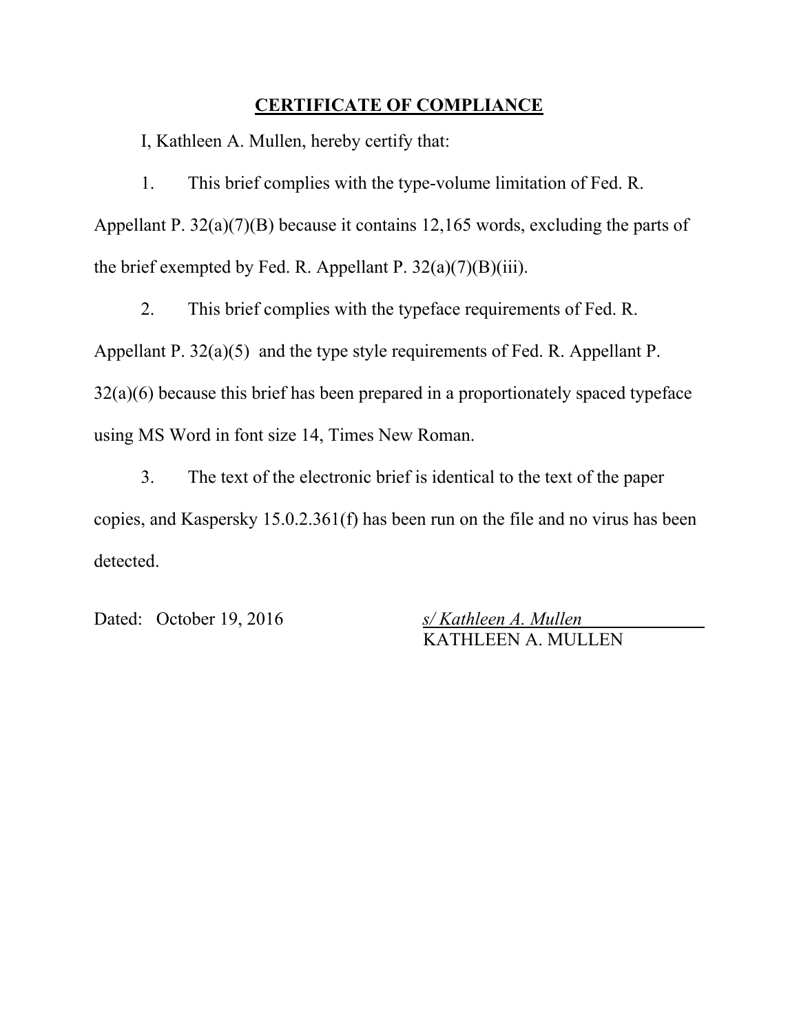**CERTIFICATE OF COMPLIANCE**

I, Kathleen A. Mullen, hereby certify that:

1. This brief complies with the type-volume limitation of Fed. R. Appellant P. 32(a)(7)(B) because it contains 12,165 words, excluding the parts of the brief exempted by Fed. R. Appellant P. 32(a)(7)(B)(iii).

2. This brief complies with the typeface requirements of Fed. R. Appellant P. 32(a)(5) and the type style requirements of Fed. R. Appellant P. 32(a)(6) because this brief has been prepared in a proportionately spaced typeface using MS Word in font size 14, Times New Roman.

3. The text of the electronic brief is identical to the text of the paper copies, and Kaspersky 15.0.2.361(f) has been run on the file and no virus has been detected.

Dated: October 19, 2016

*s/ Kathleen A. Mullen*
KATHLEEN A. MULLEN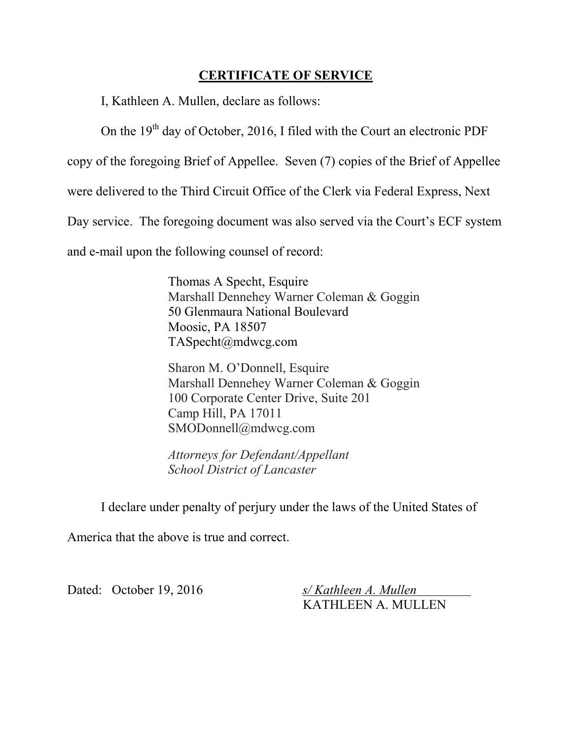## CERTIFICATE OF SERVICE

I, Kathleen A. Mullen, declare as follows:

On the 19th day of October, 2016, I filed with the Court an electronic PDF copy of the foregoing Brief of Appellee. Seven (7) copies of the Brief of Appellee were delivered to the Third Circuit Office of the Clerk via Federal Express, Next Day service. The foregoing document was also served via the Court's ECF system and e-mail upon the following counsel of record:

Thomas A Specht, Esquire
Marshall Dennehey Warner Coleman & Goggin
50 Glenmaura National Boulevard
Moosic, PA 18507
TASpecht@mdwcg.com

Sharon M. O'Donnell, Esquire
Marshall Dennehey Warner Coleman & Goggin
100 Corporate Center Drive, Suite 201
Camp Hill, PA 17011
SMODonnell@mdwcg.com

*Attorneys for Defendant/Appellant*
*School District of Lancaster*

I declare under penalty of perjury under the laws of the United States of America that the above is true and correct.

Dated: October 19, 2016

*s/ Kathleen A. Mullen*
KATHLEEN A. MULLEN